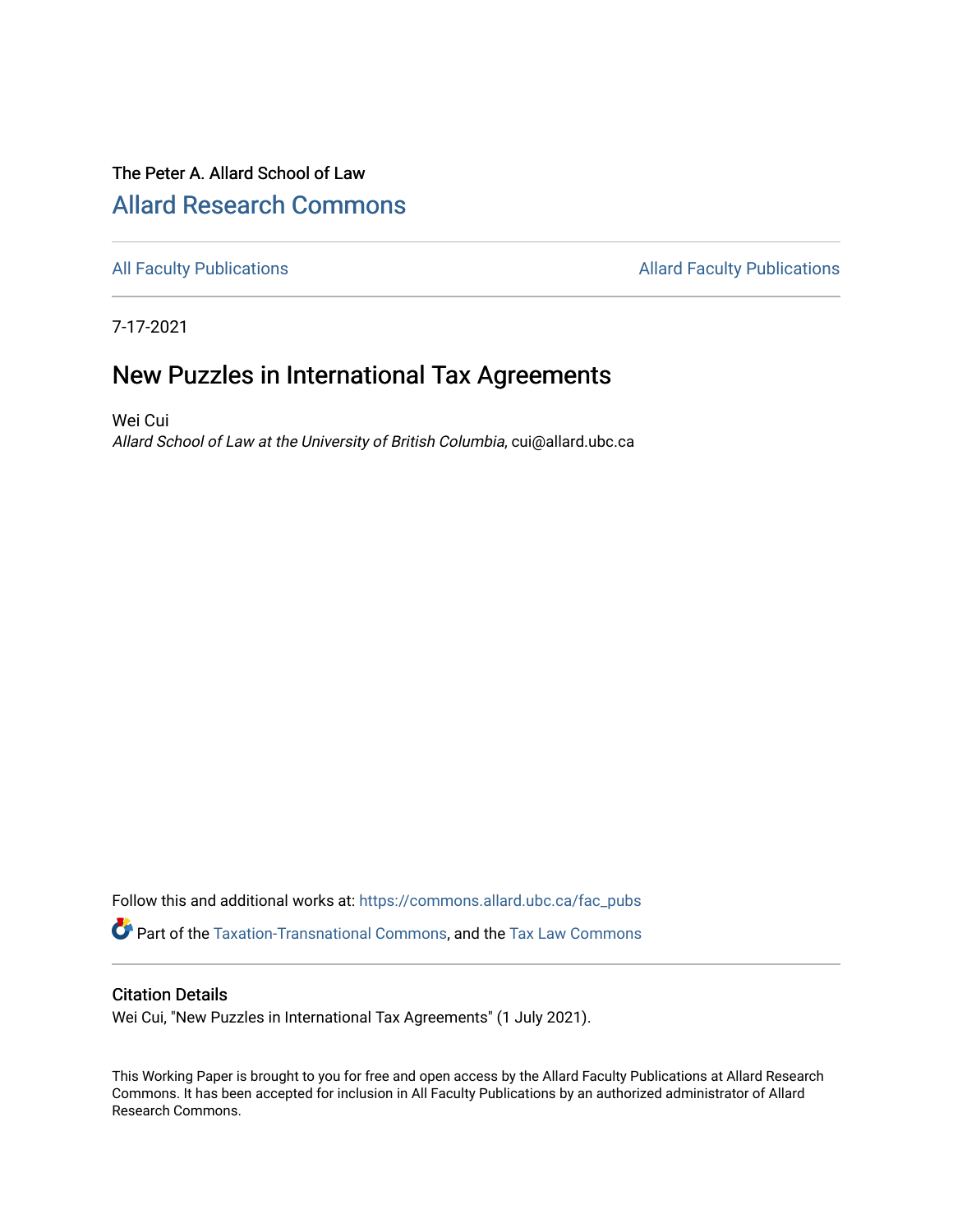The Peter A. Allard School of Law

## Allard Research Commons

All Faculty Publications | Allard Faculty Publications

7-17-2021

# New Puzzles in International Tax Agreements

Wei Cui
*Allard School of Law at the University of British Columbia*, cui@allard.ubc.ca

Follow this and additional works at: https://commons.allard.ubc.ca/fac_pubs

Part of the Taxation-Transnational Commons, and the Tax Law Commons

### Citation Details

Wei Cui, "New Puzzles in International Tax Agreements" (1 July 2021).

This Working Paper is brought to you for free and open access by the Allard Faculty Publications at Allard Research Commons. It has been accepted for inclusion in All Faculty Publications by an authorized administrator of Allard Research Commons.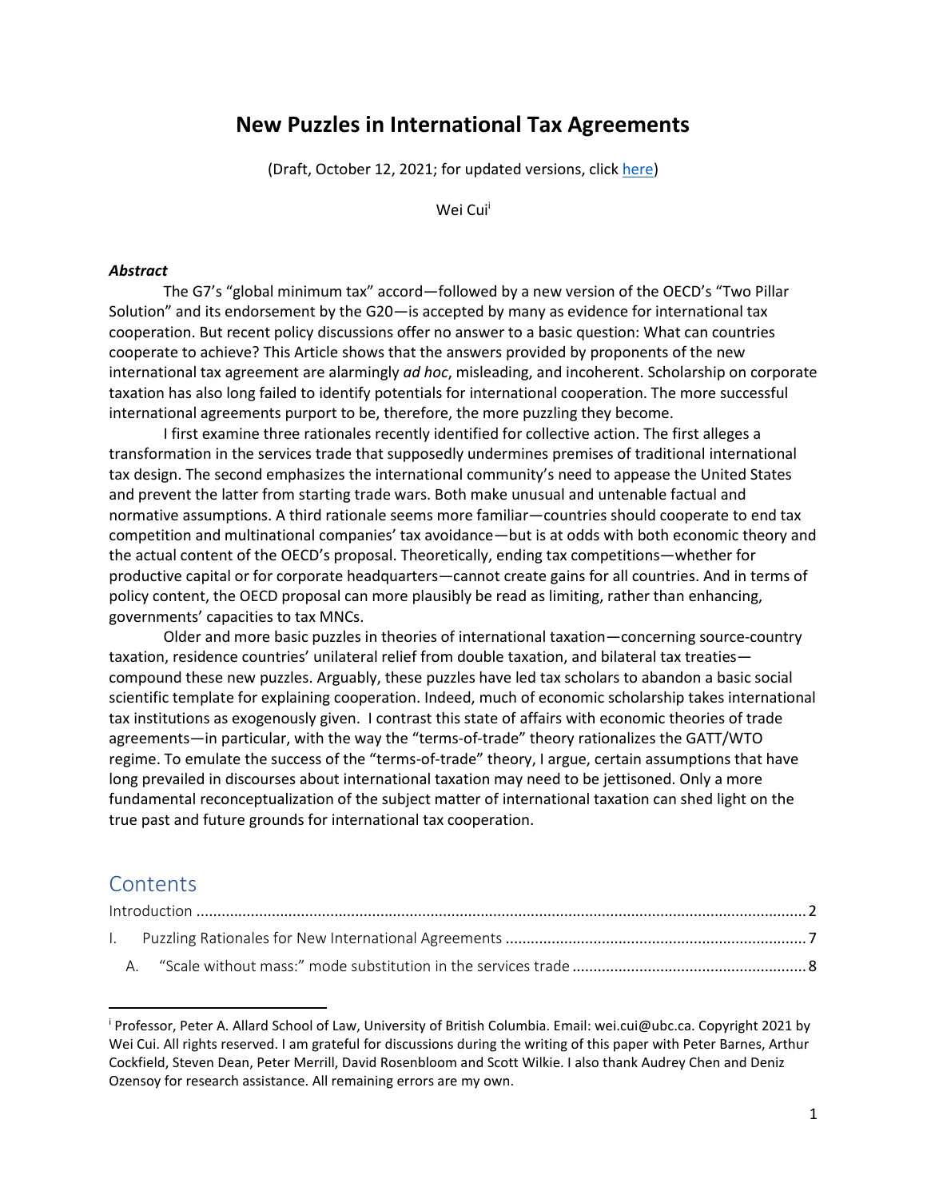# New Puzzles in International Tax Agreements

(Draft, October 12, 2021; for updated versions, click [here](#))

Wei Cui[i]

***Abstract***

The G7's "global minimum tax" accord—followed by a new version of the OECD's "Two Pillar Solution" and its endorsement by the G20—is accepted by many as evidence for international tax cooperation. But recent policy discussions offer no answer to a basic question: What can countries cooperate to achieve? This Article shows that the answers provided by proponents of the new international tax agreement are alarmingly *ad hoc*, misleading, and incoherent. Scholarship on corporate taxation has also long failed to identify potentials for international cooperation. The more successful international agreements purport to be, therefore, the more puzzling they become.

I first examine three rationales recently identified for collective action. The first alleges a transformation in the services trade that supposedly undermines premises of traditional international tax design. The second emphasizes the international community's need to appease the United States and prevent the latter from starting trade wars. Both make unusual and untenable factual and normative assumptions. A third rationale seems more familiar—countries should cooperate to end tax competition and multinational companies' tax avoidance—but is at odds with both economic theory and the actual content of the OECD's proposal. Theoretically, ending tax competitions—whether for productive capital or for corporate headquarters—cannot create gains for all countries. And in terms of policy content, the OECD proposal can more plausibly be read as limiting, rather than enhancing, governments' capacities to tax MNCs.

Older and more basic puzzles in theories of international taxation—concerning source-country taxation, residence countries' unilateral relief from double taxation, and bilateral tax treaties—compound these new puzzles. Arguably, these puzzles have led tax scholars to abandon a basic social scientific template for explaining cooperation. Indeed, much of economic scholarship takes international tax institutions as exogenously given. I contrast this state of affairs with economic theories of trade agreements—in particular, with the way the "terms-of-trade" theory rationalizes the GATT/WTO regime. To emulate the success of the "terms-of-trade" theory, I argue, certain assumptions that have long prevailed in discourses about international taxation may need to be jettisoned. Only a more fundamental reconceptualization of the subject matter of international taxation can shed light on the true past and future grounds for international tax cooperation.

## Contents

Introduction ........................................................................................................................................ 2

I. Puzzling Rationales for New International Agreements ........................................................................ 7

A. "Scale without mass:" mode substitution in the services trade ............................................................ 8

---

[i] Professor, Peter A. Allard School of Law, University of British Columbia. Email: wei.cui@ubc.ca. Copyright 2021 by Wei Cui. All rights reserved. I am grateful for discussions during the writing of this paper with Peter Barnes, Arthur Cockfield, Steven Dean, Peter Merrill, David Rosenbloom and Scott Wilkie. I also thank Audrey Chen and Deniz Ozensoy for research assistance. All remaining errors are my own.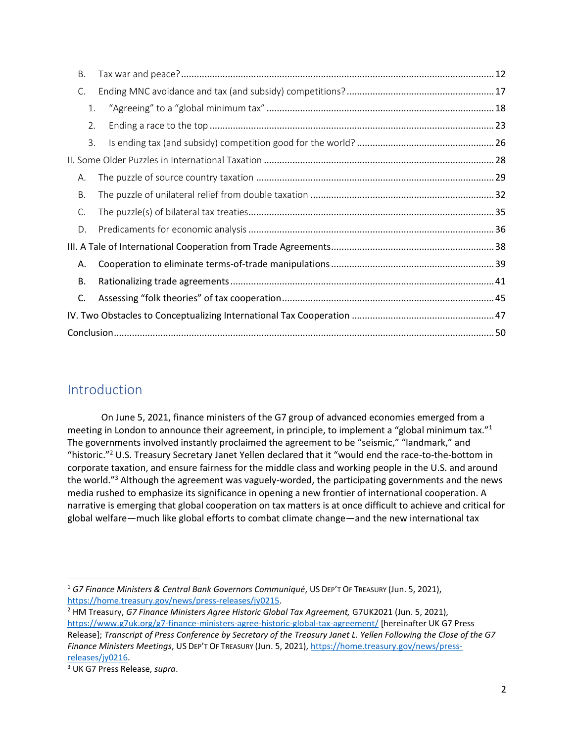B. Tax war and peace? ........................................................................................................................ 12

C. Ending MNC avoidance and tax (and subsidy) competitions? ......................................................... 17

1. "Agreeing" to a "global minimum tax" ........................................................................................ 18

2. Ending a race to the top ............................................................................................................. 23

3. Is ending tax (and subsidy) competition good for the world? ..................................................... 26

II. Some Older Puzzles in International Taxation ........................................................................................ 28

A. The puzzle of source country taxation ........................................................................................... 29

B. The puzzle of unilateral relief from double taxation ...................................................................... 32

C. The puzzle(s) of bilateral tax treaties ............................................................................................... 35

D. Predicaments for economic analysis ............................................................................................... 36

III. A Tale of International Cooperation from Trade Agreements ................................................................ 38

A. Cooperation to eliminate terms-of-trade manipulations ............................................................... 39

B. Rationalizing trade agreements ...................................................................................................... 41

C. Assessing "folk theories" of tax cooperation ................................................................................. 45

IV. Two Obstacles to Conceptualizing International Tax Cooperation ...................................................... 47

Conclusion ................................................................................................................................................. 50

## Introduction

On June 5, 2021, finance ministers of the G7 group of advanced economies emerged from a meeting in London to announce their agreement, in principle, to implement a "global minimum tax."[1] The governments involved instantly proclaimed the agreement to be "seismic," "landmark," and "historic."[2] U.S. Treasury Secretary Janet Yellen declared that it "would end the race-to-the-bottom in corporate taxation, and ensure fairness for the middle class and working people in the U.S. and around the world."[3] Although the agreement was vaguely-worded, the participating governments and the news media rushed to emphasize its significance in opening a new frontier of international cooperation. A narrative is emerging that global cooperation on tax matters is at once difficult to achieve and critical for global welfare—much like global efforts to combat climate change—and the new international tax

---

[1] *G7 Finance Ministers & Central Bank Governors Communiqué*, US DEP'T OF TREASURY (Jun. 5, 2021), https://home.treasury.gov/news/press-releases/jy0215.

[2] HM Treasury, *G7 Finance Ministers Agree Historic Global Tax Agreement,* G7UK2021 (Jun. 5, 2021), https://www.g7uk.org/g7-finance-ministers-agree-historic-global-tax-agreement/ [hereinafter UK G7 Press Release]; *Transcript of Press Conference by Secretary of the Treasury Janet L. Yellen Following the Close of the G7 Finance Ministers Meetings*, US DEP'T OF TREASURY (Jun. 5, 2021), https://home.treasury.gov/news/press-releases/jy0216.

[3] UK G7 Press Release, *supra*.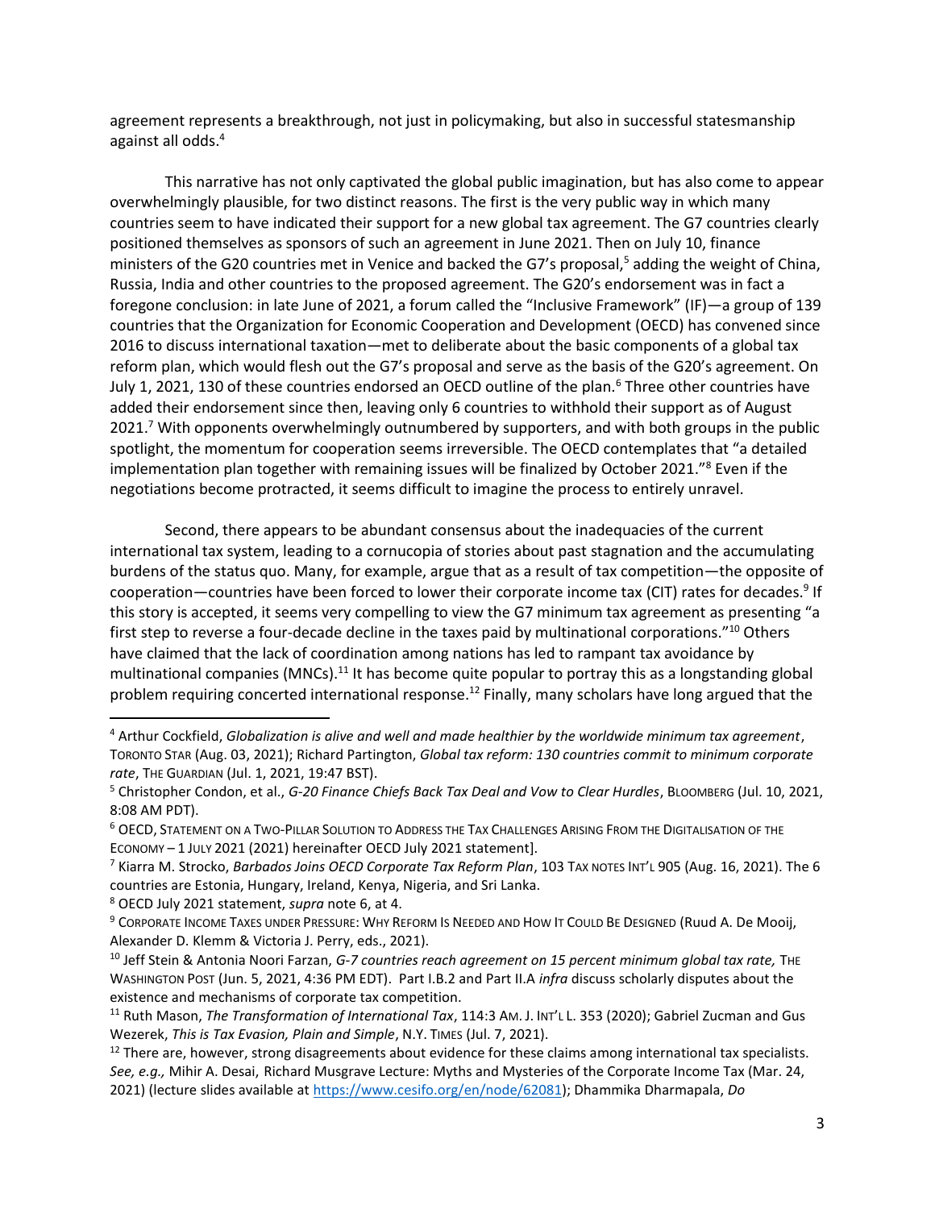agreement represents a breakthrough, not just in policymaking, but also in successful statesmanship against all odds.[4]

This narrative has not only captivated the global public imagination, but has also come to appear overwhelmingly plausible, for two distinct reasons. The first is the very public way in which many countries seem to have indicated their support for a new global tax agreement. The G7 countries clearly positioned themselves as sponsors of such an agreement in June 2021. Then on July 10, finance ministers of the G20 countries met in Venice and backed the G7's proposal,[5] adding the weight of China, Russia, India and other countries to the proposed agreement. The G20's endorsement was in fact a foregone conclusion: in late June of 2021, a forum called the "Inclusive Framework" (IF)—a group of 139 countries that the Organization for Economic Cooperation and Development (OECD) has convened since 2016 to discuss international taxation—met to deliberate about the basic components of a global tax reform plan, which would flesh out the G7's proposal and serve as the basis of the G20's agreement. On July 1, 2021, 130 of these countries endorsed an OECD outline of the plan.[6] Three other countries have added their endorsement since then, leaving only 6 countries to withhold their support as of August 2021.[7] With opponents overwhelmingly outnumbered by supporters, and with both groups in the public spotlight, the momentum for cooperation seems irreversible. The OECD contemplates that "a detailed implementation plan together with remaining issues will be finalized by October 2021."[8] Even if the negotiations become protracted, it seems difficult to imagine the process to entirely unravel.

Second, there appears to be abundant consensus about the inadequacies of the current international tax system, leading to a cornucopia of stories about past stagnation and the accumulating burdens of the status quo. Many, for example, argue that as a result of tax competition—the opposite of cooperation—countries have been forced to lower their corporate income tax (CIT) rates for decades.[9] If this story is accepted, it seems very compelling to view the G7 minimum tax agreement as presenting "a first step to reverse a four-decade decline in the taxes paid by multinational corporations."[10] Others have claimed that the lack of coordination among nations has led to rampant tax avoidance by multinational companies (MNCs).[11] It has become quite popular to portray this as a longstanding global problem requiring concerted international response.[12] Finally, many scholars have long argued that the

---

[4] Arthur Cockfield, *Globalization is alive and well and made healthier by the worldwide minimum tax agreement*, TORONTO STAR (Aug. 03, 2021); Richard Partington, *Global tax reform: 130 countries commit to minimum corporate rate*, THE GUARDIAN (Jul. 1, 2021, 19:47 BST).

[5] Christopher Condon, et al., *G-20 Finance Chiefs Back Tax Deal and Vow to Clear Hurdles*, BLOOMBERG (Jul. 10, 2021, 8:08 AM PDT).

[6] OECD, STATEMENT ON A TWO-PILLAR SOLUTION TO ADDRESS THE TAX CHALLENGES ARISING FROM THE DIGITALISATION OF THE ECONOMY – 1 JULY 2021 (2021) hereinafter OECD July 2021 statement].

[7] Kiarra M. Strocko, *Barbados Joins OECD Corporate Tax Reform Plan*, 103 TAX NOTES INT'L 905 (Aug. 16, 2021). The 6 countries are Estonia, Hungary, Ireland, Kenya, Nigeria, and Sri Lanka.

[8] OECD July 2021 statement, *supra* note 6, at 4.

[9] CORPORATE INCOME TAXES UNDER PRESSURE: WHY REFORM IS NEEDED AND HOW IT COULD BE DESIGNED (Ruud A. De Mooij, Alexander D. Klemm & Victoria J. Perry, eds., 2021).

[10] Jeff Stein & Antonia Noori Farzan, *G-7 countries reach agreement on 15 percent minimum global tax rate,* THE WASHINGTON POST (Jun. 5, 2021, 4:36 PM EDT). Part I.B.2 and Part II.A *infra* discuss scholarly disputes about the existence and mechanisms of corporate tax competition.

[11] Ruth Mason, *The Transformation of International Tax*, 114:3 AM. J. INT'L L. 353 (2020); Gabriel Zucman and Gus Wezerek, *This is Tax Evasion, Plain and Simple*, N.Y. TIMES (Jul. 7, 2021).

[12] There are, however, strong disagreements about evidence for these claims among international tax specialists. *See, e.g.,* Mihir A. Desai, Richard Musgrave Lecture: Myths and Mysteries of the Corporate Income Tax (Mar. 24, 2021) (lecture slides available at https://www.cesifo.org/en/node/62081); Dhammika Dharmapala, *Do*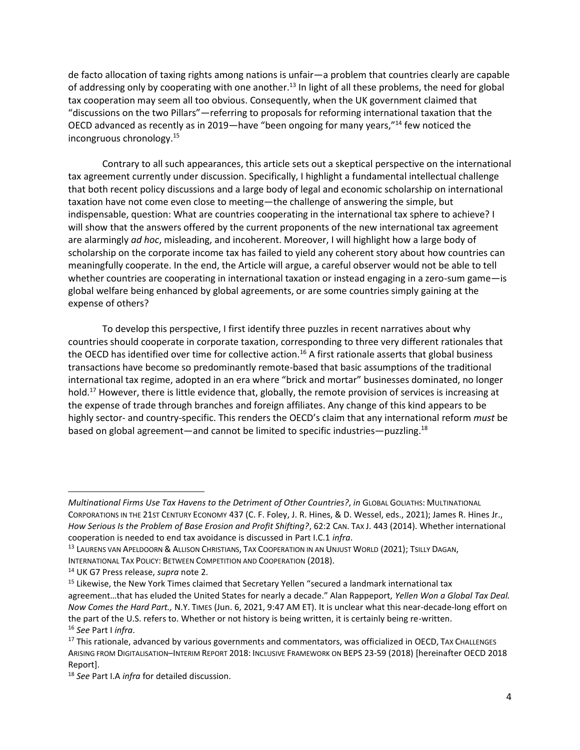de facto allocation of taxing rights among nations is unfair—a problem that countries clearly are capable of addressing only by cooperating with one another.[13] In light of all these problems, the need for global tax cooperation may seem all too obvious. Consequently, when the UK government claimed that "discussions on the two Pillars"—referring to proposals for reforming international taxation that the OECD advanced as recently as in 2019—have "been ongoing for many years,"[14] few noticed the incongruous chronology.[15]

Contrary to all such appearances, this article sets out a skeptical perspective on the international tax agreement currently under discussion. Specifically, I highlight a fundamental intellectual challenge that both recent policy discussions and a large body of legal and economic scholarship on international taxation have not come even close to meeting—the challenge of answering the simple, but indispensable, question: What are countries cooperating in the international tax sphere to achieve? I will show that the answers offered by the current proponents of the new international tax agreement are alarmingly *ad hoc*, misleading, and incoherent. Moreover, I will highlight how a large body of scholarship on the corporate income tax has failed to yield any coherent story about how countries can meaningfully cooperate. In the end, the Article will argue, a careful observer would not be able to tell whether countries are cooperating in international taxation or instead engaging in a zero-sum game—is global welfare being enhanced by global agreements, or are some countries simply gaining at the expense of others?

To develop this perspective, I first identify three puzzles in recent narratives about why countries should cooperate in corporate taxation, corresponding to three very different rationales that the OECD has identified over time for collective action.[16] A first rationale asserts that global business transactions have become so predominantly remote-based that basic assumptions of the traditional international tax regime, adopted in an era where "brick and mortar" businesses dominated, no longer hold.[17] However, there is little evidence that, globally, the remote provision of services is increasing at the expense of trade through branches and foreign affiliates. Any change of this kind appears to be highly sector- and country-specific. This renders the OECD's claim that any international reform *must* be based on global agreement—and cannot be limited to specific industries—puzzling.[18]

---

*Multinational Firms Use Tax Havens to the Detriment of Other Countries?*, *in* GLOBAL GOLIATHS: MULTINATIONAL CORPORATIONS IN THE 21ST CENTURY ECONOMY 437 (C. F. Foley, J. R. Hines, & D. Wessel, eds., 2021); James R. Hines Jr., *How Serious Is the Problem of Base Erosion and Profit Shifting?*, 62:2 CAN. TAX J. 443 (2014). Whether international cooperation is needed to end tax avoidance is discussed in Part I.C.1 *infra*.

[13] LAURENS VAN APELDOORN & ALLISON CHRISTIANS, TAX COOPERATION IN AN UNJUST WORLD (2021); TSILLY DAGAN, INTERNATIONAL TAX POLICY: BETWEEN COMPETITION AND COOPERATION (2018).

[14] UK G7 Press release, *supra* note 2.

[15] Likewise, the New York Times claimed that Secretary Yellen "secured a landmark international tax agreement…that has eluded the United States for nearly a decade." Alan Rappeport, *Yellen Won a Global Tax Deal. Now Comes the Hard Part.,* N.Y. TIMES (Jun. 6, 2021, 9:47 AM ET). It is unclear what this near-decade-long effort on the part of the U.S. refers to. Whether or not history is being written, it is certainly being re-written.

[16] *See* Part I *infra*.

[17] This rationale, advanced by various governments and commentators, was officialized in OECD, TAX CHALLENGES ARISING FROM DIGITALISATION–INTERIM REPORT 2018: INCLUSIVE FRAMEWORK ON BEPS 23-59 (2018) [hereinafter OECD 2018 Report].

[18] *See* Part I.A *infra* for detailed discussion.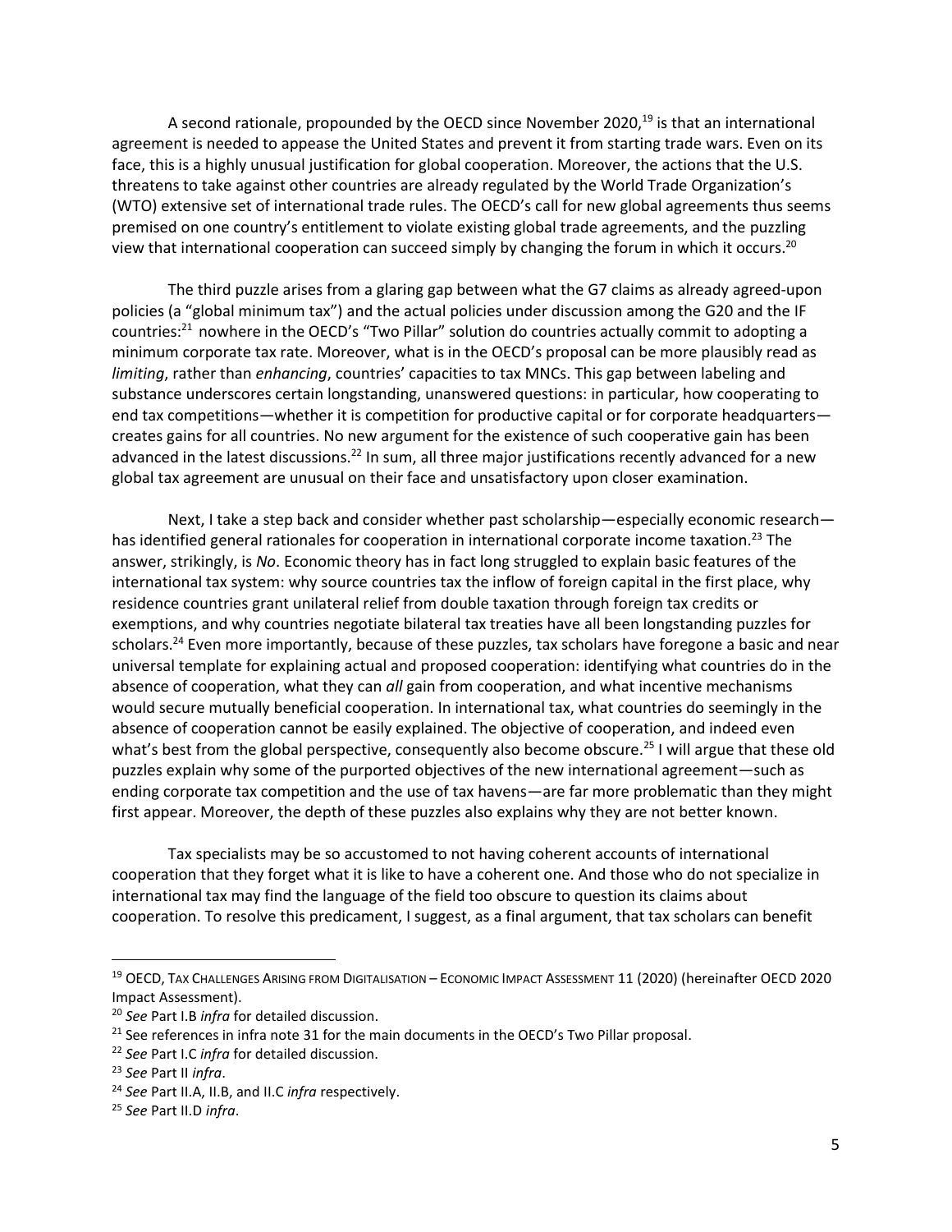A second rationale, propounded by the OECD since November 2020,[19] is that an international agreement is needed to appease the United States and prevent it from starting trade wars. Even on its face, this is a highly unusual justification for global cooperation. Moreover, the actions that the U.S. threatens to take against other countries are already regulated by the World Trade Organization's (WTO) extensive set of international trade rules. The OECD's call for new global agreements thus seems premised on one country's entitlement to violate existing global trade agreements, and the puzzling view that international cooperation can succeed simply by changing the forum in which it occurs.[20]

The third puzzle arises from a glaring gap between what the G7 claims as already agreed-upon policies (a "global minimum tax") and the actual policies under discussion among the G20 and the IF countries:[21] nowhere in the OECD's "Two Pillar" solution do countries actually commit to adopting a minimum corporate tax rate. Moreover, what is in the OECD's proposal can be more plausibly read as *limiting*, rather than *enhancing*, countries' capacities to tax MNCs. This gap between labeling and substance underscores certain longstanding, unanswered questions: in particular, how cooperating to end tax competitions—whether it is competition for productive capital or for corporate headquarters—creates gains for all countries. No new argument for the existence of such cooperative gain has been advanced in the latest discussions.[22] In sum, all three major justifications recently advanced for a new global tax agreement are unusual on their face and unsatisfactory upon closer examination.

Next, I take a step back and consider whether past scholarship—especially economic research—has identified general rationales for cooperation in international corporate income taxation.[23] The answer, strikingly, is *No*. Economic theory has in fact long struggled to explain basic features of the international tax system: why source countries tax the inflow of foreign capital in the first place, why residence countries grant unilateral relief from double taxation through foreign tax credits or exemptions, and why countries negotiate bilateral tax treaties have all been longstanding puzzles for scholars.[24] Even more importantly, because of these puzzles, tax scholars have foregone a basic and near universal template for explaining actual and proposed cooperation: identifying what countries do in the absence of cooperation, what they can *all* gain from cooperation, and what incentive mechanisms would secure mutually beneficial cooperation. In international tax, what countries do seemingly in the absence of cooperation cannot be easily explained. The objective of cooperation, and indeed even what's best from the global perspective, consequently also become obscure.[25] I will argue that these old puzzles explain why some of the purported objectives of the new international agreement—such as ending corporate tax competition and the use of tax havens—are far more problematic than they might first appear. Moreover, the depth of these puzzles also explains why they are not better known.

Tax specialists may be so accustomed to not having coherent accounts of international cooperation that they forget what it is like to have a coherent one. And those who do not specialize in international tax may find the language of the field too obscure to question its claims about cooperation. To resolve this predicament, I suggest, as a final argument, that tax scholars can benefit

---

[19] OECD, Tax Challenges Arising from Digitalisation – Economic Impact Assessment 11 (2020) (hereinafter OECD 2020 Impact Assessment).

[20] *See* Part I.B *infra* for detailed discussion.

[21] See references in infra note 31 for the main documents in the OECD's Two Pillar proposal.

[22] *See* Part I.C *infra* for detailed discussion.

[23] *See* Part II *infra*.

[24] *See* Part II.A, II.B, and II.C *infra* respectively.

[25] *See* Part II.D *infra*.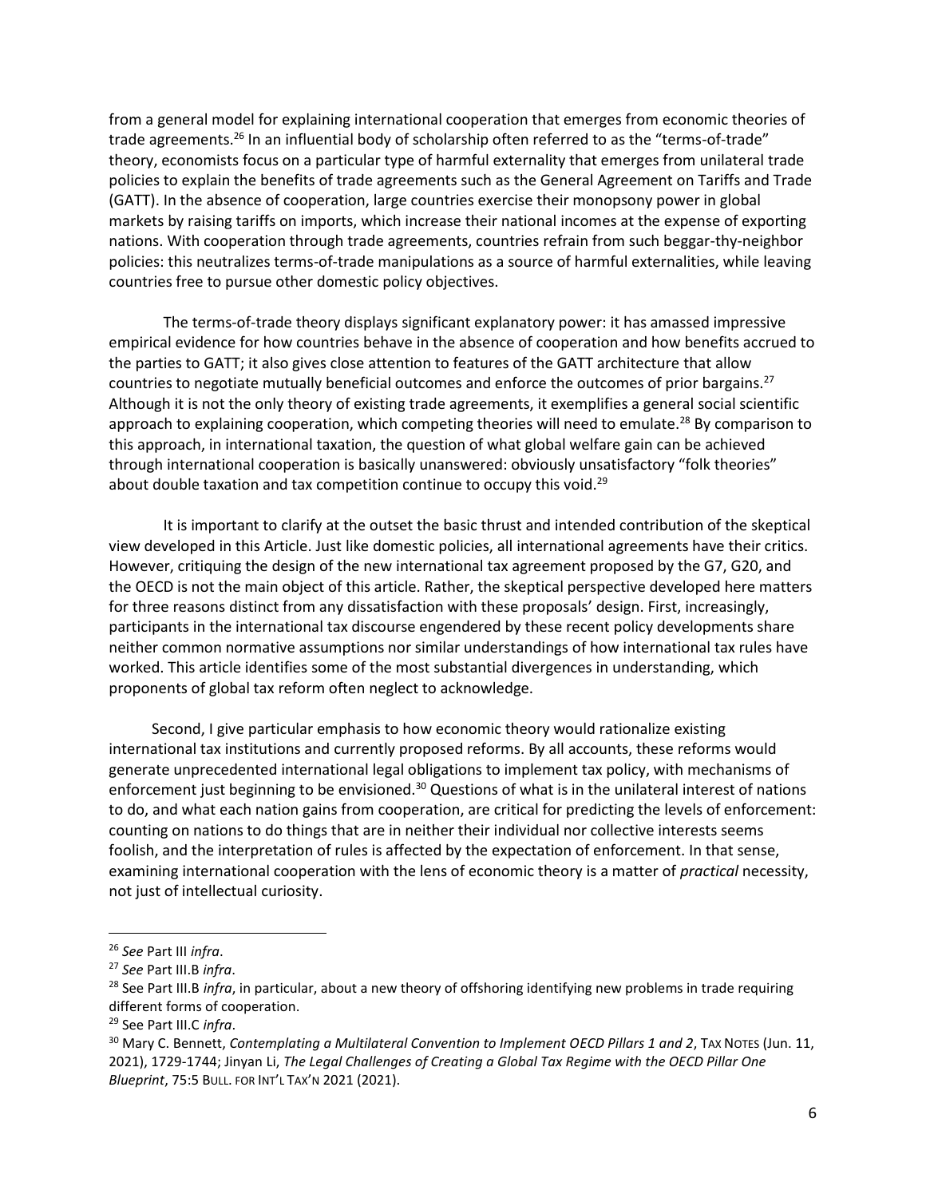from a general model for explaining international cooperation that emerges from economic theories of trade agreements.[26] In an influential body of scholarship often referred to as the "terms-of-trade" theory, economists focus on a particular type of harmful externality that emerges from unilateral trade policies to explain the benefits of trade agreements such as the General Agreement on Tariffs and Trade (GATT). In the absence of cooperation, large countries exercise their monopsony power in global markets by raising tariffs on imports, which increase their national incomes at the expense of exporting nations. With cooperation through trade agreements, countries refrain from such beggar-thy-neighbor policies: this neutralizes terms-of-trade manipulations as a source of harmful externalities, while leaving countries free to pursue other domestic policy objectives.

The terms-of-trade theory displays significant explanatory power: it has amassed impressive empirical evidence for how countries behave in the absence of cooperation and how benefits accrued to the parties to GATT; it also gives close attention to features of the GATT architecture that allow countries to negotiate mutually beneficial outcomes and enforce the outcomes of prior bargains.[27] Although it is not the only theory of existing trade agreements, it exemplifies a general social scientific approach to explaining cooperation, which competing theories will need to emulate.[28] By comparison to this approach, in international taxation, the question of what global welfare gain can be achieved through international cooperation is basically unanswered: obviously unsatisfactory "folk theories" about double taxation and tax competition continue to occupy this void.[29]

It is important to clarify at the outset the basic thrust and intended contribution of the skeptical view developed in this Article. Just like domestic policies, all international agreements have their critics. However, critiquing the design of the new international tax agreement proposed by the G7, G20, and the OECD is not the main object of this article. Rather, the skeptical perspective developed here matters for three reasons distinct from any dissatisfaction with these proposals' design. First, increasingly, participants in the international tax discourse engendered by these recent policy developments share neither common normative assumptions nor similar understandings of how international tax rules have worked. This article identifies some of the most substantial divergences in understanding, which proponents of global tax reform often neglect to acknowledge.

Second, I give particular emphasis to how economic theory would rationalize existing international tax institutions and currently proposed reforms. By all accounts, these reforms would generate unprecedented international legal obligations to implement tax policy, with mechanisms of enforcement just beginning to be envisioned.[30] Questions of what is in the unilateral interest of nations to do, and what each nation gains from cooperation, are critical for predicting the levels of enforcement: counting on nations to do things that are in neither their individual nor collective interests seems foolish, and the interpretation of rules is affected by the expectation of enforcement. In that sense, examining international cooperation with the lens of economic theory is a matter of *practical* necessity, not just of intellectual curiosity.

---

[26] *See* Part III *infra*.

[27] *See* Part III.B *infra*.

[28] See Part III.B *infra*, in particular, about a new theory of offshoring identifying new problems in trade requiring different forms of cooperation.

[29] See Part III.C *infra*.

[30] Mary C. Bennett, *Contemplating a Multilateral Convention to Implement OECD Pillars 1 and 2*, TAX NOTES (Jun. 11, 2021), 1729-1744; Jinyan Li, *The Legal Challenges of Creating a Global Tax Regime with the OECD Pillar One Blueprint*, 75:5 BULL. FOR INT'L TAX'N 2021 (2021).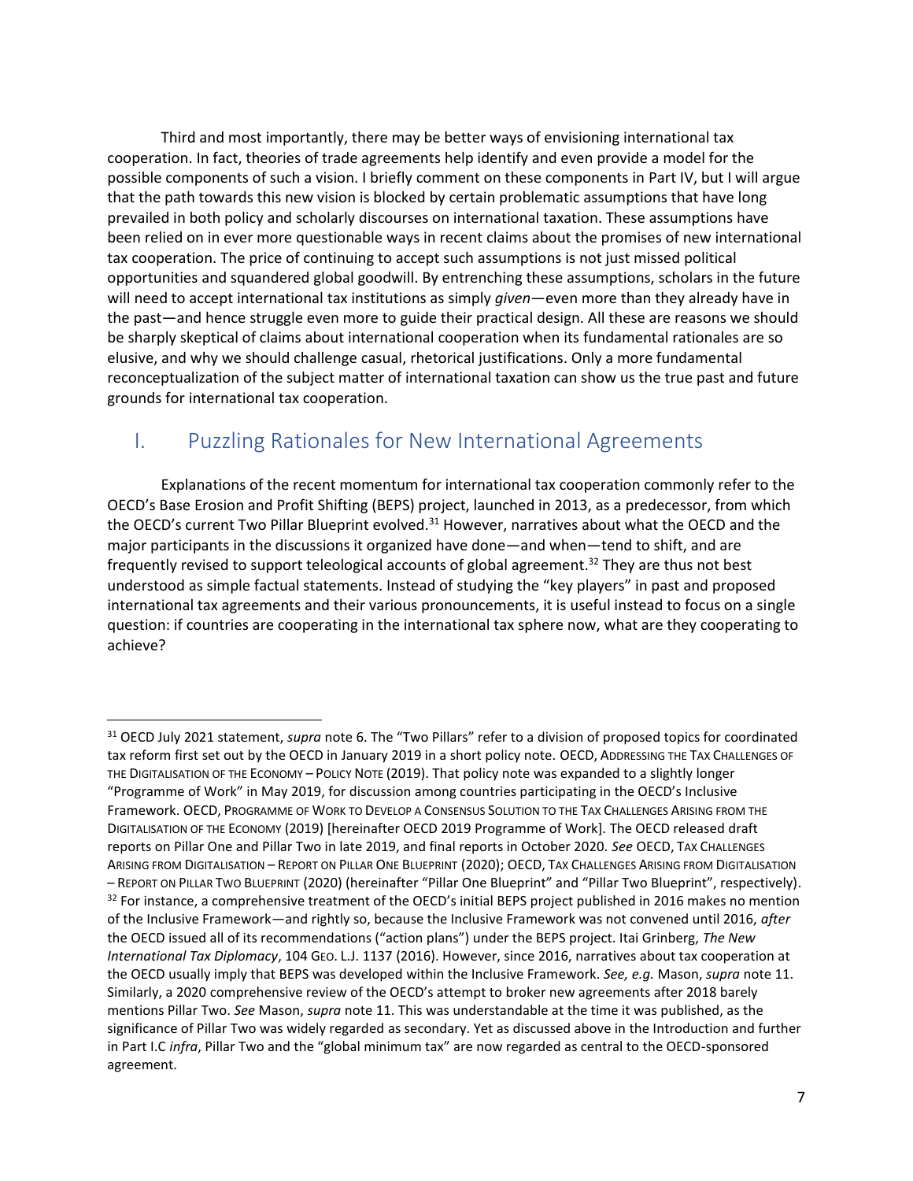Third and most importantly, there may be better ways of envisioning international tax cooperation. In fact, theories of trade agreements help identify and even provide a model for the possible components of such a vision. I briefly comment on these components in Part IV, but I will argue that the path towards this new vision is blocked by certain problematic assumptions that have long prevailed in both policy and scholarly discourses on international taxation. These assumptions have been relied on in ever more questionable ways in recent claims about the promises of new international tax cooperation. The price of continuing to accept such assumptions is not just missed political opportunities and squandered global goodwill. By entrenching these assumptions, scholars in the future will need to accept international tax institutions as simply *given*—even more than they already have in the past—and hence struggle even more to guide their practical design. All these are reasons we should be sharply skeptical of claims about international cooperation when its fundamental rationales are so elusive, and why we should challenge casual, rhetorical justifications. Only a more fundamental reconceptualization of the subject matter of international taxation can show us the true past and future grounds for international tax cooperation.

## I. Puzzling Rationales for New International Agreements

Explanations of the recent momentum for international tax cooperation commonly refer to the OECD's Base Erosion and Profit Shifting (BEPS) project, launched in 2013, as a predecessor, from which the OECD's current Two Pillar Blueprint evolved.[31] However, narratives about what the OECD and the major participants in the discussions it organized have done—and when—tend to shift, and are frequently revised to support teleological accounts of global agreement.[32] They are thus not best understood as simple factual statements. Instead of studying the "key players" in past and proposed international tax agreements and their various pronouncements, it is useful instead to focus on a single question: if countries are cooperating in the international tax sphere now, what are they cooperating to achieve?

---

[31] OECD July 2021 statement, *supra* note 6. The "Two Pillars" refer to a division of proposed topics for coordinated tax reform first set out by the OECD in January 2019 in a short policy note. OECD, ADDRESSING THE TAX CHALLENGES OF THE DIGITALISATION OF THE ECONOMY – POLICY NOTE (2019). That policy note was expanded to a slightly longer "Programme of Work" in May 2019, for discussion among countries participating in the OECD's Inclusive Framework. OECD, PROGRAMME OF WORK TO DEVELOP A CONSENSUS SOLUTION TO THE TAX CHALLENGES ARISING FROM THE DIGITALISATION OF THE ECONOMY (2019) [hereinafter OECD 2019 Programme of Work]. The OECD released draft reports on Pillar One and Pillar Two in late 2019, and final reports in October 2020. *See* OECD, TAX CHALLENGES ARISING FROM DIGITALISATION – REPORT ON PILLAR ONE BLUEPRINT (2020); OECD, TAX CHALLENGES ARISING FROM DIGITALISATION – REPORT ON PILLAR TWO BLUEPRINT (2020) (hereinafter "Pillar One Blueprint" and "Pillar Two Blueprint", respectively).

[32] For instance, a comprehensive treatment of the OECD's initial BEPS project published in 2016 makes no mention of the Inclusive Framework—and rightly so, because the Inclusive Framework was not convened until 2016, *after* the OECD issued all of its recommendations ("action plans") under the BEPS project. Itai Grinberg, *The New International Tax Diplomacy*, 104 GEO. L.J. 1137 (2016). However, since 2016, narratives about tax cooperation at the OECD usually imply that BEPS was developed within the Inclusive Framework. *See, e.g.* Mason, *supra* note 11. Similarly, a 2020 comprehensive review of the OECD's attempt to broker new agreements after 2018 barely mentions Pillar Two. *See* Mason, *supra* note 11. This was understandable at the time it was published, as the significance of Pillar Two was widely regarded as secondary. Yet as discussed above in the Introduction and further in Part I.C *infra*, Pillar Two and the "global minimum tax" are now regarded as central to the OECD-sponsored agreement.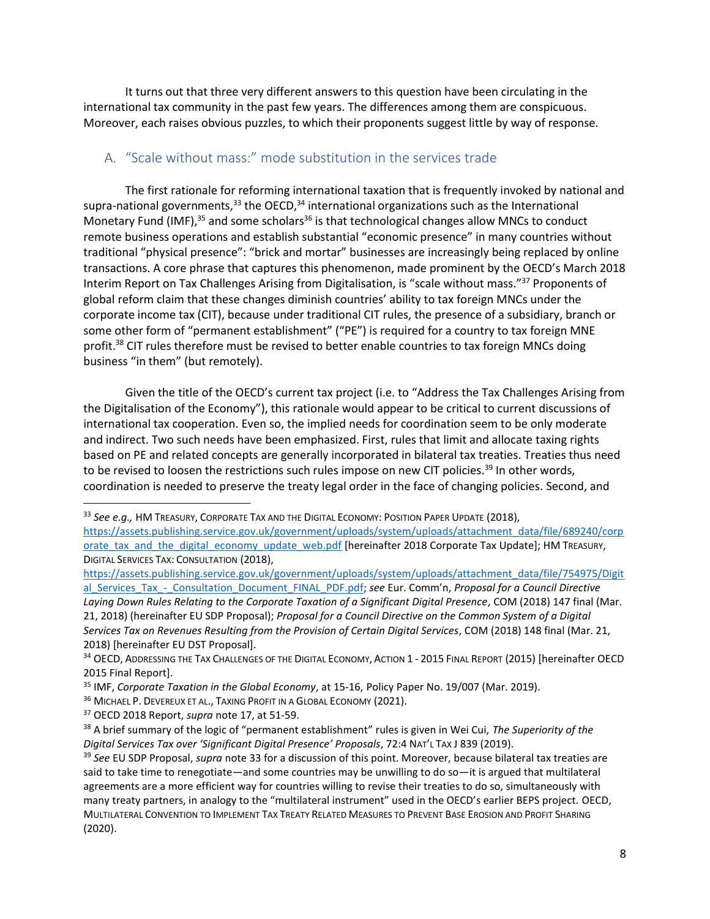It turns out that three very different answers to this question have been circulating in the international tax community in the past few years. The differences among them are conspicuous. Moreover, each raises obvious puzzles, to which their proponents suggest little by way of response.

## A. "Scale without mass:" mode substitution in the services trade

The first rationale for reforming international taxation that is frequently invoked by national and supra-national governments,[33] the OECD,[34] international organizations such as the International Monetary Fund (IMF),[35] and some scholars[36] is that technological changes allow MNCs to conduct remote business operations and establish substantial "economic presence" in many countries without traditional "physical presence": "brick and mortar" businesses are increasingly being replaced by online transactions. A core phrase that captures this phenomenon, made prominent by the OECD's March 2018 Interim Report on Tax Challenges Arising from Digitalisation, is "scale without mass."[37] Proponents of global reform claim that these changes diminish countries' ability to tax foreign MNCs under the corporate income tax (CIT), because under traditional CIT rules, the presence of a subsidiary, branch or some other form of "permanent establishment" ("PE") is required for a country to tax foreign MNE profit.[38] CIT rules therefore must be revised to better enable countries to tax foreign MNCs doing business "in them" (but remotely).

Given the title of the OECD's current tax project (i.e. to "Address the Tax Challenges Arising from the Digitalisation of the Economy"), this rationale would appear to be critical to current discussions of international tax cooperation. Even so, the implied needs for coordination seem to be only moderate and indirect. Two such needs have been emphasized. First, rules that limit and allocate taxing rights based on PE and related concepts are generally incorporated in bilateral tax treaties. Treaties thus need to be revised to loosen the restrictions such rules impose on new CIT policies.[39] In other words, coordination is needed to preserve the treaty legal order in the face of changing policies. Second, and

---

[33] *See e.g.,* HM TREASURY, CORPORATE TAX AND THE DIGITAL ECONOMY: POSITION PAPER UPDATE (2018), https://assets.publishing.service.gov.uk/government/uploads/system/uploads/attachment_data/file/689240/corporate_tax_and_the_digital_economy_update_web.pdf [hereinafter 2018 Corporate Tax Update]; HM TREASURY, DIGITAL SERVICES TAX: CONSULTATION (2018), https://assets.publishing.service.gov.uk/government/uploads/system/uploads/attachment_data/file/754975/Digital_Services_Tax_-_Consultation_Document_FINAL_PDF.pdf; *see* Eur. Comm'n, *Proposal for a Council Directive Laying Down Rules Relating to the Corporate Taxation of a Significant Digital Presence*, COM (2018) 147 final (Mar. 21, 2018) (hereinafter EU SDP Proposal); *Proposal for a Council Directive on the Common System of a Digital Services Tax on Revenues Resulting from the Provision of Certain Digital Services*, COM (2018) 148 final (Mar. 21, 2018) [hereinafter EU DST Proposal].

[34] OECD, ADDRESSING THE TAX CHALLENGES OF THE DIGITAL ECONOMY, ACTION 1 - 2015 FINAL REPORT (2015) [hereinafter OECD 2015 Final Report].

[35] IMF, *Corporate Taxation in the Global Economy*, at 15-16, Policy Paper No. 19/007 (Mar. 2019).

[36] MICHAEL P. DEVEREUX ET AL., TAXING PROFIT IN A GLOBAL ECONOMY (2021).

[37] OECD 2018 Report, *supra* note 17, at 51-59.

[38] A brief summary of the logic of "permanent establishment" rules is given in Wei Cui, *The Superiority of the Digital Services Tax over 'Significant Digital Presence' Proposals*, 72:4 NAT'L TAX J 839 (2019).

[39] *See* EU SDP Proposal, *supra* note 33 for a discussion of this point. Moreover, because bilateral tax treaties are said to take time to renegotiate—and some countries may be unwilling to do so—it is argued that multilateral agreements are a more efficient way for countries willing to revise their treaties to do so, simultaneously with many treaty partners, in analogy to the "multilateral instrument" used in the OECD's earlier BEPS project. OECD, MULTILATERAL CONVENTION TO IMPLEMENT TAX TREATY RELATED MEASURES TO PREVENT BASE EROSION AND PROFIT SHARING (2020).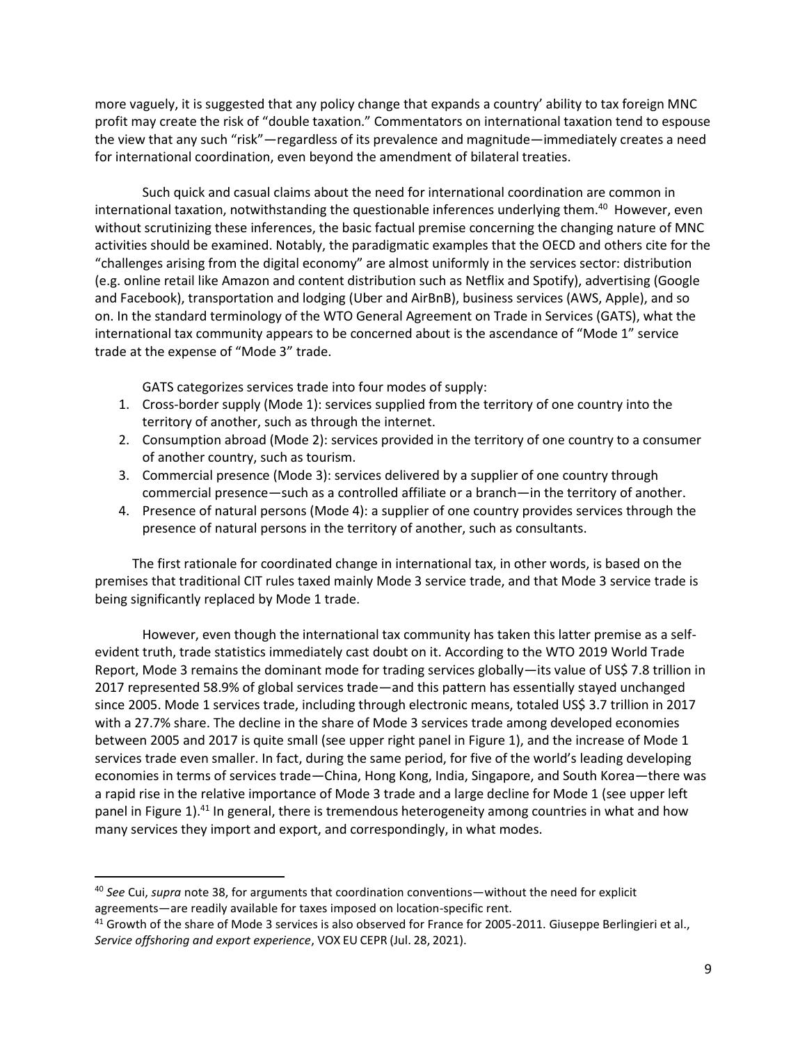more vaguely, it is suggested that any policy change that expands a country' ability to tax foreign MNC profit may create the risk of "double taxation." Commentators on international taxation tend to espouse the view that any such "risk"—regardless of its prevalence and magnitude—immediately creates a need for international coordination, even beyond the amendment of bilateral treaties.

Such quick and casual claims about the need for international coordination are common in international taxation, notwithstanding the questionable inferences underlying them.[40] However, even without scrutinizing these inferences, the basic factual premise concerning the changing nature of MNC activities should be examined. Notably, the paradigmatic examples that the OECD and others cite for the "challenges arising from the digital economy" are almost uniformly in the services sector: distribution (e.g. online retail like Amazon and content distribution such as Netflix and Spotify), advertising (Google and Facebook), transportation and lodging (Uber and AirBnB), business services (AWS, Apple), and so on. In the standard terminology of the WTO General Agreement on Trade in Services (GATS), what the international tax community appears to be concerned about is the ascendance of "Mode 1" service trade at the expense of "Mode 3" trade.

GATS categorizes services trade into four modes of supply:

1. Cross-border supply (Mode 1): services supplied from the territory of one country into the territory of another, such as through the internet.
2. Consumption abroad (Mode 2): services provided in the territory of one country to a consumer of another country, such as tourism.
3. Commercial presence (Mode 3): services delivered by a supplier of one country through commercial presence—such as a controlled affiliate or a branch—in the territory of another.
4. Presence of natural persons (Mode 4): a supplier of one country provides services through the presence of natural persons in the territory of another, such as consultants.

The first rationale for coordinated change in international tax, in other words, is based on the premises that traditional CIT rules taxed mainly Mode 3 service trade, and that Mode 3 service trade is being significantly replaced by Mode 1 trade.

However, even though the international tax community has taken this latter premise as a self-evident truth, trade statistics immediately cast doubt on it. According to the WTO 2019 World Trade Report, Mode 3 remains the dominant mode for trading services globally—its value of US$ 7.8 trillion in 2017 represented 58.9% of global services trade—and this pattern has essentially stayed unchanged since 2005. Mode 1 services trade, including through electronic means, totaled US$ 3.7 trillion in 2017 with a 27.7% share. The decline in the share of Mode 3 services trade among developed economies between 2005 and 2017 is quite small (see upper right panel in Figure 1), and the increase of Mode 1 services trade even smaller. In fact, during the same period, for five of the world's leading developing economies in terms of services trade—China, Hong Kong, India, Singapore, and South Korea—there was a rapid rise in the relative importance of Mode 3 trade and a large decline for Mode 1 (see upper left panel in Figure 1).[41] In general, there is tremendous heterogeneity among countries in what and how many services they import and export, and correspondingly, in what modes.

---

[40] *See* Cui, *supra* note 38, for arguments that coordination conventions—without the need for explicit agreements—are readily available for taxes imposed on location-specific rent.

[41] Growth of the share of Mode 3 services is also observed for France for 2005-2011. Giuseppe Berlingieri et al., *Service offshoring and export experience*, VOX EU CEPR (Jul. 28, 2021).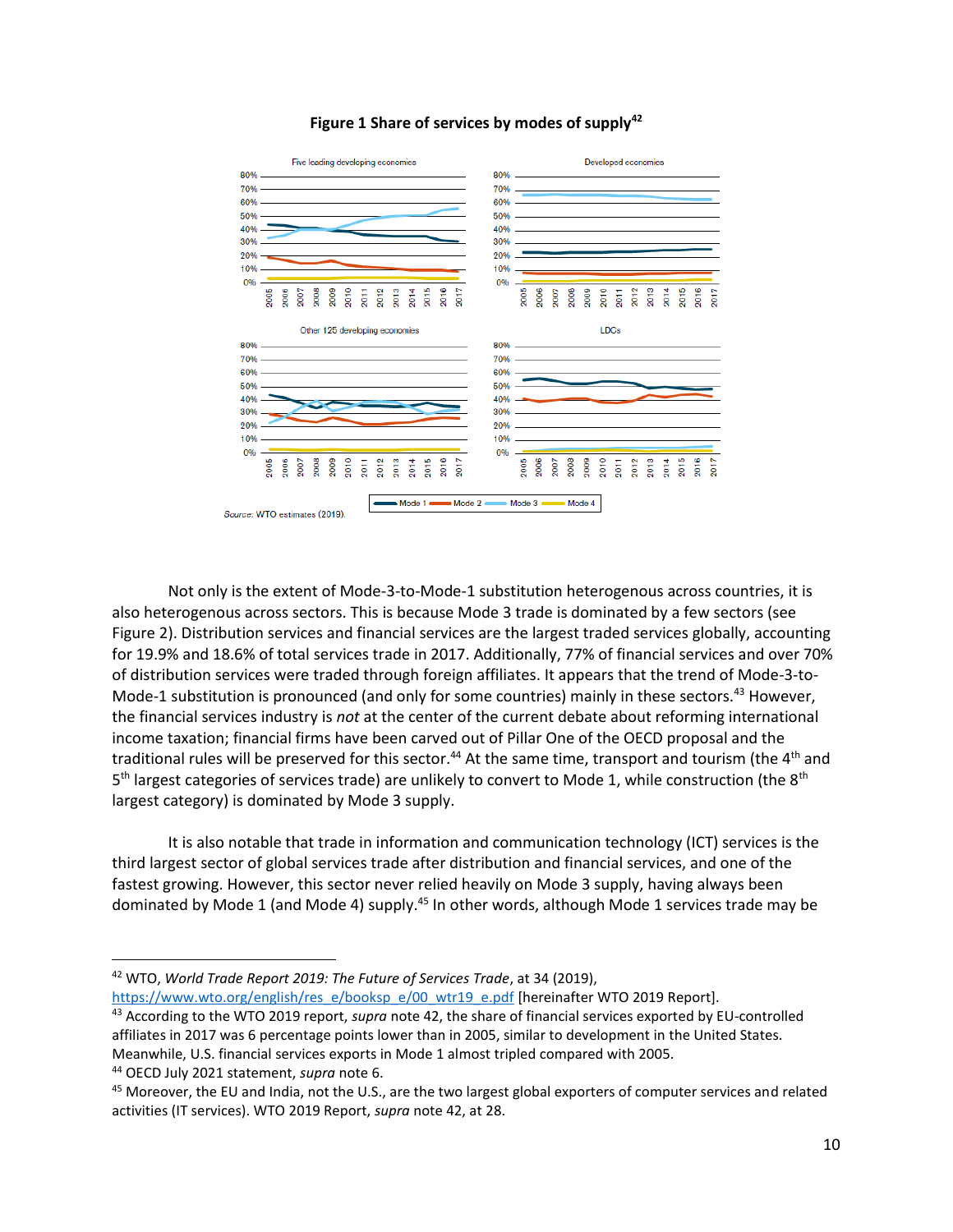**Figure 1 Share of services by modes of supply[42]**

*Source:* WTO estimates (2019).

Not only is the extent of Mode-3-to-Mode-1 substitution heterogenous across countries, it is also heterogenous across sectors. This is because Mode 3 trade is dominated by a few sectors (see Figure 2). Distribution services and financial services are the largest traded services globally, accounting for 19.9% and 18.6% of total services trade in 2017. Additionally, 77% of financial services and over 70% of distribution services were traded through foreign affiliates. It appears that the trend of Mode-3-to-Mode-1 substitution is pronounced (and only for some countries) mainly in these sectors.[43] However, the financial services industry is *not* at the center of the current debate about reforming international income taxation; financial firms have been carved out of Pillar One of the OECD proposal and the traditional rules will be preserved for this sector.[44] At the same time, transport and tourism (the 4th and 5th largest categories of services trade) are unlikely to convert to Mode 1, while construction (the 8th largest category) is dominated by Mode 3 supply.

It is also notable that trade in information and communication technology (ICT) services is the third largest sector of global services trade after distribution and financial services, and one of the fastest growing. However, this sector never relied heavily on Mode 3 supply, having always been dominated by Mode 1 (and Mode 4) supply.[45] In other words, although Mode 1 services trade may be

---

[42] WTO, *World Trade Report 2019: The Future of Services Trade*, at 34 (2019), https://www.wto.org/english/res_e/booksp_e/00_wtr19_e.pdf [hereinafter WTO 2019 Report].

[43] According to the WTO 2019 report, *supra* note 42, the share of financial services exported by EU-controlled affiliates in 2017 was 6 percentage points lower than in 2005, similar to development in the United States. Meanwhile, U.S. financial services exports in Mode 1 almost tripled compared with 2005.

[44] OECD July 2021 statement, *supra* note 6.

[45] Moreover, the EU and India, not the U.S., are the two largest global exporters of computer services and related activities (IT services). WTO 2019 Report, *supra* note 42, at 28.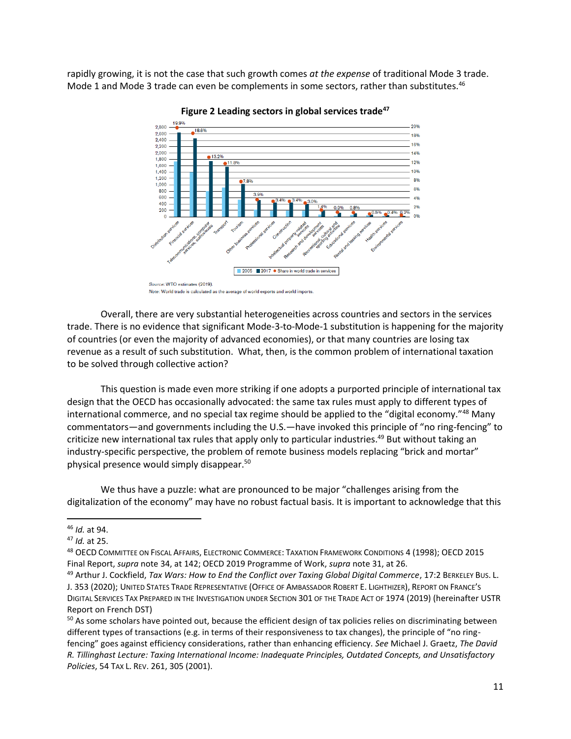rapidly growing, it is not the case that such growth comes *at the expense* of traditional Mode 3 trade. Mode 1 and Mode 3 trade can even be complements in some sectors, rather than substitutes.[46]

**Figure 2 Leading sectors in global services trade[47]**

Source: WTO estimates (2019).
Note: World trade is calculated as the average of world exports and world imports.

Overall, there are very substantial heterogeneities across countries and sectors in the services trade. There is no evidence that significant Mode-3-to-Mode-1 substitution is happening for the majority of countries (or even the majority of advanced economies), or that many countries are losing tax revenue as a result of such substitution. What, then, is the common problem of international taxation to be solved through collective action?

This question is made even more striking if one adopts a purported principle of international tax design that the OECD has occasionally advocated: the same tax rules must apply to different types of international commerce, and no special tax regime should be applied to the "digital economy."[48] Many commentators—and governments including the U.S.—have invoked this principle of "no ring-fencing" to criticize new international tax rules that apply only to particular industries.[49] But without taking an industry-specific perspective, the problem of remote business models replacing "brick and mortar" physical presence would simply disappear.[50]

We thus have a puzzle: what are pronounced to be major "challenges arising from the digitalization of the economy" may have no robust factual basis. It is important to acknowledge that this

---

[46] *Id.* at 94.

[47] *Id.* at 25.

[48] OECD Committee on Fiscal Affairs, Electronic Commerce: Taxation Framework Conditions 4 (1998); OECD 2015 Final Report, *supra* note 34, at 142; OECD 2019 Programme of Work, *supra* note 31, at 26.

[49] Arthur J. Cockfield, *Tax Wars: How to End the Conflict over Taxing Global Digital Commerce*, 17:2 Berkeley Bus. L. J. 353 (2020); United States Trade Representative (Office of Ambassador Robert E. Lighthizer), Report on France's Digital Services Tax Prepared in the Investigation under Section 301 of the Trade Act of 1974 (2019) (hereinafter USTR Report on French DST)

[50] As some scholars have pointed out, because the efficient design of tax policies relies on discriminating between different types of transactions (e.g. in terms of their responsiveness to tax changes), the principle of "no ring-fencing" goes against efficiency considerations, rather than enhancing efficiency. *See* Michael J. Graetz, *The David R. Tillinghast Lecture: Taxing International Income: Inadequate Principles, Outdated Concepts, and Unsatisfactory Policies*, 54 Tax L. Rev. 261, 305 (2001).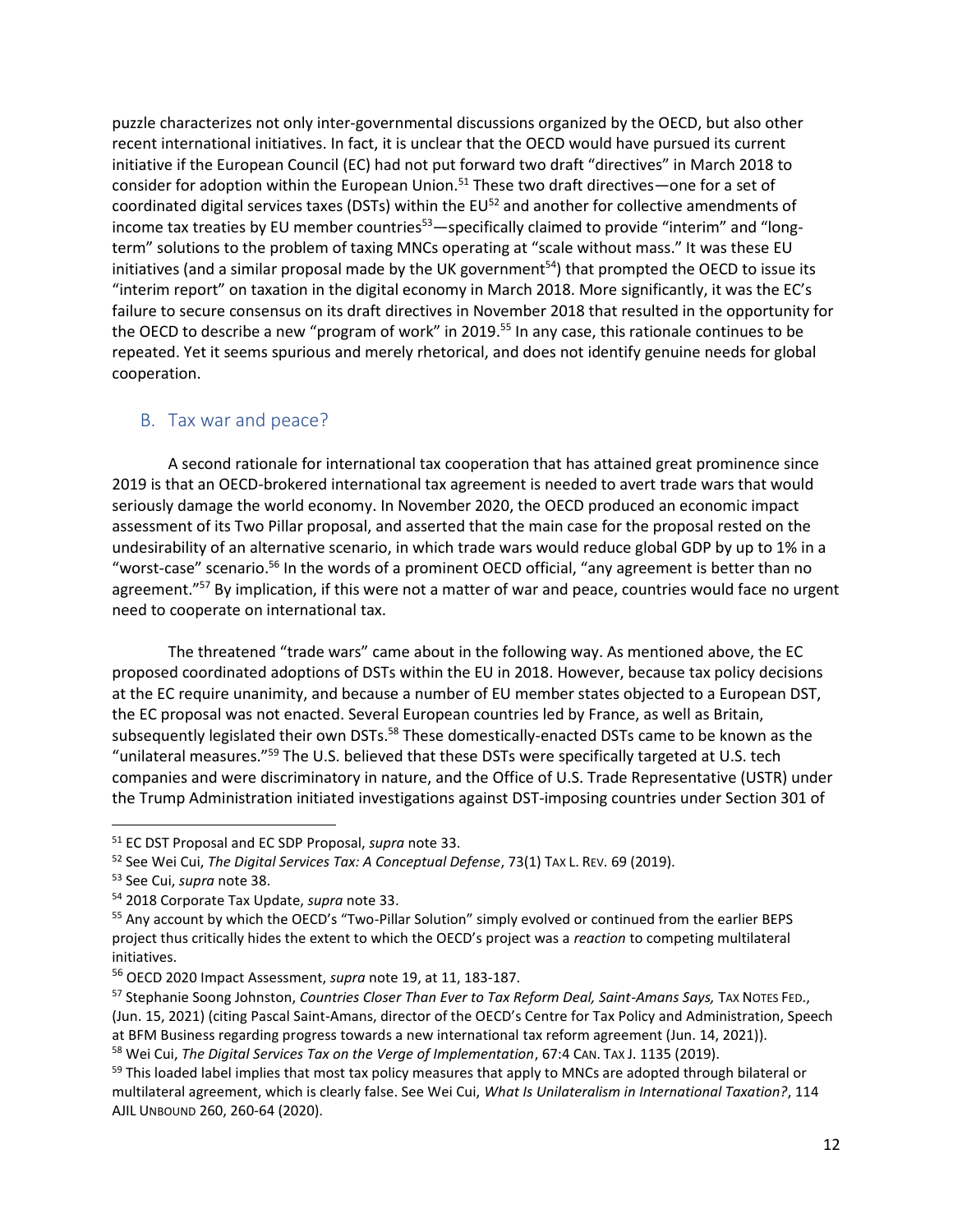puzzle characterizes not only inter-governmental discussions organized by the OECD, but also other recent international initiatives. In fact, it is unclear that the OECD would have pursued its current initiative if the European Council (EC) had not put forward two draft "directives" in March 2018 to consider for adoption within the European Union.[51] These two draft directives—one for a set of coordinated digital services taxes (DSTs) within the EU[52] and another for collective amendments of income tax treaties by EU member countries[53]—specifically claimed to provide "interim" and "long-term" solutions to the problem of taxing MNCs operating at "scale without mass." It was these EU initiatives (and a similar proposal made by the UK government[54]) that prompted the OECD to issue its "interim report" on taxation in the digital economy in March 2018. More significantly, it was the EC's failure to secure consensus on its draft directives in November 2018 that resulted in the opportunity for the OECD to describe a new "program of work" in 2019.[55] In any case, this rationale continues to be repeated. Yet it seems spurious and merely rhetorical, and does not identify genuine needs for global cooperation.

## B. Tax war and peace?

A second rationale for international tax cooperation that has attained great prominence since 2019 is that an OECD-brokered international tax agreement is needed to avert trade wars that would seriously damage the world economy. In November 2020, the OECD produced an economic impact assessment of its Two Pillar proposal, and asserted that the main case for the proposal rested on the undesirability of an alternative scenario, in which trade wars would reduce global GDP by up to 1% in a "worst-case" scenario.[56] In the words of a prominent OECD official, "any agreement is better than no agreement."[57] By implication, if this were not a matter of war and peace, countries would face no urgent need to cooperate on international tax.

The threatened "trade wars" came about in the following way. As mentioned above, the EC proposed coordinated adoptions of DSTs within the EU in 2018. However, because tax policy decisions at the EC require unanimity, and because a number of EU member states objected to a European DST, the EC proposal was not enacted. Several European countries led by France, as well as Britain, subsequently legislated their own DSTs.[58] These domestically-enacted DSTs came to be known as the "unilateral measures."[59] The U.S. believed that these DSTs were specifically targeted at U.S. tech companies and were discriminatory in nature, and the Office of U.S. Trade Representative (USTR) under the Trump Administration initiated investigations against DST-imposing countries under Section 301 of

---

[51] EC DST Proposal and EC SDP Proposal, *supra* note 33.

[52] See Wei Cui, *The Digital Services Tax: A Conceptual Defense*, 73(1) TAX L. REV. 69 (2019).

[53] See Cui, *supra* note 38.

[54] 2018 Corporate Tax Update, *supra* note 33.

[55] Any account by which the OECD's "Two-Pillar Solution" simply evolved or continued from the earlier BEPS project thus critically hides the extent to which the OECD's project was a *reaction* to competing multilateral initiatives.

[56] OECD 2020 Impact Assessment, *supra* note 19, at 11, 183-187.

[57] Stephanie Soong Johnston, *Countries Closer Than Ever to Tax Reform Deal, Saint-Amans Says,* TAX NOTES FED., (Jun. 15, 2021) (citing Pascal Saint-Amans, director of the OECD's Centre for Tax Policy and Administration, Speech at BFM Business regarding progress towards a new international tax reform agreement (Jun. 14, 2021)).

[58] Wei Cui, *The Digital Services Tax on the Verge of Implementation*, 67:4 CAN. TAX J. 1135 (2019).

[59] This loaded label implies that most tax policy measures that apply to MNCs are adopted through bilateral or multilateral agreement, which is clearly false. See Wei Cui, *What Is Unilateralism in International Taxation?*, 114 AJIL UNBOUND 260, 260-64 (2020).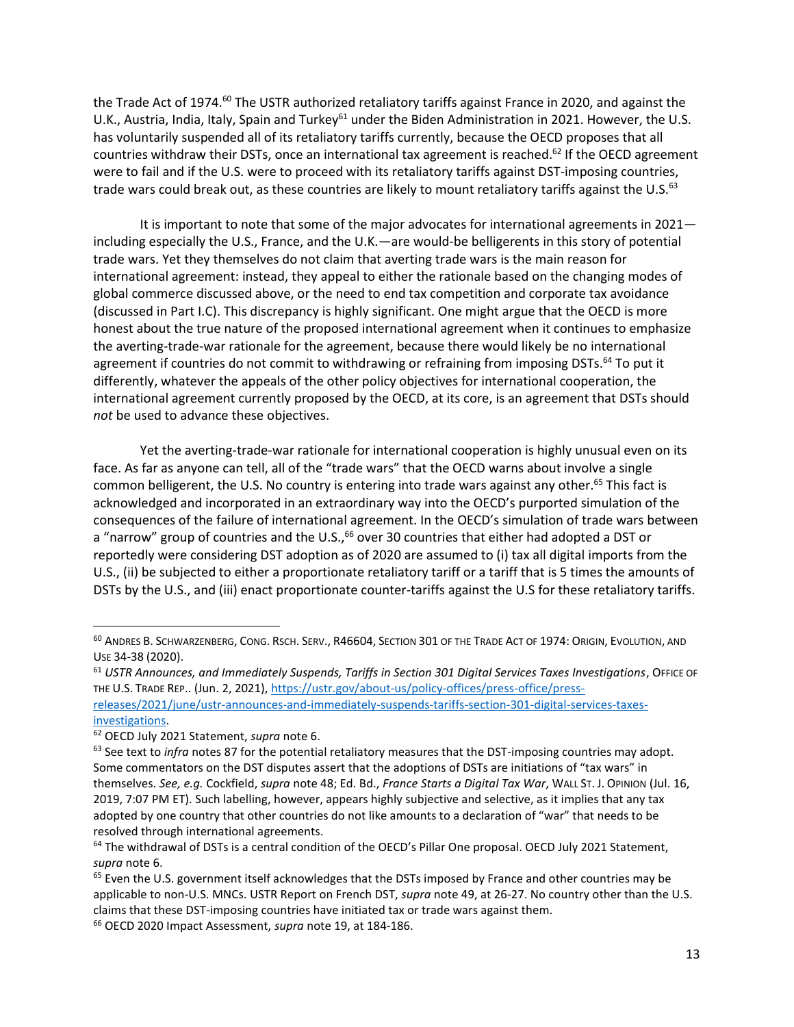the Trade Act of 1974.[60] The USTR authorized retaliatory tariffs against France in 2020, and against the U.K., Austria, India, Italy, Spain and Turkey[61] under the Biden Administration in 2021. However, the U.S. has voluntarily suspended all of its retaliatory tariffs currently, because the OECD proposes that all countries withdraw their DSTs, once an international tax agreement is reached.[62] If the OECD agreement were to fail and if the U.S. were to proceed with its retaliatory tariffs against DST-imposing countries, trade wars could break out, as these countries are likely to mount retaliatory tariffs against the U.S.[63]

It is important to note that some of the major advocates for international agreements in 2021—including especially the U.S., France, and the U.K.—are would-be belligerents in this story of potential trade wars. Yet they themselves do not claim that averting trade wars is the main reason for international agreement: instead, they appeal to either the rationale based on the changing modes of global commerce discussed above, or the need to end tax competition and corporate tax avoidance (discussed in Part I.C). This discrepancy is highly significant. One might argue that the OECD is more honest about the true nature of the proposed international agreement when it continues to emphasize the averting-trade-war rationale for the agreement, because there would likely be no international agreement if countries do not commit to withdrawing or refraining from imposing DSTs.[64] To put it differently, whatever the appeals of the other policy objectives for international cooperation, the international agreement currently proposed by the OECD, at its core, is an agreement that DSTs should *not* be used to advance these objectives.

Yet the averting-trade-war rationale for international cooperation is highly unusual even on its face. As far as anyone can tell, all of the "trade wars" that the OECD warns about involve a single common belligerent, the U.S. No country is entering into trade wars against any other.[65] This fact is acknowledged and incorporated in an extraordinary way into the OECD's purported simulation of the consequences of the failure of international agreement. In the OECD's simulation of trade wars between a "narrow" group of countries and the U.S.,[66] over 30 countries that either had adopted a DST or reportedly were considering DST adoption as of 2020 are assumed to (i) tax all digital imports from the U.S., (ii) be subjected to either a proportionate retaliatory tariff or a tariff that is 5 times the amounts of DSTs by the U.S., and (iii) enact proportionate counter-tariffs against the U.S for these retaliatory tariffs.

---

[60] ANDRES B. SCHWARZENBERG, CONG. RSCH. SERV., R46604, SECTION 301 OF THE TRADE ACT OF 1974: ORIGIN, EVOLUTION, AND USE 34-38 (2020).

[61] *USTR Announces, and Immediately Suspends, Tariffs in Section 301 Digital Services Taxes Investigations*, OFFICE OF THE U.S. TRADE REP.. (Jun. 2, 2021), https://ustr.gov/about-us/policy-offices/press-office/press-releases/2021/june/ustr-announces-and-immediately-suspends-tariffs-section-301-digital-services-taxes-investigations.

[62] OECD July 2021 Statement, *supra* note 6.

[63] See text to *infra* notes 87 for the potential retaliatory measures that the DST-imposing countries may adopt. Some commentators on the DST disputes assert that the adoptions of DSTs are initiations of "tax wars" in themselves. *See, e.g.* Cockfield, *supra* note 48; Ed. Bd., *France Starts a Digital Tax War*, WALL ST. J. OPINION (Jul. 16, 2019, 7:07 PM ET). Such labelling, however, appears highly subjective and selective, as it implies that any tax adopted by one country that other countries do not like amounts to a declaration of "war" that needs to be resolved through international agreements.

[64] The withdrawal of DSTs is a central condition of the OECD's Pillar One proposal. OECD July 2021 Statement, *supra* note 6.

[65] Even the U.S. government itself acknowledges that the DSTs imposed by France and other countries may be applicable to non-U.S. MNCs. USTR Report on French DST, *supra* note 49, at 26-27. No country other than the U.S. claims that these DST-imposing countries have initiated tax or trade wars against them.

[66] OECD 2020 Impact Assessment, *supra* note 19, at 184-186.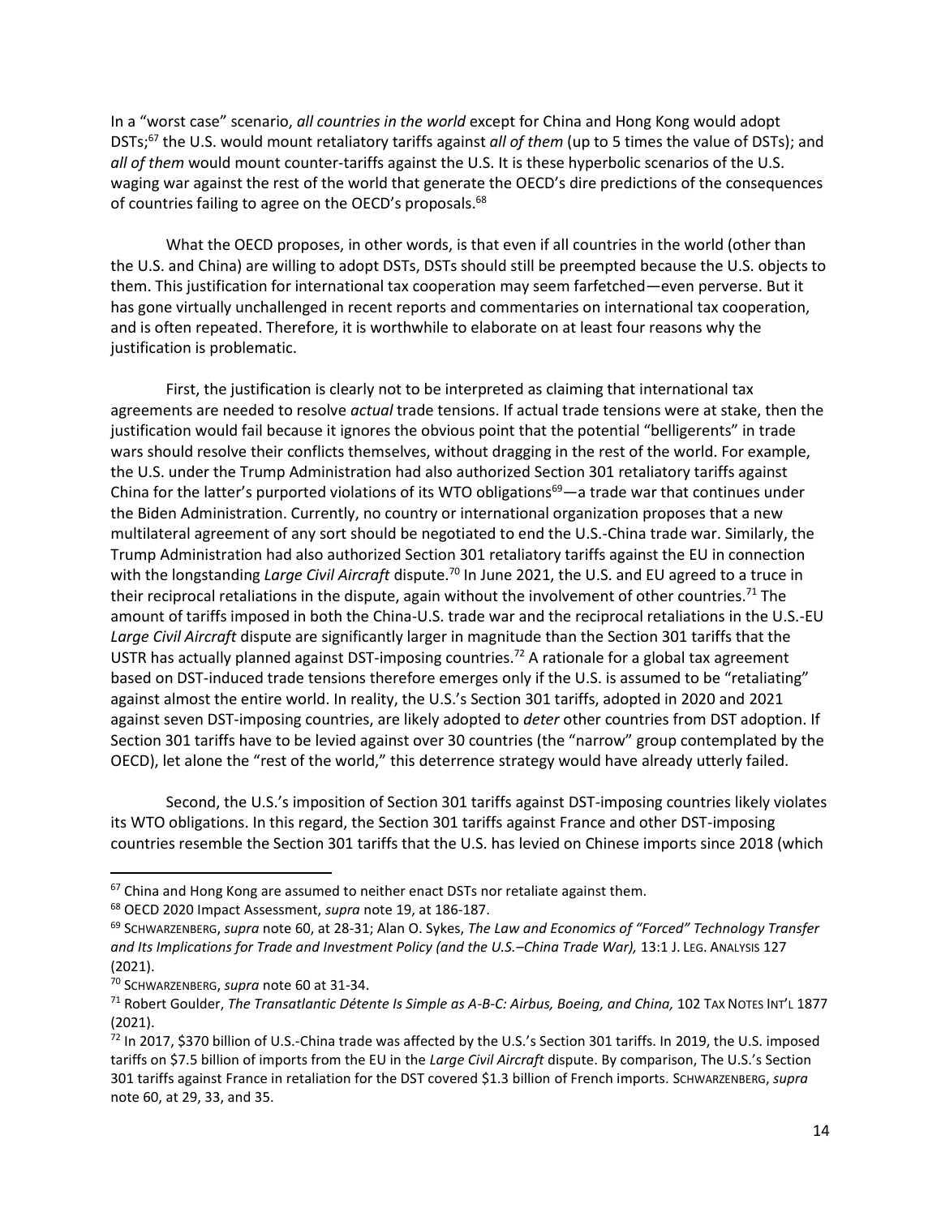In a "worst case" scenario, *all countries in the world* except for China and Hong Kong would adopt DSTs;[67] the U.S. would mount retaliatory tariffs against *all of them* (up to 5 times the value of DSTs); and *all of them* would mount counter-tariffs against the U.S. It is these hyperbolic scenarios of the U.S. waging war against the rest of the world that generate the OECD's dire predictions of the consequences of countries failing to agree on the OECD's proposals.[68]

What the OECD proposes, in other words, is that even if all countries in the world (other than the U.S. and China) are willing to adopt DSTs, DSTs should still be preempted because the U.S. objects to them. This justification for international tax cooperation may seem farfetched—even perverse. But it has gone virtually unchallenged in recent reports and commentaries on international tax cooperation, and is often repeated. Therefore, it is worthwhile to elaborate on at least four reasons why the justification is problematic.

First, the justification is clearly not to be interpreted as claiming that international tax agreements are needed to resolve *actual* trade tensions. If actual trade tensions were at stake, then the justification would fail because it ignores the obvious point that the potential "belligerents" in trade wars should resolve their conflicts themselves, without dragging in the rest of the world. For example, the U.S. under the Trump Administration had also authorized Section 301 retaliatory tariffs against China for the latter's purported violations of its WTO obligations[69]—a trade war that continues under the Biden Administration. Currently, no country or international organization proposes that a new multilateral agreement of any sort should be negotiated to end the U.S.-China trade war. Similarly, the Trump Administration had also authorized Section 301 retaliatory tariffs against the EU in connection with the longstanding *Large Civil Aircraft* dispute.[70] In June 2021, the U.S. and EU agreed to a truce in their reciprocal retaliations in the dispute, again without the involvement of other countries.[71] The amount of tariffs imposed in both the China-U.S. trade war and the reciprocal retaliations in the U.S.-EU *Large Civil Aircraft* dispute are significantly larger in magnitude than the Section 301 tariffs that the USTR has actually planned against DST-imposing countries.[72] A rationale for a global tax agreement based on DST-induced trade tensions therefore emerges only if the U.S. is assumed to be "retaliating" against almost the entire world. In reality, the U.S.'s Section 301 tariffs, adopted in 2020 and 2021 against seven DST-imposing countries, are likely adopted to *deter* other countries from DST adoption. If Section 301 tariffs have to be levied against over 30 countries (the "narrow" group contemplated by the OECD), let alone the "rest of the world," this deterrence strategy would have already utterly failed.

Second, the U.S.'s imposition of Section 301 tariffs against DST-imposing countries likely violates its WTO obligations. In this regard, the Section 301 tariffs against France and other DST-imposing countries resemble the Section 301 tariffs that the U.S. has levied on Chinese imports since 2018 (which

---

[67] China and Hong Kong are assumed to neither enact DSTs nor retaliate against them.

[68] OECD 2020 Impact Assessment, *supra* note 19, at 186-187.

[69] SCHWARZENBERG, *supra* note 60, at 28-31; Alan O. Sykes, *The Law and Economics of "Forced" Technology Transfer and Its Implications for Trade and Investment Policy (and the U.S.–China Trade War),* 13:1 J. LEG. ANALYSIS 127 (2021).

[70] SCHWARZENBERG, *supra* note 60 at 31-34.

[71] Robert Goulder, *The Transatlantic Détente Is Simple as A-B-C: Airbus, Boeing, and China,* 102 TAX NOTES INT'L 1877 (2021).

[72] In 2017, \$370 billion of U.S.-China trade was affected by the U.S.'s Section 301 tariffs. In 2019, the U.S. imposed tariffs on \$7.5 billion of imports from the EU in the *Large Civil Aircraft* dispute. By comparison, The U.S.'s Section 301 tariffs against France in retaliation for the DST covered \$1.3 billion of French imports. SCHWARZENBERG, *supra* note 60, at 29, 33, and 35.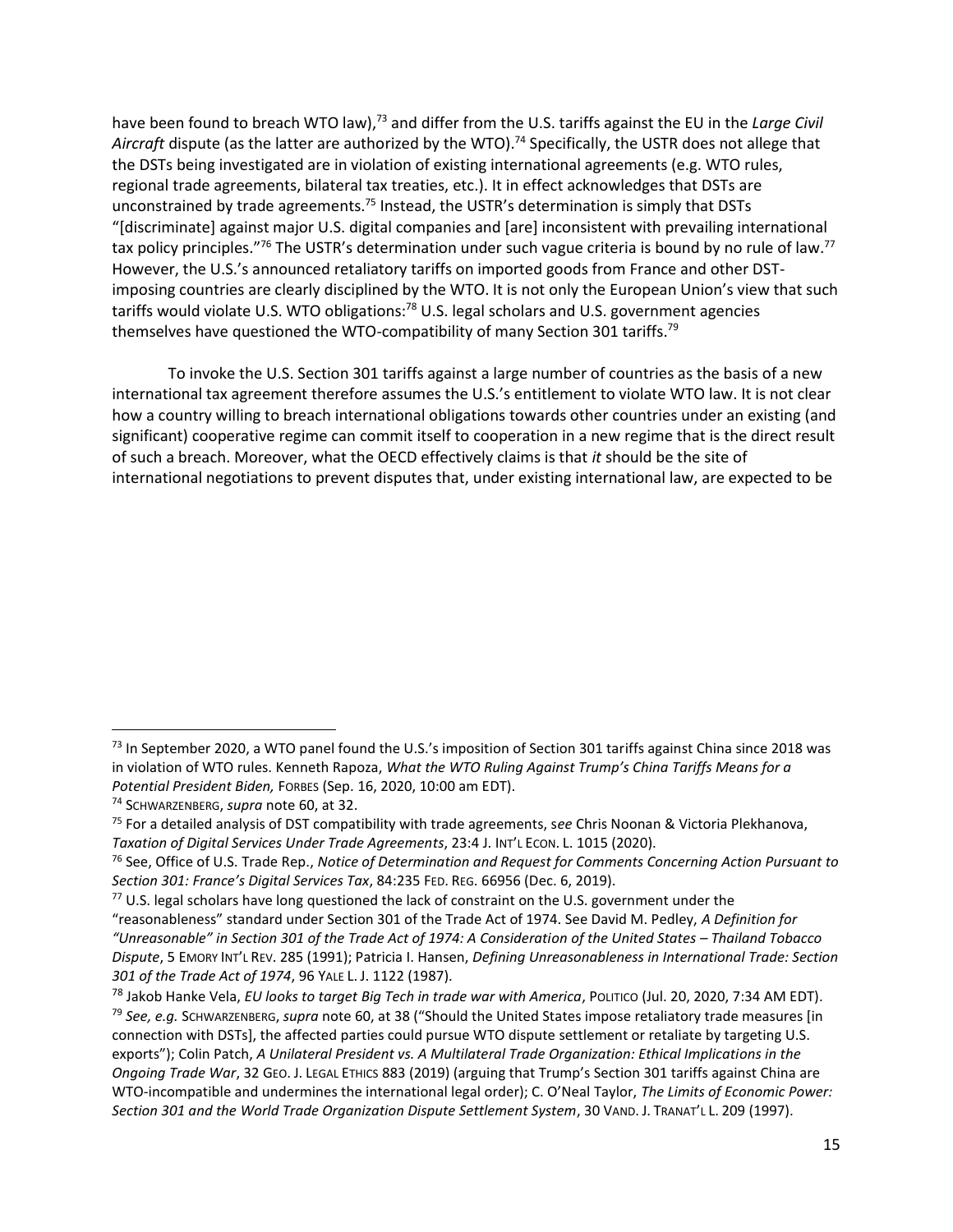have been found to breach WTO law),[73] and differ from the U.S. tariffs against the EU in the *Large Civil Aircraft* dispute (as the latter are authorized by the WTO).[74] Specifically, the USTR does not allege that the DSTs being investigated are in violation of existing international agreements (e.g. WTO rules, regional trade agreements, bilateral tax treaties, etc.). It in effect acknowledges that DSTs are unconstrained by trade agreements.[75] Instead, the USTR's determination is simply that DSTs "[discriminate] against major U.S. digital companies and [are] inconsistent with prevailing international tax policy principles."[76] The USTR's determination under such vague criteria is bound by no rule of law.[77] However, the U.S.'s announced retaliatory tariffs on imported goods from France and other DST-imposing countries are clearly disciplined by the WTO. It is not only the European Union's view that such tariffs would violate U.S. WTO obligations:[78] U.S. legal scholars and U.S. government agencies themselves have questioned the WTO-compatibility of many Section 301 tariffs.[79]

To invoke the U.S. Section 301 tariffs against a large number of countries as the basis of a new international tax agreement therefore assumes the U.S.'s entitlement to violate WTO law. It is not clear how a country willing to breach international obligations towards other countries under an existing (and significant) cooperative regime can commit itself to cooperation in a new regime that is the direct result of such a breach. Moreover, what the OECD effectively claims is that *it* should be the site of international negotiations to prevent disputes that, under existing international law, are expected to be

---

[73] In September 2020, a WTO panel found the U.S.'s imposition of Section 301 tariffs against China since 2018 was in violation of WTO rules. Kenneth Rapoza, *What the WTO Ruling Against Trump's China Tariffs Means for a Potential President Biden,* FORBES (Sep. 16, 2020, 10:00 am EDT).

[74] SCHWARZENBERG, *supra* note 60, at 32.

[75] For a detailed analysis of DST compatibility with trade agreements, *see* Chris Noonan & Victoria Plekhanova, *Taxation of Digital Services Under Trade Agreements*, 23:4 J. INT'L ECON. L. 1015 (2020).

[76] See, Office of U.S. Trade Rep., *Notice of Determination and Request for Comments Concerning Action Pursuant to Section 301: France's Digital Services Tax*, 84:235 FED. REG. 66956 (Dec. 6, 2019).

[77] U.S. legal scholars have long questioned the lack of constraint on the U.S. government under the "reasonableness" standard under Section 301 of the Trade Act of 1974. See David M. Pedley, *A Definition for "Unreasonable" in Section 301 of the Trade Act of 1974: A Consideration of the United States – Thailand Tobacco Dispute*, 5 EMORY INT'L REV. 285 (1991); Patricia I. Hansen, *Defining Unreasonableness in International Trade: Section 301 of the Trade Act of 1974*, 96 YALE L. J. 1122 (1987).

[78] Jakob Hanke Vela, *EU looks to target Big Tech in trade war with America*, POLITICO (Jul. 20, 2020, 7:34 AM EDT).

[79] *See, e.g.* SCHWARZENBERG, *supra* note 60, at 38 ("Should the United States impose retaliatory trade measures [in connection with DSTs], the affected parties could pursue WTO dispute settlement or retaliate by targeting U.S. exports"); Colin Patch, *A Unilateral President vs. A Multilateral Trade Organization: Ethical Implications in the Ongoing Trade War*, 32 GEO. J. LEGAL ETHICS 883 (2019) (arguing that Trump's Section 301 tariffs against China are WTO-incompatible and undermines the international legal order); C. O'Neal Taylor, *The Limits of Economic Power: Section 301 and the World Trade Organization Dispute Settlement System*, 30 VAND. J. TRANAT'L L. 209 (1997).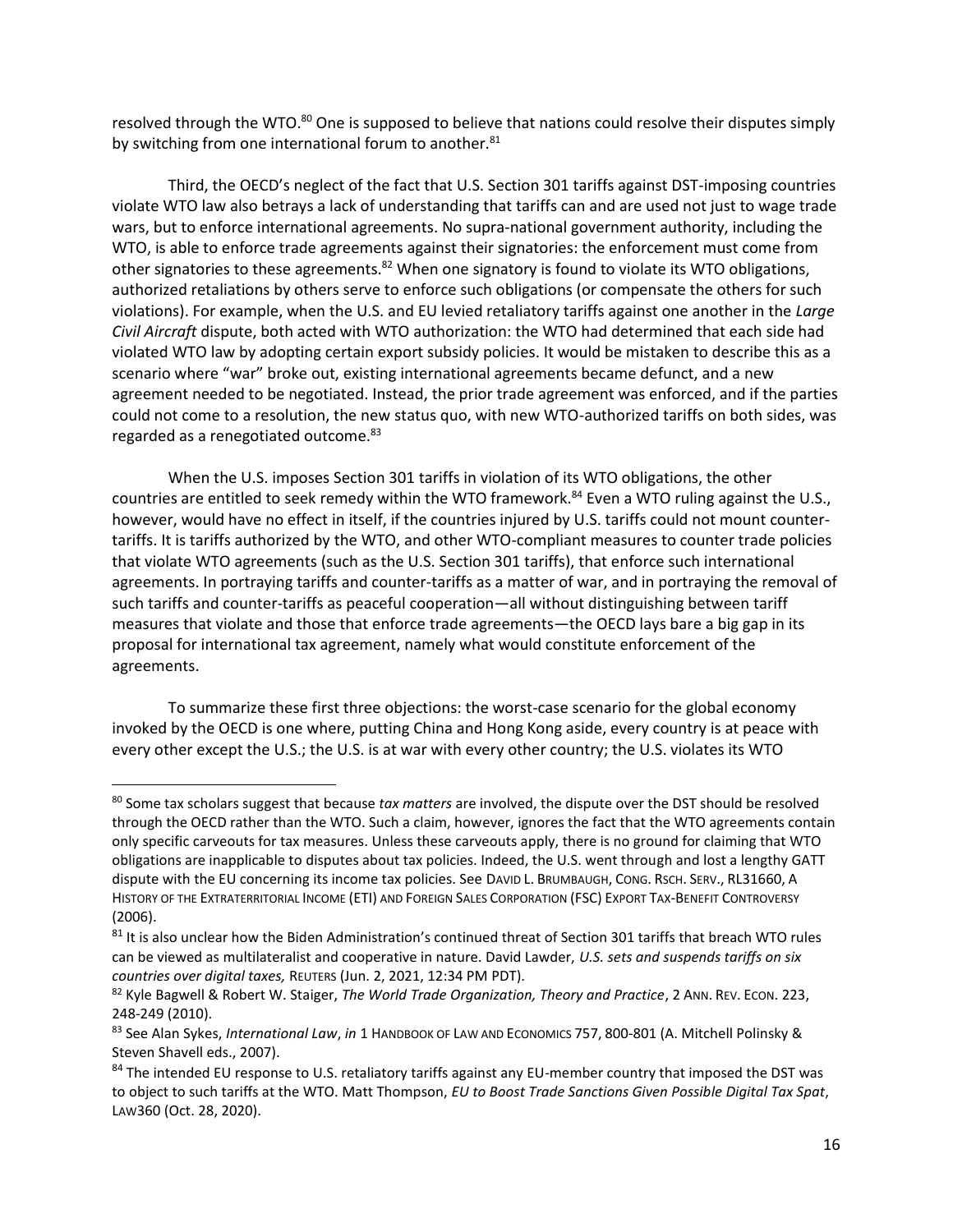resolved through the WTO.[80] One is supposed to believe that nations could resolve their disputes simply by switching from one international forum to another.[81]

Third, the OECD's neglect of the fact that U.S. Section 301 tariffs against DST-imposing countries violate WTO law also betrays a lack of understanding that tariffs can and are used not just to wage trade wars, but to enforce international agreements. No supra-national government authority, including the WTO, is able to enforce trade agreements against their signatories: the enforcement must come from other signatories to these agreements.[82] When one signatory is found to violate its WTO obligations, authorized retaliations by others serve to enforce such obligations (or compensate the others for such violations). For example, when the U.S. and EU levied retaliatory tariffs against one another in the *Large Civil Aircraft* dispute, both acted with WTO authorization: the WTO had determined that each side had violated WTO law by adopting certain export subsidy policies. It would be mistaken to describe this as a scenario where "war" broke out, existing international agreements became defunct, and a new agreement needed to be negotiated. Instead, the prior trade agreement was enforced, and if the parties could not come to a resolution, the new status quo, with new WTO-authorized tariffs on both sides, was regarded as a renegotiated outcome.[83]

When the U.S. imposes Section 301 tariffs in violation of its WTO obligations, the other countries are entitled to seek remedy within the WTO framework.[84] Even a WTO ruling against the U.S., however, would have no effect in itself, if the countries injured by U.S. tariffs could not mount counter-tariffs. It is tariffs authorized by the WTO, and other WTO-compliant measures to counter trade policies that violate WTO agreements (such as the U.S. Section 301 tariffs), that enforce such international agreements. In portraying tariffs and counter-tariffs as a matter of war, and in portraying the removal of such tariffs and counter-tariffs as peaceful cooperation—all without distinguishing between tariff measures that violate and those that enforce trade agreements—the OECD lays bare a big gap in its proposal for international tax agreement, namely what would constitute enforcement of the agreements.

To summarize these first three objections: the worst-case scenario for the global economy invoked by the OECD is one where, putting China and Hong Kong aside, every country is at peace with every other except the U.S.; the U.S. is at war with every other country; the U.S. violates its WTO

---

[80] Some tax scholars suggest that because *tax matters* are involved, the dispute over the DST should be resolved through the OECD rather than the WTO. Such a claim, however, ignores the fact that the WTO agreements contain only specific carveouts for tax measures. Unless these carveouts apply, there is no ground for claiming that WTO obligations are inapplicable to disputes about tax policies. Indeed, the U.S. went through and lost a lengthy GATT dispute with the EU concerning its income tax policies. See DAVID L. BRUMBAUGH, CONG. RSCH. SERV., RL31660, A HISTORY OF THE EXTRATERRITORIAL INCOME (ETI) AND FOREIGN SALES CORPORATION (FSC) EXPORT TAX-BENEFIT CONTROVERSY (2006).

[81] It is also unclear how the Biden Administration's continued threat of Section 301 tariffs that breach WTO rules can be viewed as multilateralist and cooperative in nature. David Lawder, *U.S. sets and suspends tariffs on six countries over digital taxes,* REUTERS (Jun. 2, 2021, 12:34 PM PDT).

[82] Kyle Bagwell & Robert W. Staiger, *The World Trade Organization, Theory and Practice*, 2 ANN. REV. ECON. 223, 248-249 (2010).

[83] See Alan Sykes, *International Law*, *in* 1 HANDBOOK OF LAW AND ECONOMICS 757, 800-801 (A. Mitchell Polinsky & Steven Shavell eds., 2007).

[84] The intended EU response to U.S. retaliatory tariffs against any EU-member country that imposed the DST was to object to such tariffs at the WTO. Matt Thompson, *EU to Boost Trade Sanctions Given Possible Digital Tax Spat*, LAW360 (Oct. 28, 2020).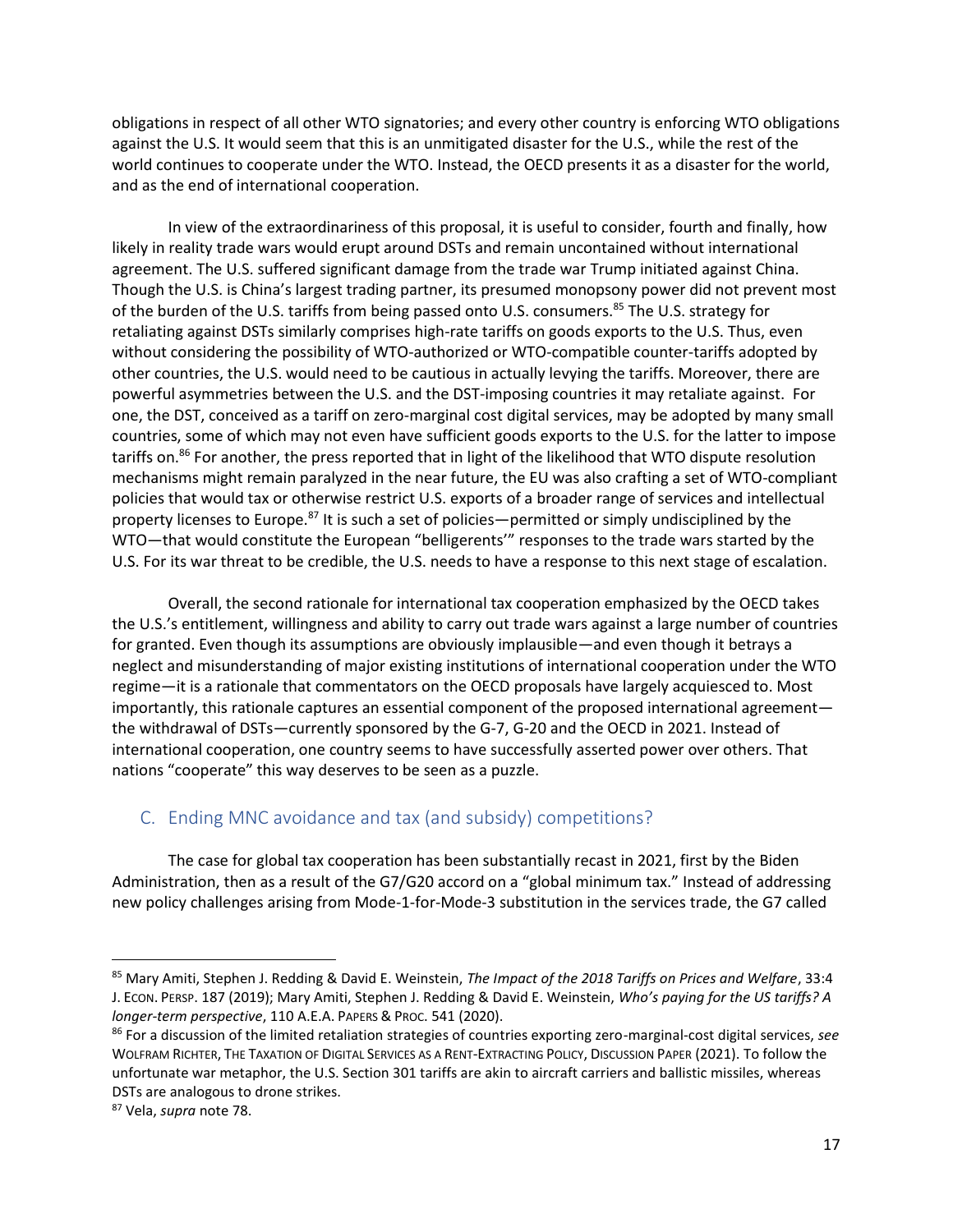obligations in respect of all other WTO signatories; and every other country is enforcing WTO obligations against the U.S. It would seem that this is an unmitigated disaster for the U.S., while the rest of the world continues to cooperate under the WTO. Instead, the OECD presents it as a disaster for the world, and as the end of international cooperation.

In view of the extraordinariness of this proposal, it is useful to consider, fourth and finally, how likely in reality trade wars would erupt around DSTs and remain uncontained without international agreement. The U.S. suffered significant damage from the trade war Trump initiated against China. Though the U.S. is China's largest trading partner, its presumed monopsony power did not prevent most of the burden of the U.S. tariffs from being passed onto U.S. consumers.[85] The U.S. strategy for retaliating against DSTs similarly comprises high-rate tariffs on goods exports to the U.S. Thus, even without considering the possibility of WTO-authorized or WTO-compatible counter-tariffs adopted by other countries, the U.S. would need to be cautious in actually levying the tariffs. Moreover, there are powerful asymmetries between the U.S. and the DST-imposing countries it may retaliate against. For one, the DST, conceived as a tariff on zero-marginal cost digital services, may be adopted by many small countries, some of which may not even have sufficient goods exports to the U.S. for the latter to impose tariffs on.[86] For another, the press reported that in light of the likelihood that WTO dispute resolution mechanisms might remain paralyzed in the near future, the EU was also crafting a set of WTO-compliant policies that would tax or otherwise restrict U.S. exports of a broader range of services and intellectual property licenses to Europe.[87] It is such a set of policies—permitted or simply undisciplined by the WTO—that would constitute the European "belligerents'" responses to the trade wars started by the U.S. For its war threat to be credible, the U.S. needs to have a response to this next stage of escalation.

Overall, the second rationale for international tax cooperation emphasized by the OECD takes the U.S.'s entitlement, willingness and ability to carry out trade wars against a large number of countries for granted. Even though its assumptions are obviously implausible—and even though it betrays a neglect and misunderstanding of major existing institutions of international cooperation under the WTO regime—it is a rationale that commentators on the OECD proposals have largely acquiesced to. Most importantly, this rationale captures an essential component of the proposed international agreement—the withdrawal of DSTs—currently sponsored by the G-7, G-20 and the OECD in 2021. Instead of international cooperation, one country seems to have successfully asserted power over others. That nations "cooperate" this way deserves to be seen as a puzzle.

## C. Ending MNC avoidance and tax (and subsidy) competitions?

The case for global tax cooperation has been substantially recast in 2021, first by the Biden Administration, then as a result of the G7/G20 accord on a "global minimum tax." Instead of addressing new policy challenges arising from Mode-1-for-Mode-3 substitution in the services trade, the G7 called

---

[85] Mary Amiti, Stephen J. Redding & David E. Weinstein, *The Impact of the 2018 Tariffs on Prices and Welfare*, 33:4 J. ECON. PERSP. 187 (2019); Mary Amiti, Stephen J. Redding & David E. Weinstein, *Who's paying for the US tariffs? A longer-term perspective*, 110 A.E.A. PAPERS & PROC. 541 (2020).

[86] For a discussion of the limited retaliation strategies of countries exporting zero-marginal-cost digital services, *see* WOLFRAM RICHTER, THE TAXATION OF DIGITAL SERVICES AS A RENT-EXTRACTING POLICY, DISCUSSION PAPER (2021). To follow the unfortunate war metaphor, the U.S. Section 301 tariffs are akin to aircraft carriers and ballistic missiles, whereas DSTs are analogous to drone strikes.

[87] Vela, *supra* note 78.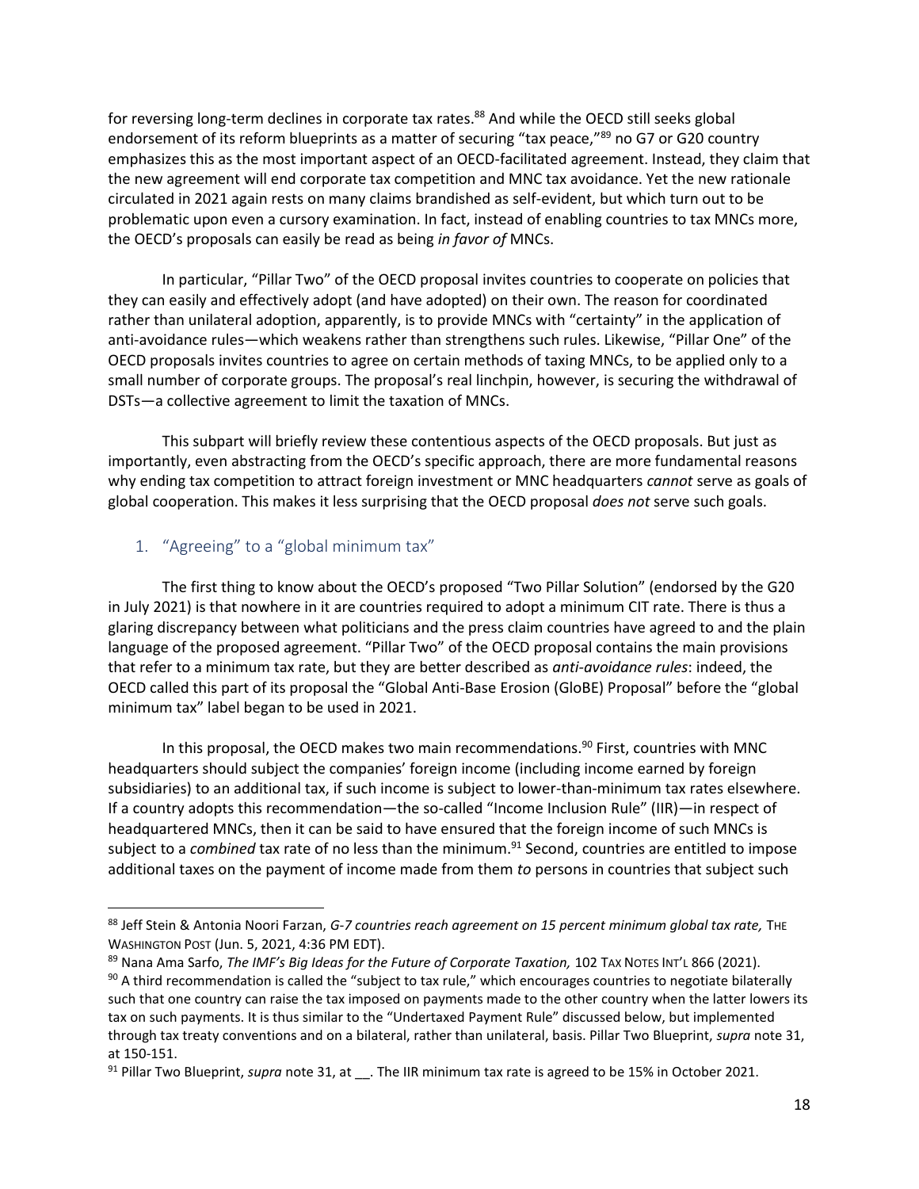for reversing long-term declines in corporate tax rates.[88] And while the OECD still seeks global endorsement of its reform blueprints as a matter of securing "tax peace,"[89] no G7 or G20 country emphasizes this as the most important aspect of an OECD-facilitated agreement. Instead, they claim that the new agreement will end corporate tax competition and MNC tax avoidance. Yet the new rationale circulated in 2021 again rests on many claims brandished as self-evident, but which turn out to be problematic upon even a cursory examination. In fact, instead of enabling countries to tax MNCs more, the OECD's proposals can easily be read as being *in favor of* MNCs.

In particular, "Pillar Two" of the OECD proposal invites countries to cooperate on policies that they can easily and effectively adopt (and have adopted) on their own. The reason for coordinated rather than unilateral adoption, apparently, is to provide MNCs with "certainty" in the application of anti-avoidance rules—which weakens rather than strengthens such rules. Likewise, "Pillar One" of the OECD proposals invites countries to agree on certain methods of taxing MNCs, to be applied only to a small number of corporate groups. The proposal's real linchpin, however, is securing the withdrawal of DSTs—a collective agreement to limit the taxation of MNCs.

This subpart will briefly review these contentious aspects of the OECD proposals. But just as importantly, even abstracting from the OECD's specific approach, there are more fundamental reasons why ending tax competition to attract foreign investment or MNC headquarters *cannot* serve as goals of global cooperation. This makes it less surprising that the OECD proposal *does not* serve such goals.

### 1. "Agreeing" to a "global minimum tax"

The first thing to know about the OECD's proposed "Two Pillar Solution" (endorsed by the G20 in July 2021) is that nowhere in it are countries required to adopt a minimum CIT rate. There is thus a glaring discrepancy between what politicians and the press claim countries have agreed to and the plain language of the proposed agreement. "Pillar Two" of the OECD proposal contains the main provisions that refer to a minimum tax rate, but they are better described as *anti-avoidance rules*: indeed, the OECD called this part of its proposal the "Global Anti-Base Erosion (GloBE) Proposal" before the "global minimum tax" label began to be used in 2021.

In this proposal, the OECD makes two main recommendations.[90] First, countries with MNC headquarters should subject the companies' foreign income (including income earned by foreign subsidiaries) to an additional tax, if such income is subject to lower-than-minimum tax rates elsewhere. If a country adopts this recommendation—the so-called "Income Inclusion Rule" (IIR)—in respect of headquartered MNCs, then it can be said to have ensured that the foreign income of such MNCs is subject to a *combined* tax rate of no less than the minimum.[91] Second, countries are entitled to impose additional taxes on the payment of income made from them *to* persons in countries that subject such

---

[88] Jeff Stein & Antonia Noori Farzan, *G-7 countries reach agreement on 15 percent minimum global tax rate,* THE WASHINGTON POST (Jun. 5, 2021, 4:36 PM EDT).

[89] Nana Ama Sarfo, *The IMF's Big Ideas for the Future of Corporate Taxation,* 102 TAX NOTES INT'L 866 (2021).

[90] A third recommendation is called the "subject to tax rule," which encourages countries to negotiate bilaterally such that one country can raise the tax imposed on payments made to the other country when the latter lowers its tax on such payments. It is thus similar to the "Undertaxed Payment Rule" discussed below, but implemented through tax treaty conventions and on a bilateral, rather than unilateral, basis. Pillar Two Blueprint, *supra* note 31, at 150-151.

[91] Pillar Two Blueprint, *supra* note 31, at __. The IIR minimum tax rate is agreed to be 15% in October 2021.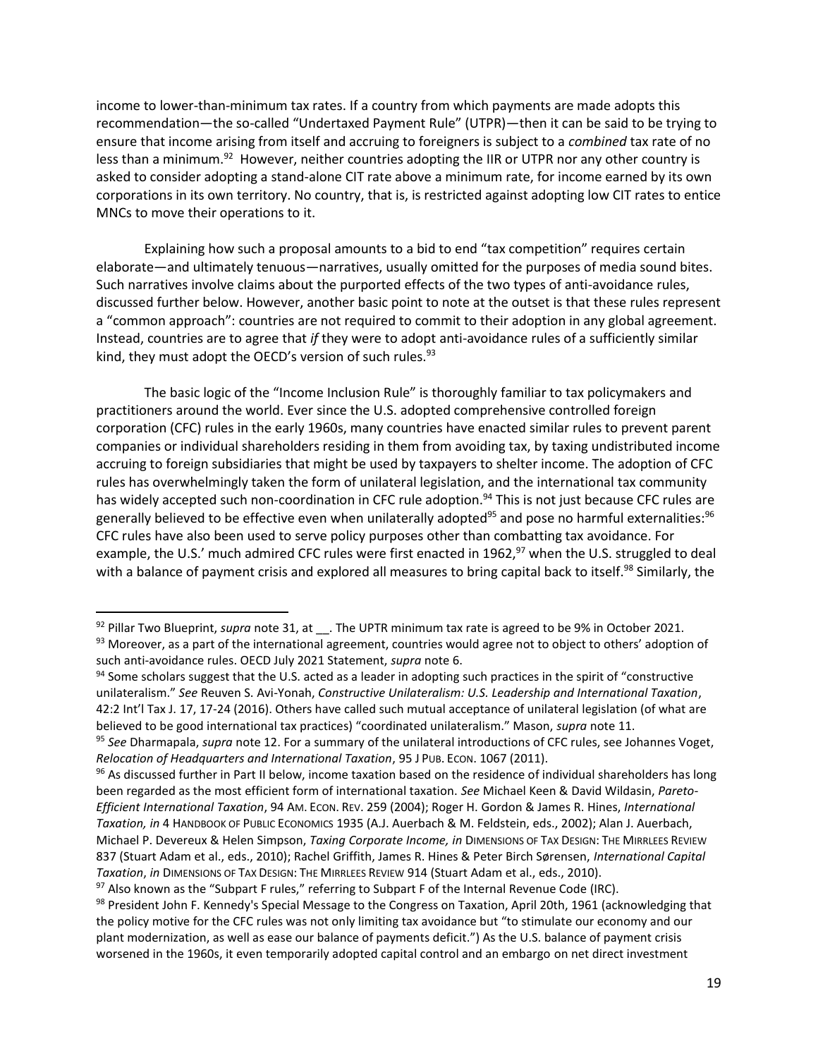income to lower-than-minimum tax rates. If a country from which payments are made adopts this recommendation—the so-called "Undertaxed Payment Rule" (UTPR)—then it can be said to be trying to ensure that income arising from itself and accruing to foreigners is subject to a *combined* tax rate of no less than a minimum.[92] However, neither countries adopting the IIR or UTPR nor any other country is asked to consider adopting a stand-alone CIT rate above a minimum rate, for income earned by its own corporations in its own territory. No country, that is, is restricted against adopting low CIT rates to entice MNCs to move their operations to it.

Explaining how such a proposal amounts to a bid to end "tax competition" requires certain elaborate—and ultimately tenuous—narratives, usually omitted for the purposes of media sound bites. Such narratives involve claims about the purported effects of the two types of anti-avoidance rules, discussed further below. However, another basic point to note at the outset is that these rules represent a "common approach": countries are not required to commit to their adoption in any global agreement. Instead, countries are to agree that *if* they were to adopt anti-avoidance rules of a sufficiently similar kind, they must adopt the OECD's version of such rules.[93]

The basic logic of the "Income Inclusion Rule" is thoroughly familiar to tax policymakers and practitioners around the world. Ever since the U.S. adopted comprehensive controlled foreign corporation (CFC) rules in the early 1960s, many countries have enacted similar rules to prevent parent companies or individual shareholders residing in them from avoiding tax, by taxing undistributed income accruing to foreign subsidiaries that might be used by taxpayers to shelter income. The adoption of CFC rules has overwhelmingly taken the form of unilateral legislation, and the international tax community has widely accepted such non-coordination in CFC rule adoption.[94] This is not just because CFC rules are generally believed to be effective even when unilaterally adopted[95] and pose no harmful externalities:[96] CFC rules have also been used to serve policy purposes other than combatting tax avoidance. For example, the U.S.' much admired CFC rules were first enacted in 1962,[97] when the U.S. struggled to deal with a balance of payment crisis and explored all measures to bring capital back to itself.[98] Similarly, the

---

[92] Pillar Two Blueprint, *supra* note 31, at __. The UPTR minimum tax rate is agreed to be 9% in October 2021.

[93] Moreover, as a part of the international agreement, countries would agree not to object to others' adoption of such anti-avoidance rules. OECD July 2021 Statement, *supra* note 6.

[94] Some scholars suggest that the U.S. acted as a leader in adopting such practices in the spirit of "constructive unilateralism." *See* Reuven S. Avi-Yonah, *Constructive Unilateralism: U.S. Leadership and International Taxation*, 42:2 Int'l Tax J. 17, 17-24 (2016). Others have called such mutual acceptance of unilateral legislation (of what are believed to be good international tax practices) "coordinated unilateralism." Mason, *supra* note 11.

[95] *See* Dharmapala, *supra* note 12. For a summary of the unilateral introductions of CFC rules, see Johannes Voget, *Relocation of Headquarters and International Taxation*, 95 J PUB. ECON. 1067 (2011).

[96] As discussed further in Part II below, income taxation based on the residence of individual shareholders has long been regarded as the most efficient form of international taxation. *See* Michael Keen & David Wildasin, *Pareto-Efficient International Taxation*, 94 AM. ECON. REV. 259 (2004); Roger H. Gordon & James R. Hines, *International Taxation, in* 4 HANDBOOK OF PUBLIC ECONOMICS 1935 (A.J. Auerbach & M. Feldstein, eds., 2002); Alan J. Auerbach, Michael P. Devereux & Helen Simpson, *Taxing Corporate Income, in* DIMENSIONS OF TAX DESIGN: THE MIRRLEES REVIEW 837 (Stuart Adam et al., eds., 2010); Rachel Griffith, James R. Hines & Peter Birch Sørensen, *International Capital Taxation*, *in* DIMENSIONS OF TAX DESIGN: THE MIRRLEES REVIEW 914 (Stuart Adam et al., eds., 2010).

[97] Also known as the "Subpart F rules," referring to Subpart F of the Internal Revenue Code (IRC).

[98] President John F. Kennedy's Special Message to the Congress on Taxation, April 20th, 1961 (acknowledging that the policy motive for the CFC rules was not only limiting tax avoidance but "to stimulate our economy and our plant modernization, as well as ease our balance of payments deficit.") As the U.S. balance of payment crisis worsened in the 1960s, it even temporarily adopted capital control and an embargo on net direct investment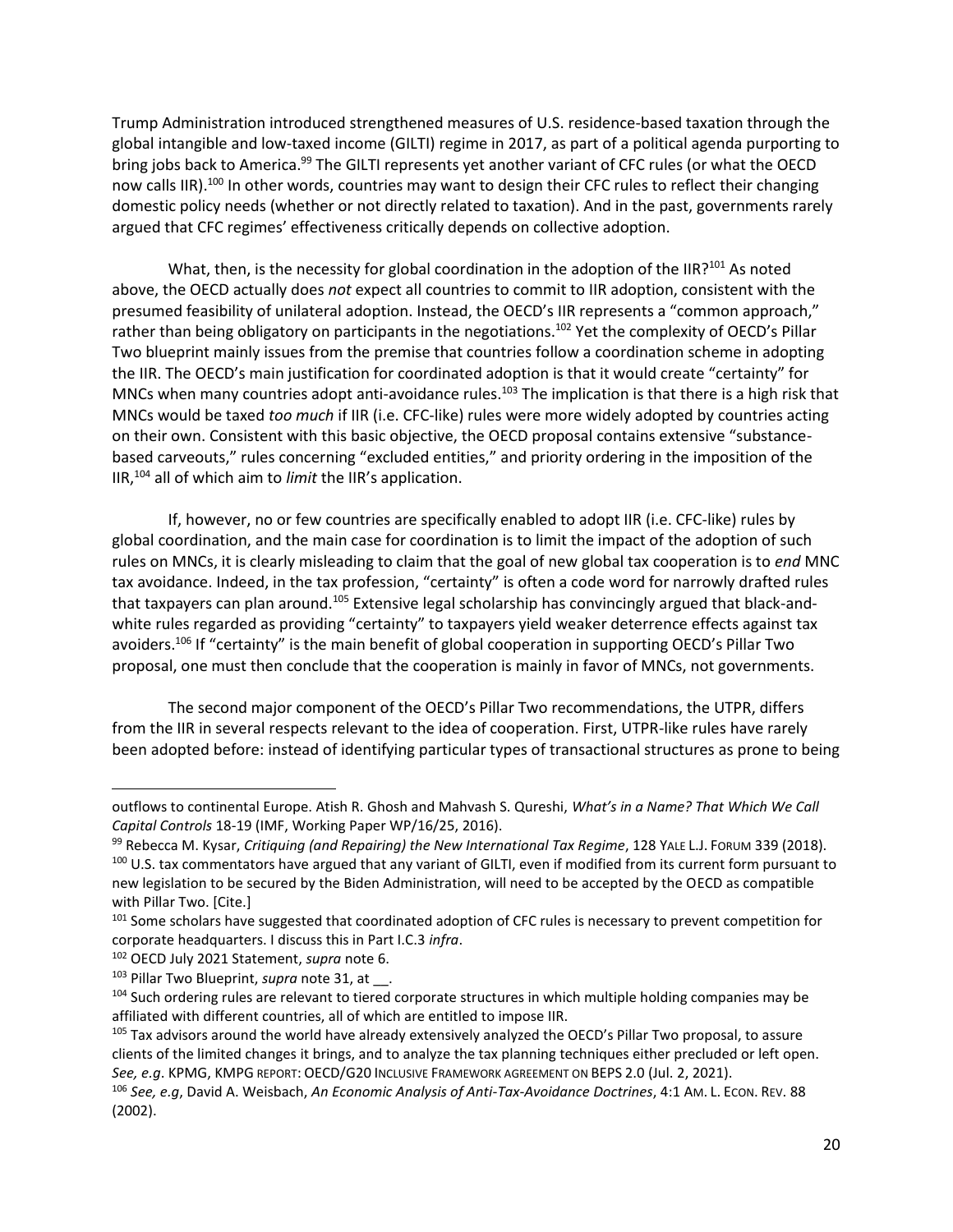Trump Administration introduced strengthened measures of U.S. residence-based taxation through the global intangible and low-taxed income (GILTI) regime in 2017, as part of a political agenda purporting to bring jobs back to America.[99] The GILTI represents yet another variant of CFC rules (or what the OECD now calls IIR).[100] In other words, countries may want to design their CFC rules to reflect their changing domestic policy needs (whether or not directly related to taxation). And in the past, governments rarely argued that CFC regimes' effectiveness critically depends on collective adoption.

What, then, is the necessity for global coordination in the adoption of the IIR?[101] As noted above, the OECD actually does *not* expect all countries to commit to IIR adoption, consistent with the presumed feasibility of unilateral adoption. Instead, the OECD's IIR represents a "common approach," rather than being obligatory on participants in the negotiations.[102] Yet the complexity of OECD's Pillar Two blueprint mainly issues from the premise that countries follow a coordination scheme in adopting the IIR. The OECD's main justification for coordinated adoption is that it would create "certainty" for MNCs when many countries adopt anti-avoidance rules.[103] The implication is that there is a high risk that MNCs would be taxed *too much* if IIR (i.e. CFC-like) rules were more widely adopted by countries acting on their own. Consistent with this basic objective, the OECD proposal contains extensive "substance-based carveouts," rules concerning "excluded entities," and priority ordering in the imposition of the IIR,[104] all of which aim to *limit* the IIR's application.

If, however, no or few countries are specifically enabled to adopt IIR (i.e. CFC-like) rules by global coordination, and the main case for coordination is to limit the impact of the adoption of such rules on MNCs, it is clearly misleading to claim that the goal of new global tax cooperation is to *end* MNC tax avoidance. Indeed, in the tax profession, "certainty" is often a code word for narrowly drafted rules that taxpayers can plan around.[105] Extensive legal scholarship has convincingly argued that black-and-white rules regarded as providing "certainty" to taxpayers yield weaker deterrence effects against tax avoiders.[106] If "certainty" is the main benefit of global cooperation in supporting OECD's Pillar Two proposal, one must then conclude that the cooperation is mainly in favor of MNCs, not governments.

The second major component of the OECD's Pillar Two recommendations, the UTPR, differs from the IIR in several respects relevant to the idea of cooperation. First, UTPR-like rules have rarely been adopted before: instead of identifying particular types of transactional structures as prone to being

---

outflows to continental Europe. Atish R. Ghosh and Mahvash S. Qureshi, *What's in a Name? That Which We Call Capital Controls* 18-19 (IMF, Working Paper WP/16/25, 2016).

[99] Rebecca M. Kysar, *Critiquing (and Repairing) the New International Tax Regime*, 128 YALE L.J. FORUM 339 (2018).

[100] U.S. tax commentators have argued that any variant of GILTI, even if modified from its current form pursuant to new legislation to be secured by the Biden Administration, will need to be accepted by the OECD as compatible with Pillar Two. [Cite.]

[101] Some scholars have suggested that coordinated adoption of CFC rules is necessary to prevent competition for corporate headquarters. I discuss this in Part I.C.3 *infra*.

[102] OECD July 2021 Statement, *supra* note 6.

[103] Pillar Two Blueprint, *supra* note 31, at __.

[104] Such ordering rules are relevant to tiered corporate structures in which multiple holding companies may be affiliated with different countries, all of which are entitled to impose IIR.

[105] Tax advisors around the world have already extensively analyzed the OECD's Pillar Two proposal, to assure clients of the limited changes it brings, and to analyze the tax planning techniques either precluded or left open. *See, e.g*. KPMG, KMPG REPORT: OECD/G20 INCLUSIVE FRAMEWORK AGREEMENT ON BEPS 2.0 (Jul. 2, 2021).

[106] *See, e.g*, David A. Weisbach, *An Economic Analysis of Anti-Tax-Avoidance Doctrines*, 4:1 AM. L. ECON. REV. 88 (2002).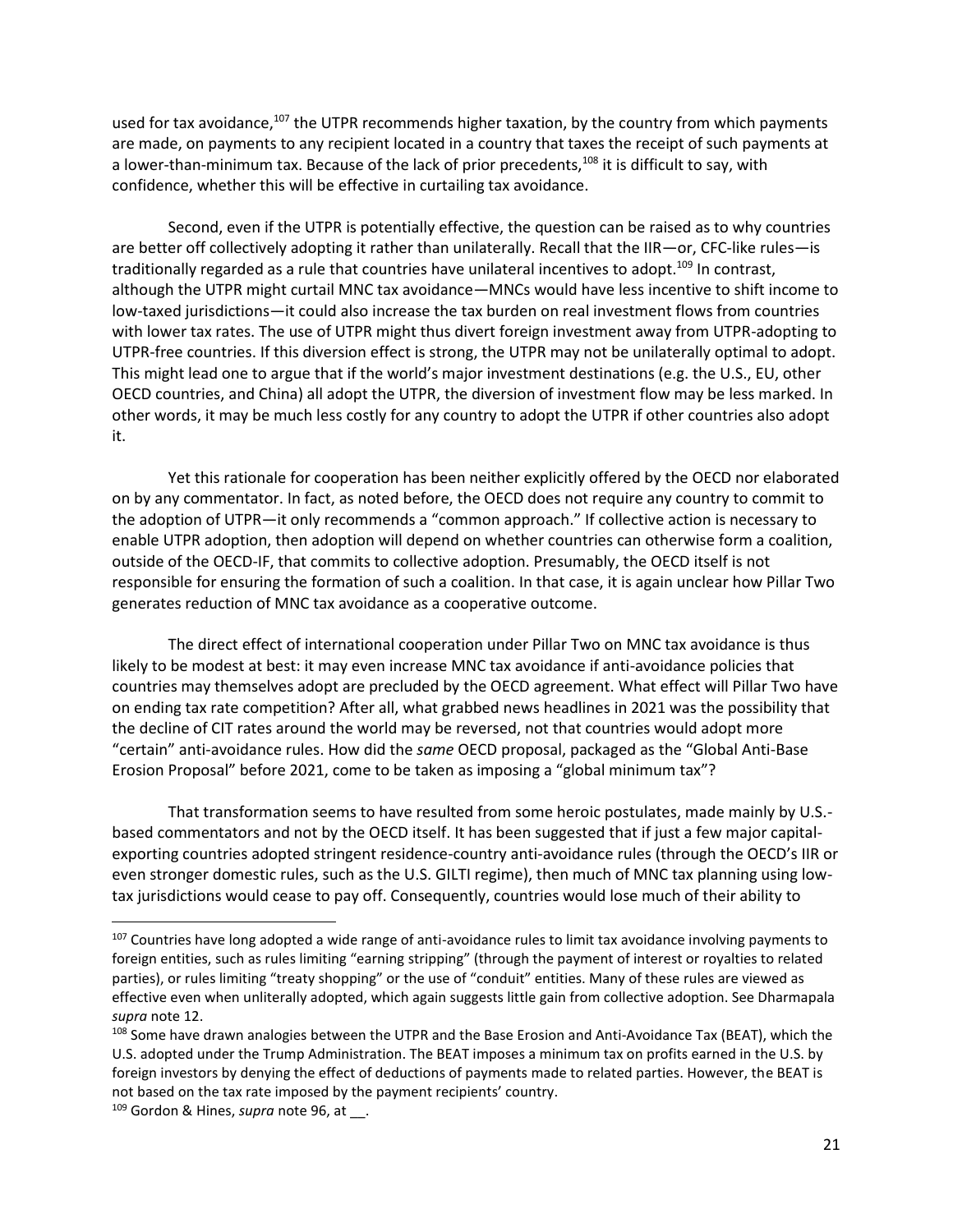used for tax avoidance,[107] the UTPR recommends higher taxation, by the country from which payments are made, on payments to any recipient located in a country that taxes the receipt of such payments at a lower-than-minimum tax. Because of the lack of prior precedents,[108] it is difficult to say, with confidence, whether this will be effective in curtailing tax avoidance.

Second, even if the UTPR is potentially effective, the question can be raised as to why countries are better off collectively adopting it rather than unilaterally. Recall that the IIR—or, CFC-like rules—is traditionally regarded as a rule that countries have unilateral incentives to adopt.[109] In contrast, although the UTPR might curtail MNC tax avoidance—MNCs would have less incentive to shift income to low-taxed jurisdictions—it could also increase the tax burden on real investment flows from countries with lower tax rates. The use of UTPR might thus divert foreign investment away from UTPR-adopting to UTPR-free countries. If this diversion effect is strong, the UTPR may not be unilaterally optimal to adopt. This might lead one to argue that if the world's major investment destinations (e.g. the U.S., EU, other OECD countries, and China) all adopt the UTPR, the diversion of investment flow may be less marked. In other words, it may be much less costly for any country to adopt the UTPR if other countries also adopt it.

Yet this rationale for cooperation has been neither explicitly offered by the OECD nor elaborated on by any commentator. In fact, as noted before, the OECD does not require any country to commit to the adoption of UTPR—it only recommends a "common approach." If collective action is necessary to enable UTPR adoption, then adoption will depend on whether countries can otherwise form a coalition, outside of the OECD-IF, that commits to collective adoption. Presumably, the OECD itself is not responsible for ensuring the formation of such a coalition. In that case, it is again unclear how Pillar Two generates reduction of MNC tax avoidance as a cooperative outcome.

The direct effect of international cooperation under Pillar Two on MNC tax avoidance is thus likely to be modest at best: it may even increase MNC tax avoidance if anti-avoidance policies that countries may themselves adopt are precluded by the OECD agreement. What effect will Pillar Two have on ending tax rate competition? After all, what grabbed news headlines in 2021 was the possibility that the decline of CIT rates around the world may be reversed, not that countries would adopt more "certain" anti-avoidance rules. How did the *same* OECD proposal, packaged as the "Global Anti-Base Erosion Proposal" before 2021, come to be taken as imposing a "global minimum tax"?

That transformation seems to have resulted from some heroic postulates, made mainly by U.S.-based commentators and not by the OECD itself. It has been suggested that if just a few major capital-exporting countries adopted stringent residence-country anti-avoidance rules (through the OECD's IIR or even stronger domestic rules, such as the U.S. GILTI regime), then much of MNC tax planning using low-tax jurisdictions would cease to pay off. Consequently, countries would lose much of their ability to

---

[107] Countries have long adopted a wide range of anti-avoidance rules to limit tax avoidance involving payments to foreign entities, such as rules limiting "earning stripping" (through the payment of interest or royalties to related parties), or rules limiting "treaty shopping" or the use of "conduit" entities. Many of these rules are viewed as effective even when unliterally adopted, which again suggests little gain from collective adoption. See Dharmapala *supra* note 12.

[108] Some have drawn analogies between the UTPR and the Base Erosion and Anti-Avoidance Tax (BEAT), which the U.S. adopted under the Trump Administration. The BEAT imposes a minimum tax on profits earned in the U.S. by foreign investors by denying the effect of deductions of payments made to related parties. However, the BEAT is not based on the tax rate imposed by the payment recipients' country.

[109] Gordon & Hines, *supra* note 96, at __.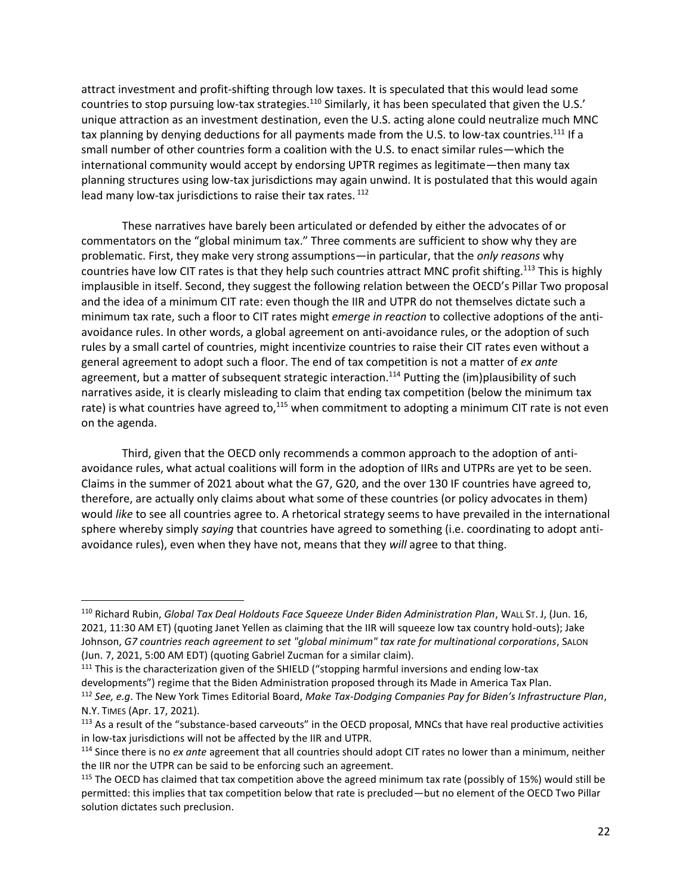attract investment and profit-shifting through low taxes. It is speculated that this would lead some countries to stop pursuing low-tax strategies.[110] Similarly, it has been speculated that given the U.S.' unique attraction as an investment destination, even the U.S. acting alone could neutralize much MNC tax planning by denying deductions for all payments made from the U.S. to low-tax countries.[111] If a small number of other countries form a coalition with the U.S. to enact similar rules—which the international community would accept by endorsing UPTR regimes as legitimate—then many tax planning structures using low-tax jurisdictions may again unwind. It is postulated that this would again lead many low-tax jurisdictions to raise their tax rates.[112]

These narratives have barely been articulated or defended by either the advocates of or commentators on the "global minimum tax." Three comments are sufficient to show why they are problematic. First, they make very strong assumptions—in particular, that the *only reasons* why countries have low CIT rates is that they help such countries attract MNC profit shifting.[113] This is highly implausible in itself. Second, they suggest the following relation between the OECD's Pillar Two proposal and the idea of a minimum CIT rate: even though the IIR and UTPR do not themselves dictate such a minimum tax rate, such a floor to CIT rates might *emerge in reaction* to collective adoptions of the anti-avoidance rules. In other words, a global agreement on anti-avoidance rules, or the adoption of such rules by a small cartel of countries, might incentivize countries to raise their CIT rates even without a general agreement to adopt such a floor. The end of tax competition is not a matter of *ex ante* agreement, but a matter of subsequent strategic interaction.[114] Putting the (im)plausibility of such narratives aside, it is clearly misleading to claim that ending tax competition (below the minimum tax rate) is what countries have agreed to,[115] when commitment to adopting a minimum CIT rate is not even on the agenda.

Third, given that the OECD only recommends a common approach to the adoption of anti-avoidance rules, what actual coalitions will form in the adoption of IIRs and UTPRs are yet to be seen. Claims in the summer of 2021 about what the G7, G20, and the over 130 IF countries have agreed to, therefore, are actually only claims about what some of these countries (or policy advocates in them) would *like* to see all countries agree to. A rhetorical strategy seems to have prevailed in the international sphere whereby simply *saying* that countries have agreed to something (i.e. coordinating to adopt anti-avoidance rules), even when they have not, means that they *will* agree to that thing.

---

[110] Richard Rubin, *Global Tax Deal Holdouts Face Squeeze Under Biden Administration Plan*, WALL ST. J, (Jun. 16, 2021, 11:30 AM ET) (quoting Janet Yellen as claiming that the IIR will squeeze low tax country hold-outs); Jake Johnson, *G7 countries reach agreement to set "global minimum" tax rate for multinational corporations*, SALON (Jun. 7, 2021, 5:00 AM EDT) (quoting Gabriel Zucman for a similar claim).

[111] This is the characterization given of the SHIELD ("stopping harmful inversions and ending low-tax developments") regime that the Biden Administration proposed through its Made in America Tax Plan.

[112] *See, e.g*. The New York Times Editorial Board, *Make Tax-Dodging Companies Pay for Biden's Infrastructure Plan*, N.Y. TIMES (Apr. 17, 2021).

[113] As a result of the "substance-based carveouts" in the OECD proposal, MNCs that have real productive activities in low-tax jurisdictions will not be affected by the IIR and UTPR.

[114] Since there is no *ex ante* agreement that all countries should adopt CIT rates no lower than a minimum, neither the IIR nor the UTPR can be said to be enforcing such an agreement.

[115] The OECD has claimed that tax competition above the agreed minimum tax rate (possibly of 15%) would still be permitted: this implies that tax competition below that rate is precluded—but no element of the OECD Two Pillar solution dictates such preclusion.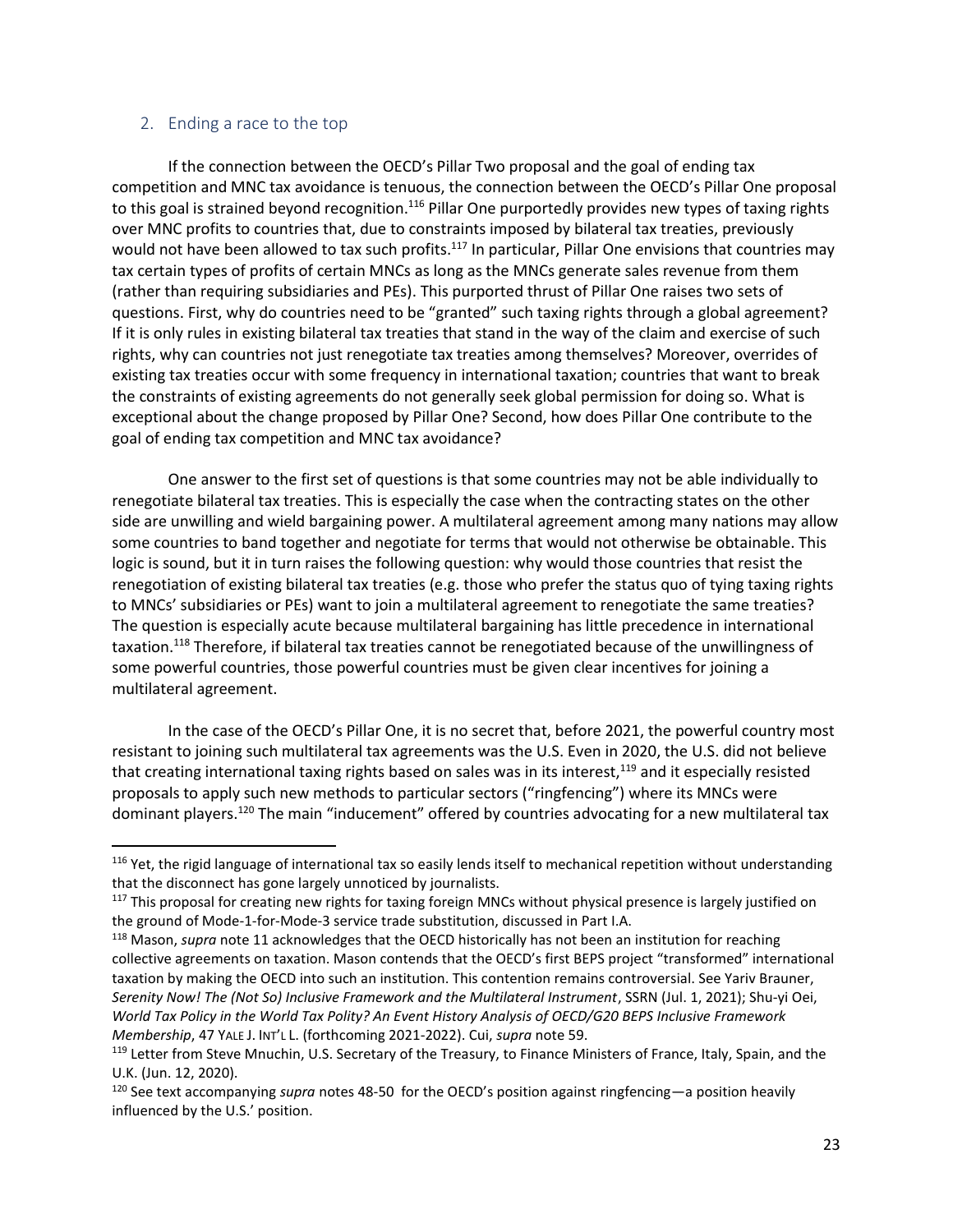## 2. Ending a race to the top

If the connection between the OECD's Pillar Two proposal and the goal of ending tax competition and MNC tax avoidance is tenuous, the connection between the OECD's Pillar One proposal to this goal is strained beyond recognition.[116] Pillar One purportedly provides new types of taxing rights over MNC profits to countries that, due to constraints imposed by bilateral tax treaties, previously would not have been allowed to tax such profits.[117] In particular, Pillar One envisions that countries may tax certain types of profits of certain MNCs as long as the MNCs generate sales revenue from them (rather than requiring subsidiaries and PEs). This purported thrust of Pillar One raises two sets of questions. First, why do countries need to be "granted" such taxing rights through a global agreement? If it is only rules in existing bilateral tax treaties that stand in the way of the claim and exercise of such rights, why can countries not just renegotiate tax treaties among themselves? Moreover, overrides of existing tax treaties occur with some frequency in international taxation; countries that want to break the constraints of existing agreements do not generally seek global permission for doing so. What is exceptional about the change proposed by Pillar One? Second, how does Pillar One contribute to the goal of ending tax competition and MNC tax avoidance?

One answer to the first set of questions is that some countries may not be able individually to renegotiate bilateral tax treaties. This is especially the case when the contracting states on the other side are unwilling and wield bargaining power. A multilateral agreement among many nations may allow some countries to band together and negotiate for terms that would not otherwise be obtainable. This logic is sound, but it in turn raises the following question: why would those countries that resist the renegotiation of existing bilateral tax treaties (e.g. those who prefer the status quo of tying taxing rights to MNCs' subsidiaries or PEs) want to join a multilateral agreement to renegotiate the same treaties? The question is especially acute because multilateral bargaining has little precedence in international taxation.[118] Therefore, if bilateral tax treaties cannot be renegotiated because of the unwillingness of some powerful countries, those powerful countries must be given clear incentives for joining a multilateral agreement.

In the case of the OECD's Pillar One, it is no secret that, before 2021, the powerful country most resistant to joining such multilateral tax agreements was the U.S. Even in 2020, the U.S. did not believe that creating international taxing rights based on sales was in its interest,[119] and it especially resisted proposals to apply such new methods to particular sectors ("ringfencing") where its MNCs were dominant players.[120] The main "inducement" offered by countries advocating for a new multilateral tax

---

[116] Yet, the rigid language of international tax so easily lends itself to mechanical repetition without understanding that the disconnect has gone largely unnoticed by journalists.

[117] This proposal for creating new rights for taxing foreign MNCs without physical presence is largely justified on the ground of Mode-1-for-Mode-3 service trade substitution, discussed in Part I.A.

[118] Mason, *supra* note 11 acknowledges that the OECD historically has not been an institution for reaching collective agreements on taxation. Mason contends that the OECD's first BEPS project "transformed" international taxation by making the OECD into such an institution. This contention remains controversial. See Yariv Brauner, *Serenity Now! The (Not So) Inclusive Framework and the Multilateral Instrument*, SSRN (Jul. 1, 2021); Shu-yi Oei, *World Tax Policy in the World Tax Polity? An Event History Analysis of OECD/G20 BEPS Inclusive Framework Membership*, 47 YALE J. INT'L L. (forthcoming 2021-2022). Cui, *supra* note 59.

[119] Letter from Steve Mnuchin, U.S. Secretary of the Treasury, to Finance Ministers of France, Italy, Spain, and the U.K. (Jun. 12, 2020).

[120] See text accompanying *supra* notes 48-50 for the OECD's position against ringfencing—a position heavily influenced by the U.S.' position.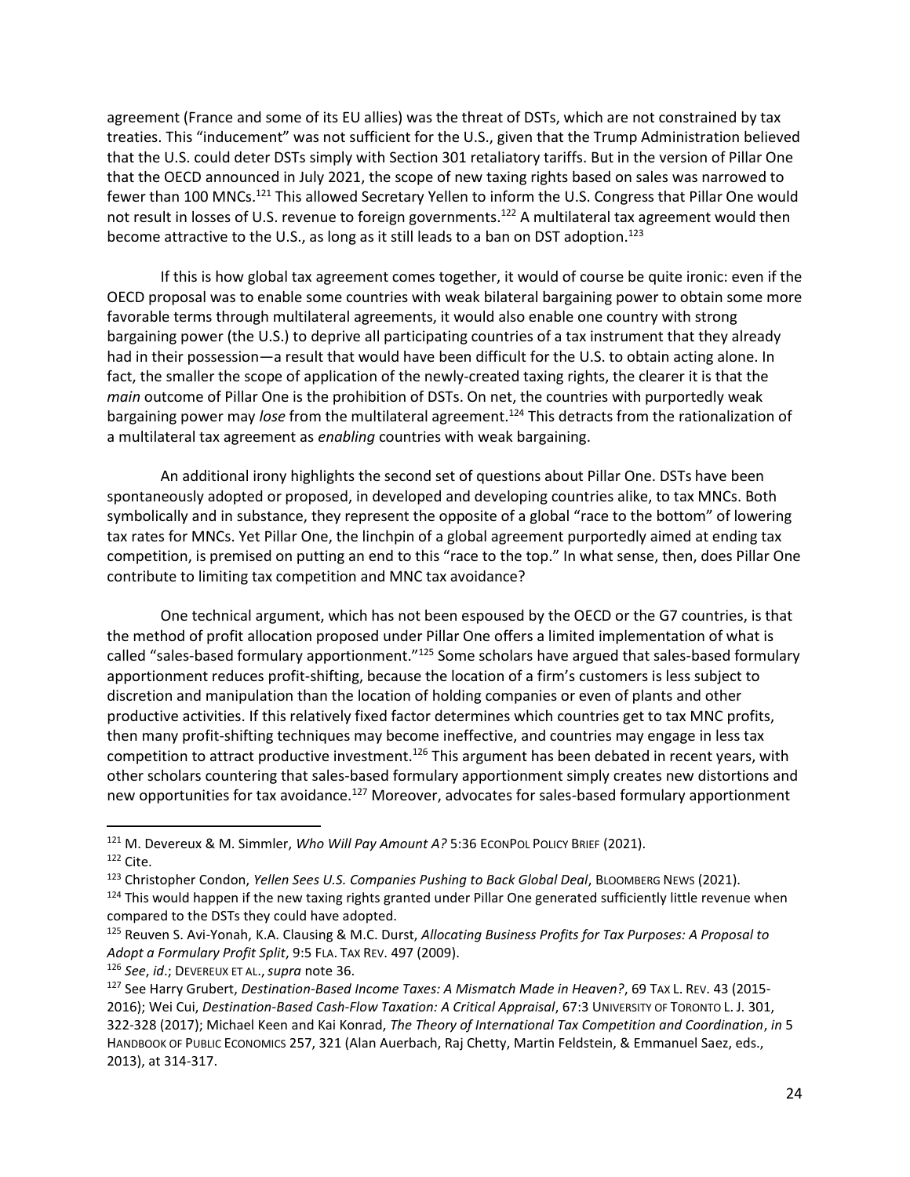agreement (France and some of its EU allies) was the threat of DSTs, which are not constrained by tax treaties. This "inducement" was not sufficient for the U.S., given that the Trump Administration believed that the U.S. could deter DSTs simply with Section 301 retaliatory tariffs. But in the version of Pillar One that the OECD announced in July 2021, the scope of new taxing rights based on sales was narrowed to fewer than 100 MNCs.[121] This allowed Secretary Yellen to inform the U.S. Congress that Pillar One would not result in losses of U.S. revenue to foreign governments.[122] A multilateral tax agreement would then become attractive to the U.S., as long as it still leads to a ban on DST adoption.[123]

If this is how global tax agreement comes together, it would of course be quite ironic: even if the OECD proposal was to enable some countries with weak bilateral bargaining power to obtain some more favorable terms through multilateral agreements, it would also enable one country with strong bargaining power (the U.S.) to deprive all participating countries of a tax instrument that they already had in their possession—a result that would have been difficult for the U.S. to obtain acting alone. In fact, the smaller the scope of application of the newly-created taxing rights, the clearer it is that the *main* outcome of Pillar One is the prohibition of DSTs. On net, the countries with purportedly weak bargaining power may *lose* from the multilateral agreement.[124] This detracts from the rationalization of a multilateral tax agreement as *enabling* countries with weak bargaining.

An additional irony highlights the second set of questions about Pillar One. DSTs have been spontaneously adopted or proposed, in developed and developing countries alike, to tax MNCs. Both symbolically and in substance, they represent the opposite of a global "race to the bottom" of lowering tax rates for MNCs. Yet Pillar One, the linchpin of a global agreement purportedly aimed at ending tax competition, is premised on putting an end to this "race to the top." In what sense, then, does Pillar One contribute to limiting tax competition and MNC tax avoidance?

One technical argument, which has not been espoused by the OECD or the G7 countries, is that the method of profit allocation proposed under Pillar One offers a limited implementation of what is called "sales-based formulary apportionment."[125] Some scholars have argued that sales-based formulary apportionment reduces profit-shifting, because the location of a firm's customers is less subject to discretion and manipulation than the location of holding companies or even of plants and other productive activities. If this relatively fixed factor determines which countries get to tax MNC profits, then many profit-shifting techniques may become ineffective, and countries may engage in less tax competition to attract productive investment.[126] This argument has been debated in recent years, with other scholars countering that sales-based formulary apportionment simply creates new distortions and new opportunities for tax avoidance.[127] Moreover, advocates for sales-based formulary apportionment

---

[121] M. Devereux & M. Simmler, *Who Will Pay Amount A?* 5:36 EconPol Policy Brief (2021).

[122] Cite.

[123] Christopher Condon, *Yellen Sees U.S. Companies Pushing to Back Global Deal*, Bloomberg News (2021).

[124] This would happen if the new taxing rights granted under Pillar One generated sufficiently little revenue when compared to the DSTs they could have adopted.

[125] Reuven S. Avi-Yonah, K.A. Clausing & M.C. Durst, *Allocating Business Profits for Tax Purposes: A Proposal to Adopt a Formulary Profit Split*, 9:5 Fla. Tax Rev. 497 (2009).

[126] *See*, *id*.; Devereux et al., *supra* note 36.

[127] See Harry Grubert, *Destination-Based Income Taxes: A Mismatch Made in Heaven?*, 69 Tax L. Rev. 43 (2015-2016); Wei Cui, *Destination-Based Cash-Flow Taxation: A Critical Appraisal*, 67:3 University of Toronto L. J. 301, 322-328 (2017); Michael Keen and Kai Konrad, *The Theory of International Tax Competition and Coordination*, *in* 5 Handbook of Public Economics 257, 321 (Alan Auerbach, Raj Chetty, Martin Feldstein, & Emmanuel Saez, eds., 2013), at 314-317.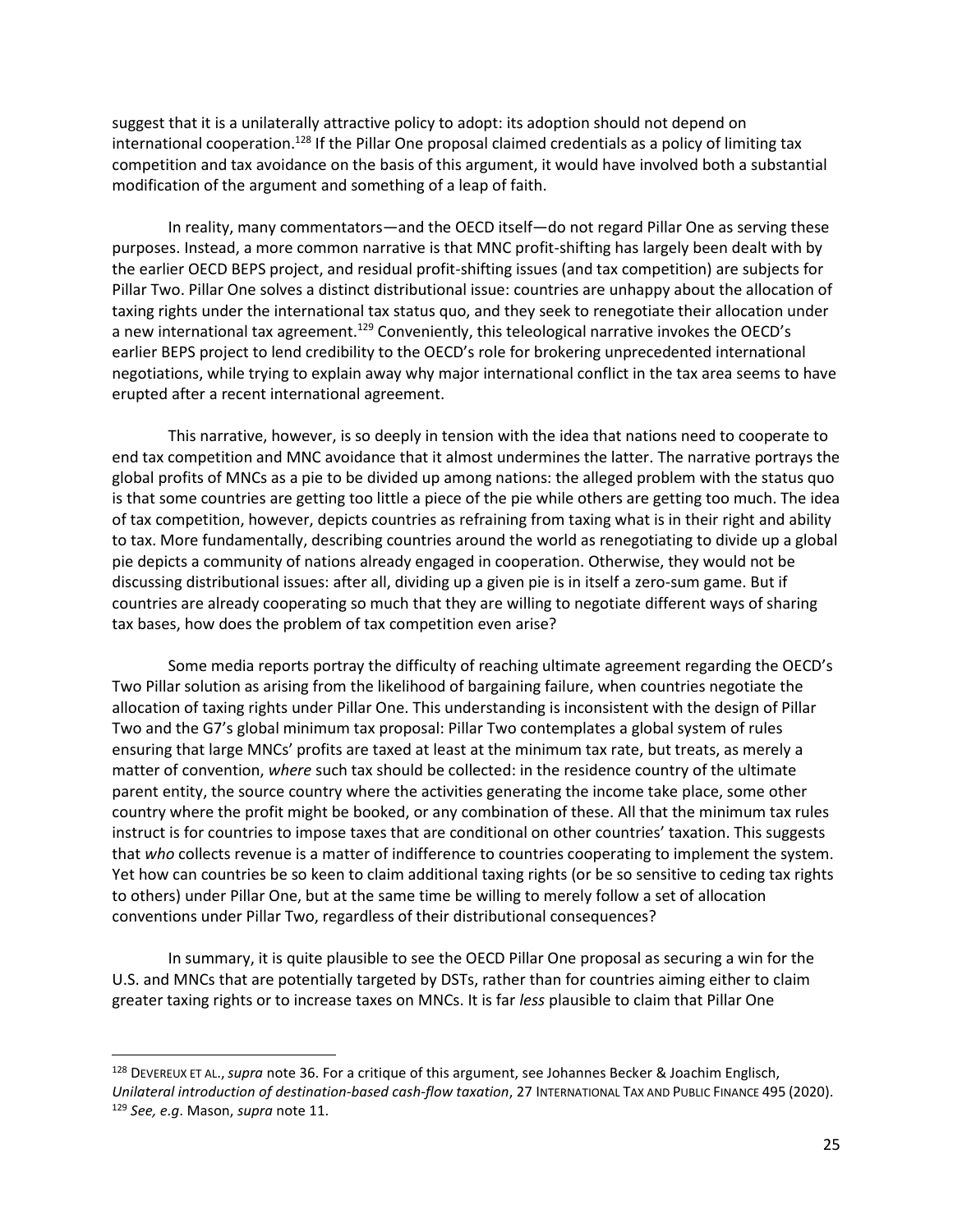suggest that it is a unilaterally attractive policy to adopt: its adoption should not depend on international cooperation.[128] If the Pillar One proposal claimed credentials as a policy of limiting tax competition and tax avoidance on the basis of this argument, it would have involved both a substantial modification of the argument and something of a leap of faith.

In reality, many commentators—and the OECD itself—do not regard Pillar One as serving these purposes. Instead, a more common narrative is that MNC profit-shifting has largely been dealt with by the earlier OECD BEPS project, and residual profit-shifting issues (and tax competition) are subjects for Pillar Two. Pillar One solves a distinct distributional issue: countries are unhappy about the allocation of taxing rights under the international tax status quo, and they seek to renegotiate their allocation under a new international tax agreement.[129] Conveniently, this teleological narrative invokes the OECD's earlier BEPS project to lend credibility to the OECD's role for brokering unprecedented international negotiations, while trying to explain away why major international conflict in the tax area seems to have erupted after a recent international agreement.

This narrative, however, is so deeply in tension with the idea that nations need to cooperate to end tax competition and MNC avoidance that it almost undermines the latter. The narrative portrays the global profits of MNCs as a pie to be divided up among nations: the alleged problem with the status quo is that some countries are getting too little a piece of the pie while others are getting too much. The idea of tax competition, however, depicts countries as refraining from taxing what is in their right and ability to tax. More fundamentally, describing countries around the world as renegotiating to divide up a global pie depicts a community of nations already engaged in cooperation. Otherwise, they would not be discussing distributional issues: after all, dividing up a given pie is in itself a zero-sum game. But if countries are already cooperating so much that they are willing to negotiate different ways of sharing tax bases, how does the problem of tax competition even arise?

Some media reports portray the difficulty of reaching ultimate agreement regarding the OECD's Two Pillar solution as arising from the likelihood of bargaining failure, when countries negotiate the allocation of taxing rights under Pillar One. This understanding is inconsistent with the design of Pillar Two and the G7's global minimum tax proposal: Pillar Two contemplates a global system of rules ensuring that large MNCs' profits are taxed at least at the minimum tax rate, but treats, as merely a matter of convention, *where* such tax should be collected: in the residence country of the ultimate parent entity, the source country where the activities generating the income take place, some other country where the profit might be booked, or any combination of these. All that the minimum tax rules instruct is for countries to impose taxes that are conditional on other countries' taxation. This suggests that *who* collects revenue is a matter of indifference to countries cooperating to implement the system. Yet how can countries be so keen to claim additional taxing rights (or be so sensitive to ceding tax rights to others) under Pillar One, but at the same time be willing to merely follow a set of allocation conventions under Pillar Two, regardless of their distributional consequences?

In summary, it is quite plausible to see the OECD Pillar One proposal as securing a win for the U.S. and MNCs that are potentially targeted by DSTs, rather than for countries aiming either to claim greater taxing rights or to increase taxes on MNCs. It is far *less* plausible to claim that Pillar One

---

[128] DEVEREUX ET AL., *supra* note 36. For a critique of this argument, see Johannes Becker & Joachim Englisch, *Unilateral introduction of destination-based cash-flow taxation*, 27 INTERNATIONAL TAX AND PUBLIC FINANCE 495 (2020).

[129] *See, e.g*. Mason, *supra* note 11.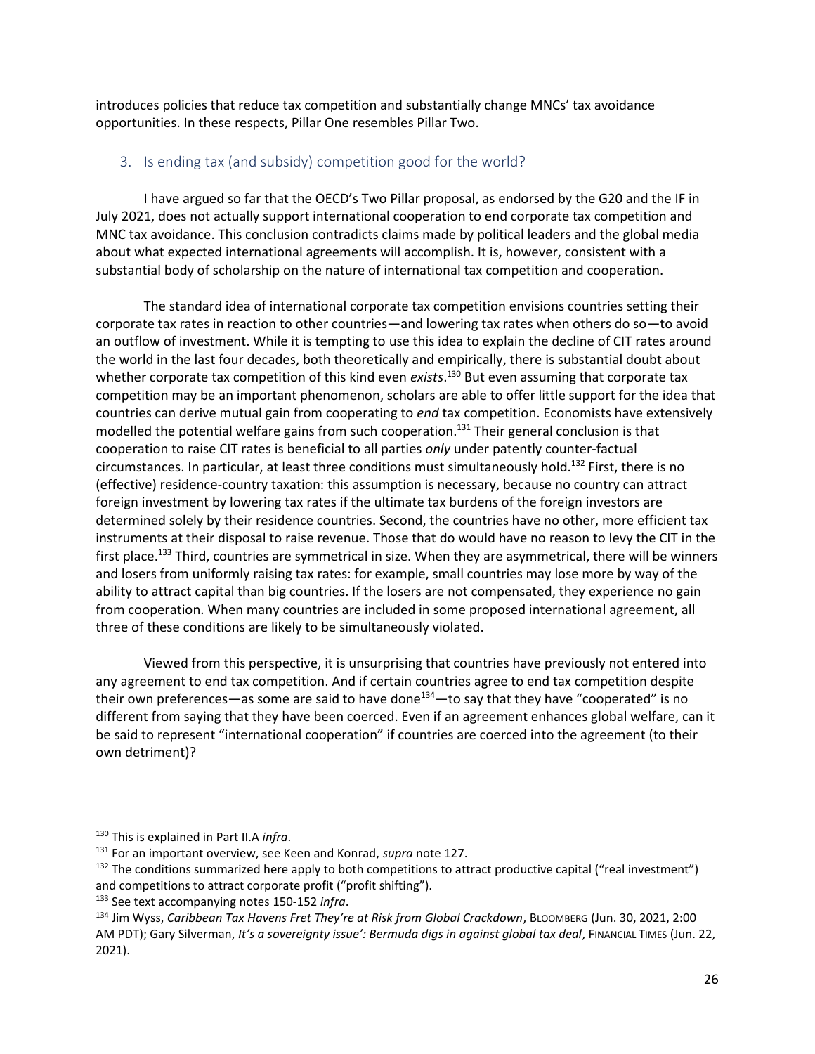introduces policies that reduce tax competition and substantially change MNCs' tax avoidance opportunities. In these respects, Pillar One resembles Pillar Two.

### 3. Is ending tax (and subsidy) competition good for the world?

I have argued so far that the OECD's Two Pillar proposal, as endorsed by the G20 and the IF in July 2021, does not actually support international cooperation to end corporate tax competition and MNC tax avoidance. This conclusion contradicts claims made by political leaders and the global media about what expected international agreements will accomplish. It is, however, consistent with a substantial body of scholarship on the nature of international tax competition and cooperation.

The standard idea of international corporate tax competition envisions countries setting their corporate tax rates in reaction to other countries—and lowering tax rates when others do so—to avoid an outflow of investment. While it is tempting to use this idea to explain the decline of CIT rates around the world in the last four decades, both theoretically and empirically, there is substantial doubt about whether corporate tax competition of this kind even *exists*.[130] But even assuming that corporate tax competition may be an important phenomenon, scholars are able to offer little support for the idea that countries can derive mutual gain from cooperating to *end* tax competition. Economists have extensively modelled the potential welfare gains from such cooperation.[131] Their general conclusion is that cooperation to raise CIT rates is beneficial to all parties *only* under patently counter-factual circumstances. In particular, at least three conditions must simultaneously hold.[132] First, there is no (effective) residence-country taxation: this assumption is necessary, because no country can attract foreign investment by lowering tax rates if the ultimate tax burdens of the foreign investors are determined solely by their residence countries. Second, the countries have no other, more efficient tax instruments at their disposal to raise revenue. Those that do would have no reason to levy the CIT in the first place.[133] Third, countries are symmetrical in size. When they are asymmetrical, there will be winners and losers from uniformly raising tax rates: for example, small countries may lose more by way of the ability to attract capital than big countries. If the losers are not compensated, they experience no gain from cooperation. When many countries are included in some proposed international agreement, all three of these conditions are likely to be simultaneously violated.

Viewed from this perspective, it is unsurprising that countries have previously not entered into any agreement to end tax competition. And if certain countries agree to end tax competition despite their own preferences—as some are said to have done[134]—to say that they have "cooperated" is no different from saying that they have been coerced. Even if an agreement enhances global welfare, can it be said to represent "international cooperation" if countries are coerced into the agreement (to their own detriment)?

---

[130] This is explained in Part II.A *infra*.

[131] For an important overview, see Keen and Konrad, *supra* note 127.

[132] The conditions summarized here apply to both competitions to attract productive capital ("real investment") and competitions to attract corporate profit ("profit shifting").

[133] See text accompanying notes 150-152 *infra*.

[134] Jim Wyss, *Caribbean Tax Havens Fret They're at Risk from Global Crackdown*, BLOOMBERG (Jun. 30, 2021, 2:00 AM PDT); Gary Silverman, *It's a sovereignty issue': Bermuda digs in against global tax deal*, FINANCIAL TIMES (Jun. 22, 2021).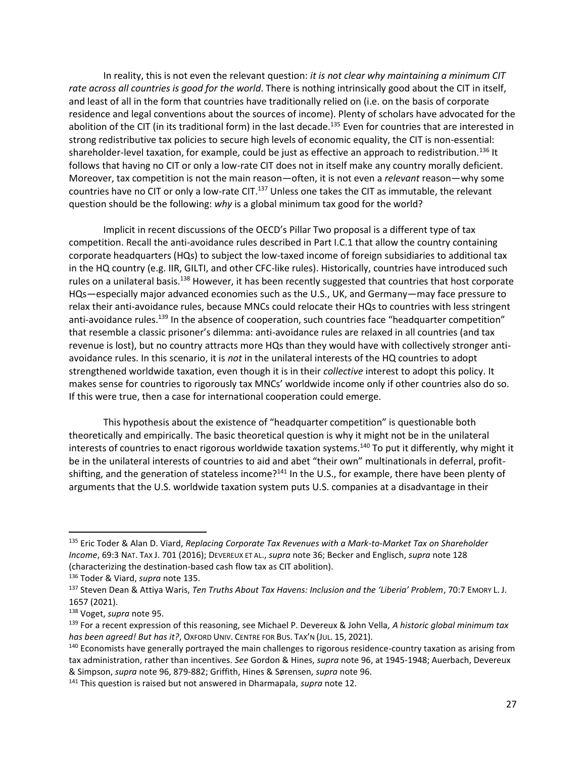In reality, this is not even the relevant question: *it is not clear why maintaining a minimum CIT rate across all countries is good for the world*. There is nothing intrinsically good about the CIT in itself, and least of all in the form that countries have traditionally relied on (i.e. on the basis of corporate residence and legal conventions about the sources of income). Plenty of scholars have advocated for the abolition of the CIT (in its traditional form) in the last decade.[135] Even for countries that are interested in strong redistributive tax policies to secure high levels of economic equality, the CIT is non-essential: shareholder-level taxation, for example, could be just as effective an approach to redistribution.[136] It follows that having no CIT or only a low-rate CIT does not in itself make any country morally deficient. Moreover, tax competition is not the main reason—often, it is not even a *relevant* reason—why some countries have no CIT or only a low-rate CIT.[137] Unless one takes the CIT as immutable, the relevant question should be the following: *why* is a global minimum tax good for the world?

Implicit in recent discussions of the OECD's Pillar Two proposal is a different type of tax competition. Recall the anti-avoidance rules described in Part I.C.1 that allow the country containing corporate headquarters (HQs) to subject the low-taxed income of foreign subsidiaries to additional tax in the HQ country (e.g. IIR, GILTI, and other CFC-like rules). Historically, countries have introduced such rules on a unilateral basis.[138] However, it has been recently suggested that countries that host corporate HQs—especially major advanced economies such as the U.S., UK, and Germany—may face pressure to relax their anti-avoidance rules, because MNCs could relocate their HQs to countries with less stringent anti-avoidance rules.[139] In the absence of cooperation, such countries face "headquarter competition" that resemble a classic prisoner's dilemma: anti-avoidance rules are relaxed in all countries (and tax revenue is lost), but no country attracts more HQs than they would have with collectively stronger anti-avoidance rules. In this scenario, it is *not* in the unilateral interests of the HQ countries to adopt strengthened worldwide taxation, even though it is in their *collective* interest to adopt this policy. It makes sense for countries to rigorously tax MNCs' worldwide income only if other countries also do so. If this were true, then a case for international cooperation could emerge.

This hypothesis about the existence of "headquarter competition" is questionable both theoretically and empirically. The basic theoretical question is why it might not be in the unilateral interests of countries to enact rigorous worldwide taxation systems.[140] To put it differently, why might it be in the unilateral interests of countries to aid and abet "their own" multinationals in deferral, profit-shifting, and the generation of stateless income?[141] In the U.S., for example, there have been plenty of arguments that the U.S. worldwide taxation system puts U.S. companies at a disadvantage in their

---

[135] Eric Toder & Alan D. Viard, *Replacing Corporate Tax Revenues with a Mark-to-Market Tax on Shareholder Income*, 69:3 NAT. TAX J. 701 (2016); DEVEREUX ET AL., *supra* note 36; Becker and Englisch, *supra* note 128 (characterizing the destination-based cash flow tax as CIT abolition).

[136] Toder & Viard, *supra* note 135.

[137] Steven Dean & Attiya Waris, *Ten Truths About Tax Havens: Inclusion and the 'Liberia' Problem*, 70:7 EMORY L. J. 1657 (2021).

[138] Voget, *supra* note 95.

[139] For a recent expression of this reasoning, see Michael P. Devereux & John Vella, *A historic global minimum tax has been agreed! But has it?*, OXFORD UNIV. CENTRE FOR BUS. TAX'N (JUL. 15, 2021).

[140] Economists have generally portrayed the main challenges to rigorous residence-country taxation as arising from tax administration, rather than incentives. *See* Gordon & Hines, *supra* note 96, at 1945-1948; Auerbach, Devereux & Simpson, *supra* note 96, 879-882; Griffith, Hines & Sørensen, *supra* note 96.

[141] This question is raised but not answered in Dharmapala, *supra* note 12.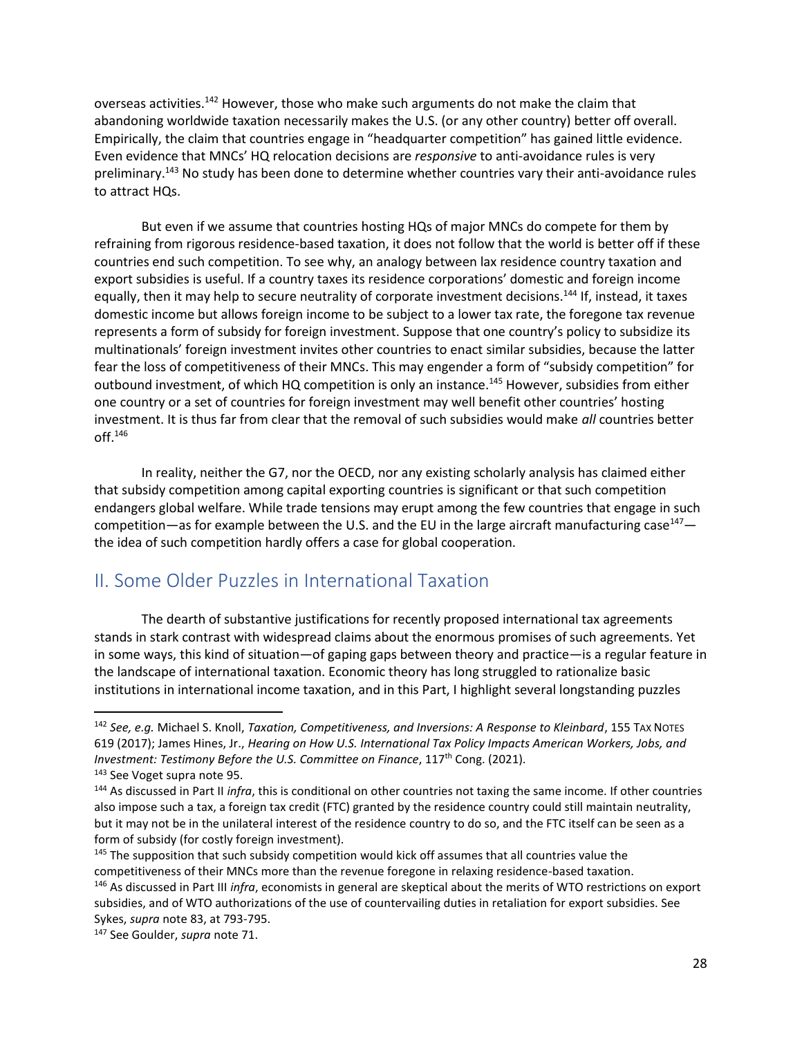overseas activities.[142] However, those who make such arguments do not make the claim that abandoning worldwide taxation necessarily makes the U.S. (or any other country) better off overall. Empirically, the claim that countries engage in "headquarter competition" has gained little evidence. Even evidence that MNCs' HQ relocation decisions are *responsive* to anti-avoidance rules is very preliminary.[143] No study has been done to determine whether countries vary their anti-avoidance rules to attract HQs.

But even if we assume that countries hosting HQs of major MNCs do compete for them by refraining from rigorous residence-based taxation, it does not follow that the world is better off if these countries end such competition. To see why, an analogy between lax residence country taxation and export subsidies is useful. If a country taxes its residence corporations' domestic and foreign income equally, then it may help to secure neutrality of corporate investment decisions.[144] If, instead, it taxes domestic income but allows foreign income to be subject to a lower tax rate, the foregone tax revenue represents a form of subsidy for foreign investment. Suppose that one country's policy to subsidize its multinationals' foreign investment invites other countries to enact similar subsidies, because the latter fear the loss of competitiveness of their MNCs. This may engender a form of "subsidy competition" for outbound investment, of which HQ competition is only an instance.[145] However, subsidies from either one country or a set of countries for foreign investment may well benefit other countries' hosting investment. It is thus far from clear that the removal of such subsidies would make *all* countries better off.[146]

In reality, neither the G7, nor the OECD, nor any existing scholarly analysis has claimed either that subsidy competition among capital exporting countries is significant or that such competition endangers global welfare. While trade tensions may erupt among the few countries that engage in such competition—as for example between the U.S. and the EU in the large aircraft manufacturing case[147]—the idea of such competition hardly offers a case for global cooperation.

## II. Some Older Puzzles in International Taxation

The dearth of substantive justifications for recently proposed international tax agreements stands in stark contrast with widespread claims about the enormous promises of such agreements. Yet in some ways, this kind of situation—of gaping gaps between theory and practice—is a regular feature in the landscape of international taxation. Economic theory has long struggled to rationalize basic institutions in international income taxation, and in this Part, I highlight several longstanding puzzles

---

[142] *See, e.g.* Michael S. Knoll, *Taxation, Competitiveness, and Inversions: A Response to Kleinbard*, 155 TAX NOTES 619 (2017); James Hines, Jr., *Hearing on How U.S. International Tax Policy Impacts American Workers, Jobs, and Investment: Testimony Before the U.S. Committee on Finance*, 117th Cong. (2021).

[143] See Voget supra note 95.

[144] As discussed in Part II *infra*, this is conditional on other countries not taxing the same income. If other countries also impose such a tax, a foreign tax credit (FTC) granted by the residence country could still maintain neutrality, but it may not be in the unilateral interest of the residence country to do so, and the FTC itself can be seen as a form of subsidy (for costly foreign investment).

[145] The supposition that such subsidy competition would kick off assumes that all countries value the competitiveness of their MNCs more than the revenue foregone in relaxing residence-based taxation.

[146] As discussed in Part III *infra*, economists in general are skeptical about the merits of WTO restrictions on export subsidies, and of WTO authorizations of the use of countervailing duties in retaliation for export subsidies. See Sykes, *supra* note 83, at 793-795.

[147] See Goulder, *supra* note 71.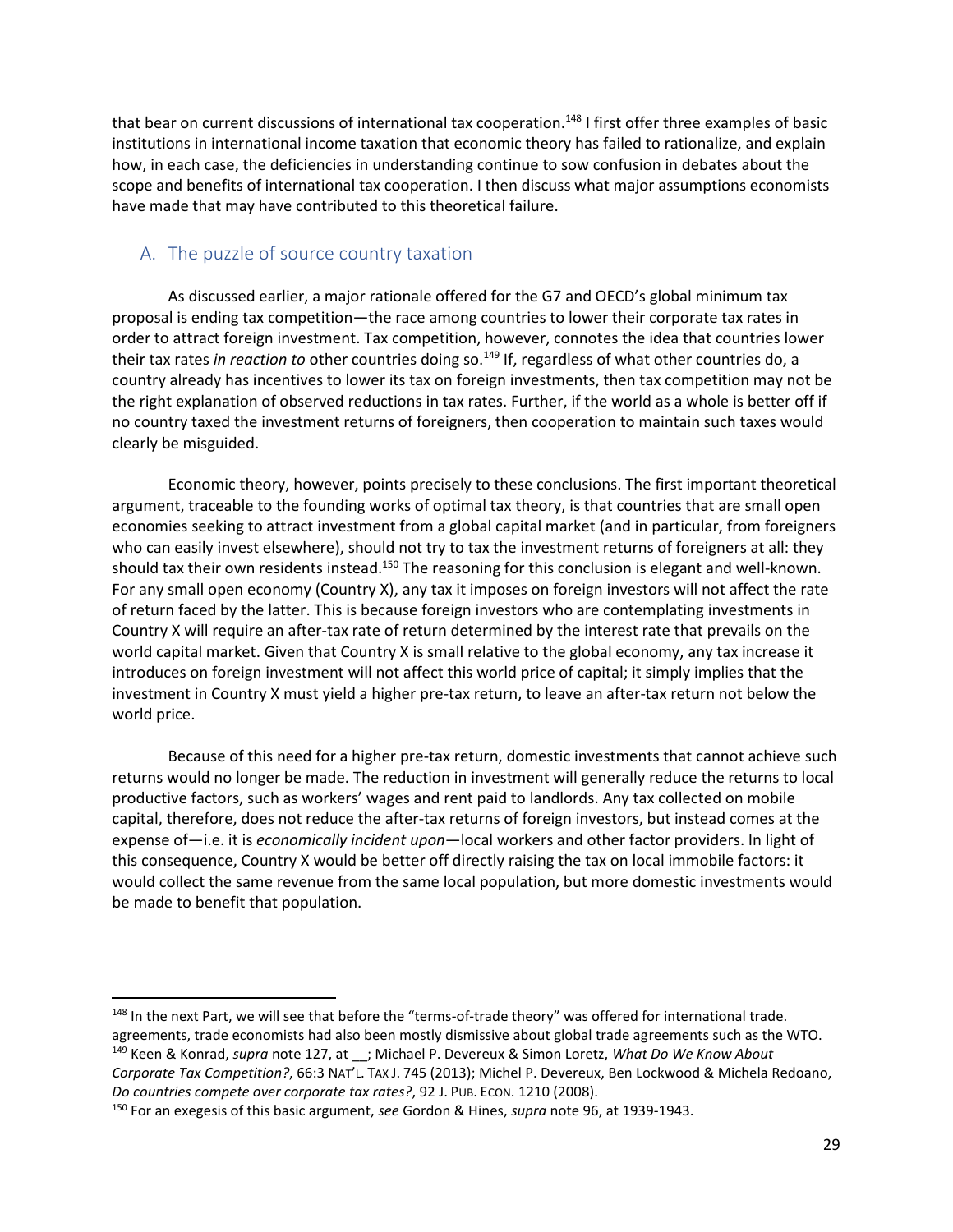that bear on current discussions of international tax cooperation.[148] I first offer three examples of basic institutions in international income taxation that economic theory has failed to rationalize, and explain how, in each case, the deficiencies in understanding continue to sow confusion in debates about the scope and benefits of international tax cooperation. I then discuss what major assumptions economists have made that may have contributed to this theoretical failure.

## A. The puzzle of source country taxation

As discussed earlier, a major rationale offered for the G7 and OECD's global minimum tax proposal is ending tax competition—the race among countries to lower their corporate tax rates in order to attract foreign investment. Tax competition, however, connotes the idea that countries lower their tax rates *in reaction to* other countries doing so.[149] If, regardless of what other countries do, a country already has incentives to lower its tax on foreign investments, then tax competition may not be the right explanation of observed reductions in tax rates. Further, if the world as a whole is better off if no country taxed the investment returns of foreigners, then cooperation to maintain such taxes would clearly be misguided.

Economic theory, however, points precisely to these conclusions. The first important theoretical argument, traceable to the founding works of optimal tax theory, is that countries that are small open economies seeking to attract investment from a global capital market (and in particular, from foreigners who can easily invest elsewhere), should not try to tax the investment returns of foreigners at all: they should tax their own residents instead.[150] The reasoning for this conclusion is elegant and well-known. For any small open economy (Country X), any tax it imposes on foreign investors will not affect the rate of return faced by the latter. This is because foreign investors who are contemplating investments in Country X will require an after-tax rate of return determined by the interest rate that prevails on the world capital market. Given that Country X is small relative to the global economy, any tax increase it introduces on foreign investment will not affect this world price of capital; it simply implies that the investment in Country X must yield a higher pre-tax return, to leave an after-tax return not below the world price.

Because of this need for a higher pre-tax return, domestic investments that cannot achieve such returns would no longer be made. The reduction in investment will generally reduce the returns to local productive factors, such as workers' wages and rent paid to landlords. Any tax collected on mobile capital, therefore, does not reduce the after-tax returns of foreign investors, but instead comes at the expense of—i.e. it is *economically incident upon*—local workers and other factor providers. In light of this consequence, Country X would be better off directly raising the tax on local immobile factors: it would collect the same revenue from the same local population, but more domestic investments would be made to benefit that population.

---

[148] In the next Part, we will see that before the "terms-of-trade theory" was offered for international trade. agreements, trade economists had also been mostly dismissive about global trade agreements such as the WTO.

[149] Keen & Konrad, *supra* note 127, at __; Michael P. Devereux & Simon Loretz, *What Do We Know About Corporate Tax Competition?*, 66:3 NAT'L. TAX J. 745 (2013); Michel P. Devereux, Ben Lockwood & Michela Redoano, *Do countries compete over corporate tax rates?*, 92 J. PUB. ECON. 1210 (2008).

[150] For an exegesis of this basic argument, *see* Gordon & Hines, *supra* note 96, at 1939-1943.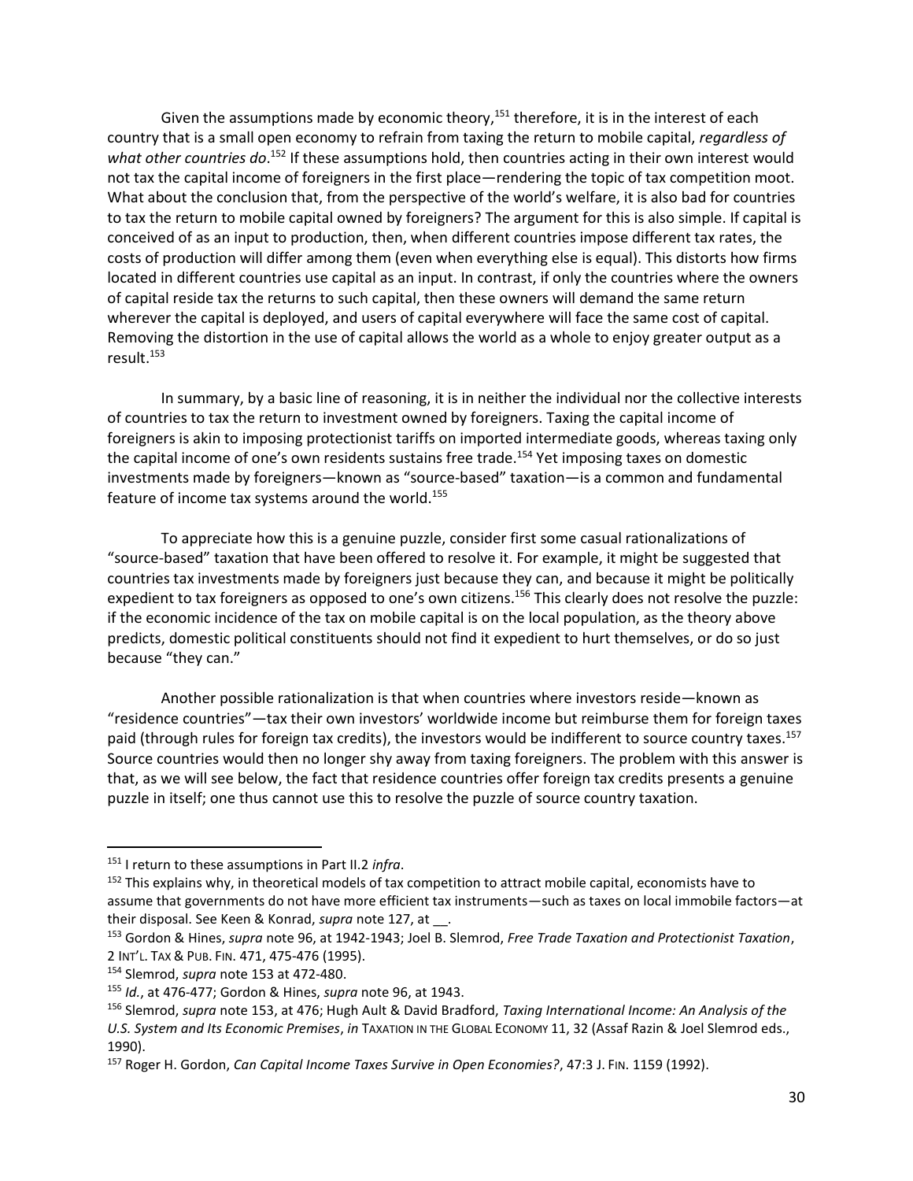Given the assumptions made by economic theory,[151] therefore, it is in the interest of each country that is a small open economy to refrain from taxing the return to mobile capital, *regardless of what other countries do*.[152] If these assumptions hold, then countries acting in their own interest would not tax the capital income of foreigners in the first place—rendering the topic of tax competition moot. What about the conclusion that, from the perspective of the world's welfare, it is also bad for countries to tax the return to mobile capital owned by foreigners? The argument for this is also simple. If capital is conceived of as an input to production, then, when different countries impose different tax rates, the costs of production will differ among them (even when everything else is equal). This distorts how firms located in different countries use capital as an input. In contrast, if only the countries where the owners of capital reside tax the returns to such capital, then these owners will demand the same return wherever the capital is deployed, and users of capital everywhere will face the same cost of capital. Removing the distortion in the use of capital allows the world as a whole to enjoy greater output as a result.[153]

In summary, by a basic line of reasoning, it is in neither the individual nor the collective interests of countries to tax the return to investment owned by foreigners. Taxing the capital income of foreigners is akin to imposing protectionist tariffs on imported intermediate goods, whereas taxing only the capital income of one's own residents sustains free trade.[154] Yet imposing taxes on domestic investments made by foreigners—known as "source-based" taxation—is a common and fundamental feature of income tax systems around the world.[155]

To appreciate how this is a genuine puzzle, consider first some casual rationalizations of "source-based" taxation that have been offered to resolve it. For example, it might be suggested that countries tax investments made by foreigners just because they can, and because it might be politically expedient to tax foreigners as opposed to one's own citizens.[156] This clearly does not resolve the puzzle: if the economic incidence of the tax on mobile capital is on the local population, as the theory above predicts, domestic political constituents should not find it expedient to hurt themselves, or do so just because "they can."

Another possible rationalization is that when countries where investors reside—known as "residence countries"—tax their own investors' worldwide income but reimburse them for foreign taxes paid (through rules for foreign tax credits), the investors would be indifferent to source country taxes.[157] Source countries would then no longer shy away from taxing foreigners. The problem with this answer is that, as we will see below, the fact that residence countries offer foreign tax credits presents a genuine puzzle in itself; one thus cannot use this to resolve the puzzle of source country taxation.

---

[151] I return to these assumptions in Part II.2 *infra*.

[152] This explains why, in theoretical models of tax competition to attract mobile capital, economists have to assume that governments do not have more efficient tax instruments—such as taxes on local immobile factors—at their disposal. See Keen & Konrad, *supra* note 127, at __.

[153] Gordon & Hines, *supra* note 96, at 1942-1943; Joel B. Slemrod, *Free Trade Taxation and Protectionist Taxation*, 2 INT'L. TAX & PUB. FIN. 471, 475-476 (1995).

[154] Slemrod, *supra* note 153 at 472-480.

[155] *Id.*, at 476-477; Gordon & Hines, *supra* note 96, at 1943.

[156] Slemrod, *supra* note 153, at 476; Hugh Ault & David Bradford, *Taxing International Income: An Analysis of the U.S. System and Its Economic Premises*, *in* TAXATION IN THE GLOBAL ECONOMY 11, 32 (Assaf Razin & Joel Slemrod eds., 1990).

[157] Roger H. Gordon, *Can Capital Income Taxes Survive in Open Economies?*, 47:3 J. FIN. 1159 (1992).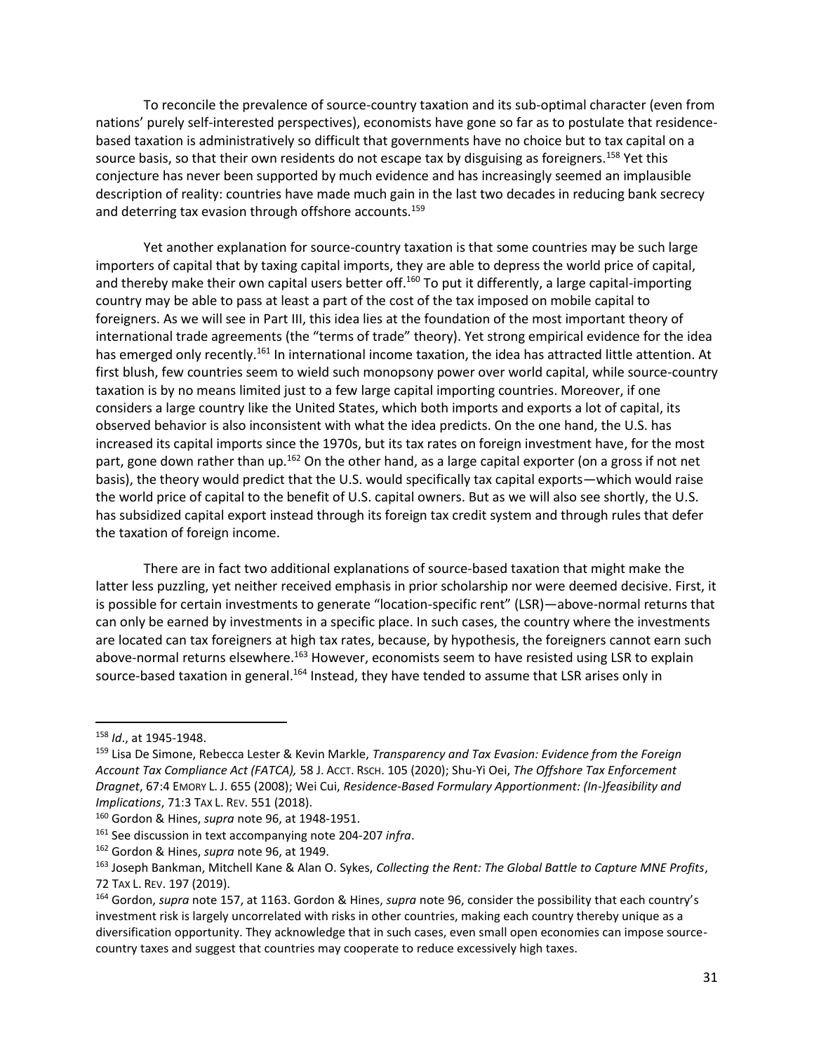To reconcile the prevalence of source-country taxation and its sub-optimal character (even from nations' purely self-interested perspectives), economists have gone so far as to postulate that residence-based taxation is administratively so difficult that governments have no choice but to tax capital on a source basis, so that their own residents do not escape tax by disguising as foreigners.[158] Yet this conjecture has never been supported by much evidence and has increasingly seemed an implausible description of reality: countries have made much gain in the last two decades in reducing bank secrecy and deterring tax evasion through offshore accounts.[159]

Yet another explanation for source-country taxation is that some countries may be such large importers of capital that by taxing capital imports, they are able to depress the world price of capital, and thereby make their own capital users better off.[160] To put it differently, a large capital-importing country may be able to pass at least a part of the cost of the tax imposed on mobile capital to foreigners. As we will see in Part III, this idea lies at the foundation of the most important theory of international trade agreements (the "terms of trade" theory). Yet strong empirical evidence for the idea has emerged only recently.[161] In international income taxation, the idea has attracted little attention. At first blush, few countries seem to wield such monopsony power over world capital, while source-country taxation is by no means limited just to a few large capital importing countries. Moreover, if one considers a large country like the United States, which both imports and exports a lot of capital, its observed behavior is also inconsistent with what the idea predicts. On the one hand, the U.S. has increased its capital imports since the 1970s, but its tax rates on foreign investment have, for the most part, gone down rather than up.[162] On the other hand, as a large capital exporter (on a gross if not net basis), the theory would predict that the U.S. would specifically tax capital exports—which would raise the world price of capital to the benefit of U.S. capital owners. But as we will also see shortly, the U.S. has subsidized capital export instead through its foreign tax credit system and through rules that defer the taxation of foreign income.

There are in fact two additional explanations of source-based taxation that might make the latter less puzzling, yet neither received emphasis in prior scholarship nor were deemed decisive. First, it is possible for certain investments to generate "location-specific rent" (LSR)—above-normal returns that can only be earned by investments in a specific place. In such cases, the country where the investments are located can tax foreigners at high tax rates, because, by hypothesis, the foreigners cannot earn such above-normal returns elsewhere.[163] However, economists seem to have resisted using LSR to explain source-based taxation in general.[164] Instead, they have tended to assume that LSR arises only in

---

[158] *Id*., at 1945-1948.

[159] Lisa De Simone, Rebecca Lester & Kevin Markle, *Transparency and Tax Evasion: Evidence from the Foreign Account Tax Compliance Act (FATCA),* 58 J. ACCT. RSCH. 105 (2020); Shu-Yi Oei, *The Offshore Tax Enforcement Dragnet*, 67:4 EMORY L. J. 655 (2008); Wei Cui, *Residence-Based Formulary Apportionment: (In-)feasibility and Implications*, 71:3 TAX L. REV. 551 (2018).

[160] Gordon & Hines, *supra* note 96, at 1948-1951.

[161] See discussion in text accompanying note 204-207 *infra*.

[162] Gordon & Hines, *supra* note 96, at 1949.

[163] Joseph Bankman, Mitchell Kane & Alan O. Sykes, *Collecting the Rent: The Global Battle to Capture MNE Profits*, 72 TAX L. REV. 197 (2019).

[164] Gordon, *supra* note 157, at 1163. Gordon & Hines, *supra* note 96, consider the possibility that each country's investment risk is largely uncorrelated with risks in other countries, making each country thereby unique as a diversification opportunity. They acknowledge that in such cases, even small open economies can impose source-country taxes and suggest that countries may cooperate to reduce excessively high taxes.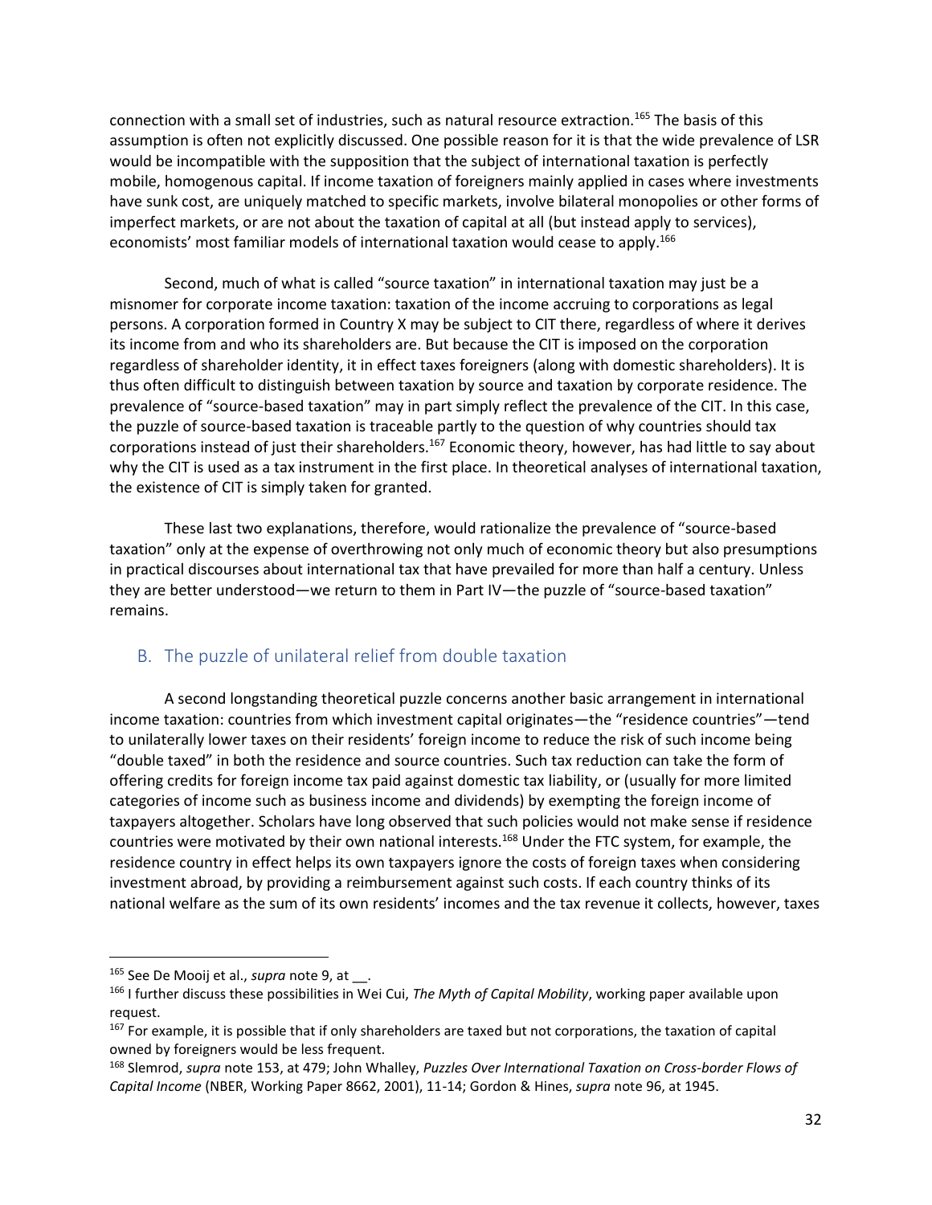connection with a small set of industries, such as natural resource extraction.[165] The basis of this assumption is often not explicitly discussed. One possible reason for it is that the wide prevalence of LSR would be incompatible with the supposition that the subject of international taxation is perfectly mobile, homogenous capital. If income taxation of foreigners mainly applied in cases where investments have sunk cost, are uniquely matched to specific markets, involve bilateral monopolies or other forms of imperfect markets, or are not about the taxation of capital at all (but instead apply to services), economists' most familiar models of international taxation would cease to apply.[166]

Second, much of what is called "source taxation" in international taxation may just be a misnomer for corporate income taxation: taxation of the income accruing to corporations as legal persons. A corporation formed in Country X may be subject to CIT there, regardless of where it derives its income from and who its shareholders are. But because the CIT is imposed on the corporation regardless of shareholder identity, it in effect taxes foreigners (along with domestic shareholders). It is thus often difficult to distinguish between taxation by source and taxation by corporate residence. The prevalence of "source-based taxation" may in part simply reflect the prevalence of the CIT. In this case, the puzzle of source-based taxation is traceable partly to the question of why countries should tax corporations instead of just their shareholders.[167] Economic theory, however, has had little to say about why the CIT is used as a tax instrument in the first place. In theoretical analyses of international taxation, the existence of CIT is simply taken for granted.

These last two explanations, therefore, would rationalize the prevalence of "source-based taxation" only at the expense of overthrowing not only much of economic theory but also presumptions in practical discourses about international tax that have prevailed for more than half a century. Unless they are better understood—we return to them in Part IV—the puzzle of "source-based taxation" remains.

## B. The puzzle of unilateral relief from double taxation

A second longstanding theoretical puzzle concerns another basic arrangement in international income taxation: countries from which investment capital originates—the "residence countries"—tend to unilaterally lower taxes on their residents' foreign income to reduce the risk of such income being "double taxed" in both the residence and source countries. Such tax reduction can take the form of offering credits for foreign income tax paid against domestic tax liability, or (usually for more limited categories of income such as business income and dividends) by exempting the foreign income of taxpayers altogether. Scholars have long observed that such policies would not make sense if residence countries were motivated by their own national interests.[168] Under the FTC system, for example, the residence country in effect helps its own taxpayers ignore the costs of foreign taxes when considering investment abroad, by providing a reimbursement against such costs. If each country thinks of its national welfare as the sum of its own residents' incomes and the tax revenue it collects, however, taxes

---

[165] See De Mooij et al., *supra* note 9, at __.

[166] I further discuss these possibilities in Wei Cui, *The Myth of Capital Mobility*, working paper available upon request.

[167] For example, it is possible that if only shareholders are taxed but not corporations, the taxation of capital owned by foreigners would be less frequent.

[168] Slemrod, *supra* note 153, at 479; John Whalley, *Puzzles Over International Taxation on Cross-border Flows of Capital Income* (NBER, Working Paper 8662, 2001), 11-14; Gordon & Hines, *supra* note 96, at 1945.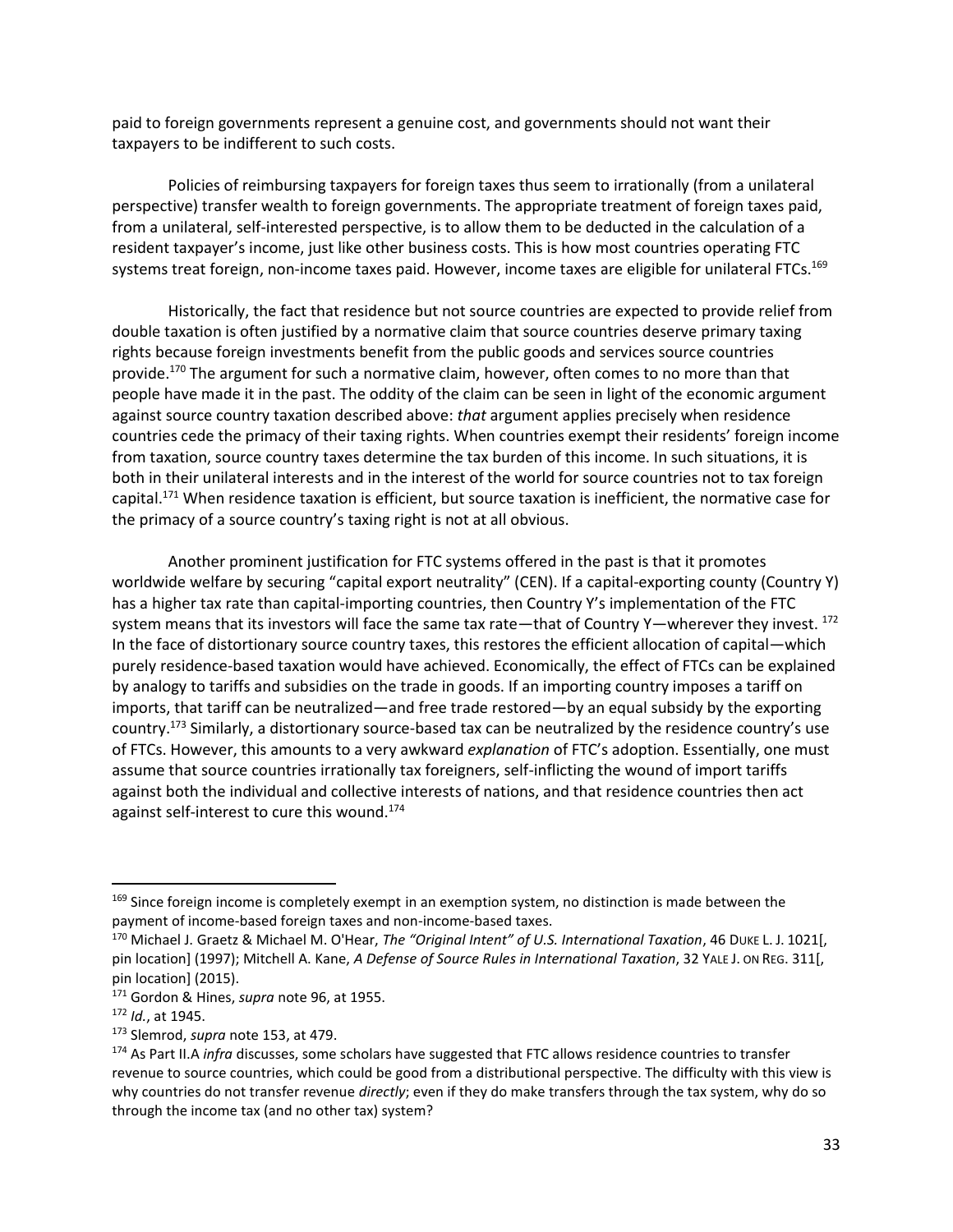paid to foreign governments represent a genuine cost, and governments should not want their taxpayers to be indifferent to such costs.

Policies of reimbursing taxpayers for foreign taxes thus seem to irrationally (from a unilateral perspective) transfer wealth to foreign governments. The appropriate treatment of foreign taxes paid, from a unilateral, self-interested perspective, is to allow them to be deducted in the calculation of a resident taxpayer's income, just like other business costs. This is how most countries operating FTC systems treat foreign, non-income taxes paid. However, income taxes are eligible for unilateral FTCs.[169]

Historically, the fact that residence but not source countries are expected to provide relief from double taxation is often justified by a normative claim that source countries deserve primary taxing rights because foreign investments benefit from the public goods and services source countries provide.[170] The argument for such a normative claim, however, often comes to no more than that people have made it in the past. The oddity of the claim can be seen in light of the economic argument against source country taxation described above: *that* argument applies precisely when residence countries cede the primacy of their taxing rights. When countries exempt their residents' foreign income from taxation, source country taxes determine the tax burden of this income. In such situations, it is both in their unilateral interests and in the interest of the world for source countries not to tax foreign capital.[171] When residence taxation is efficient, but source taxation is inefficient, the normative case for the primacy of a source country's taxing right is not at all obvious.

Another prominent justification for FTC systems offered in the past is that it promotes worldwide welfare by securing "capital export neutrality" (CEN). If a capital-exporting county (Country Y) has a higher tax rate than capital-importing countries, then Country Y's implementation of the FTC system means that its investors will face the same tax rate—that of Country Y—wherever they invest. [172] In the face of distortionary source country taxes, this restores the efficient allocation of capital—which purely residence-based taxation would have achieved. Economically, the effect of FTCs can be explained by analogy to tariffs and subsidies on the trade in goods. If an importing country imposes a tariff on imports, that tariff can be neutralized—and free trade restored—by an equal subsidy by the exporting country.[173] Similarly, a distortionary source-based tax can be neutralized by the residence country's use of FTCs. However, this amounts to a very awkward *explanation* of FTC's adoption. Essentially, one must assume that source countries irrationally tax foreigners, self-inflicting the wound of import tariffs against both the individual and collective interests of nations, and that residence countries then act against self-interest to cure this wound.[174]

---

[169] Since foreign income is completely exempt in an exemption system, no distinction is made between the payment of income-based foreign taxes and non-income-based taxes.

[170] Michael J. Graetz & Michael M. O'Hear, *The "Original Intent" of U.S. International Taxation*, 46 DUKE L. J. 1021[, pin location] (1997); Mitchell A. Kane, *A Defense of Source Rules in International Taxation*, 32 YALE J. ON REG. 311[, pin location] (2015).

[171] Gordon & Hines, *supra* note 96, at 1955.

[172] *Id.*, at 1945.

[173] Slemrod, *supra* note 153, at 479.

[174] As Part II.A *infra* discusses, some scholars have suggested that FTC allows residence countries to transfer revenue to source countries, which could be good from a distributional perspective. The difficulty with this view is why countries do not transfer revenue *directly*; even if they do make transfers through the tax system, why do so through the income tax (and no other tax) system?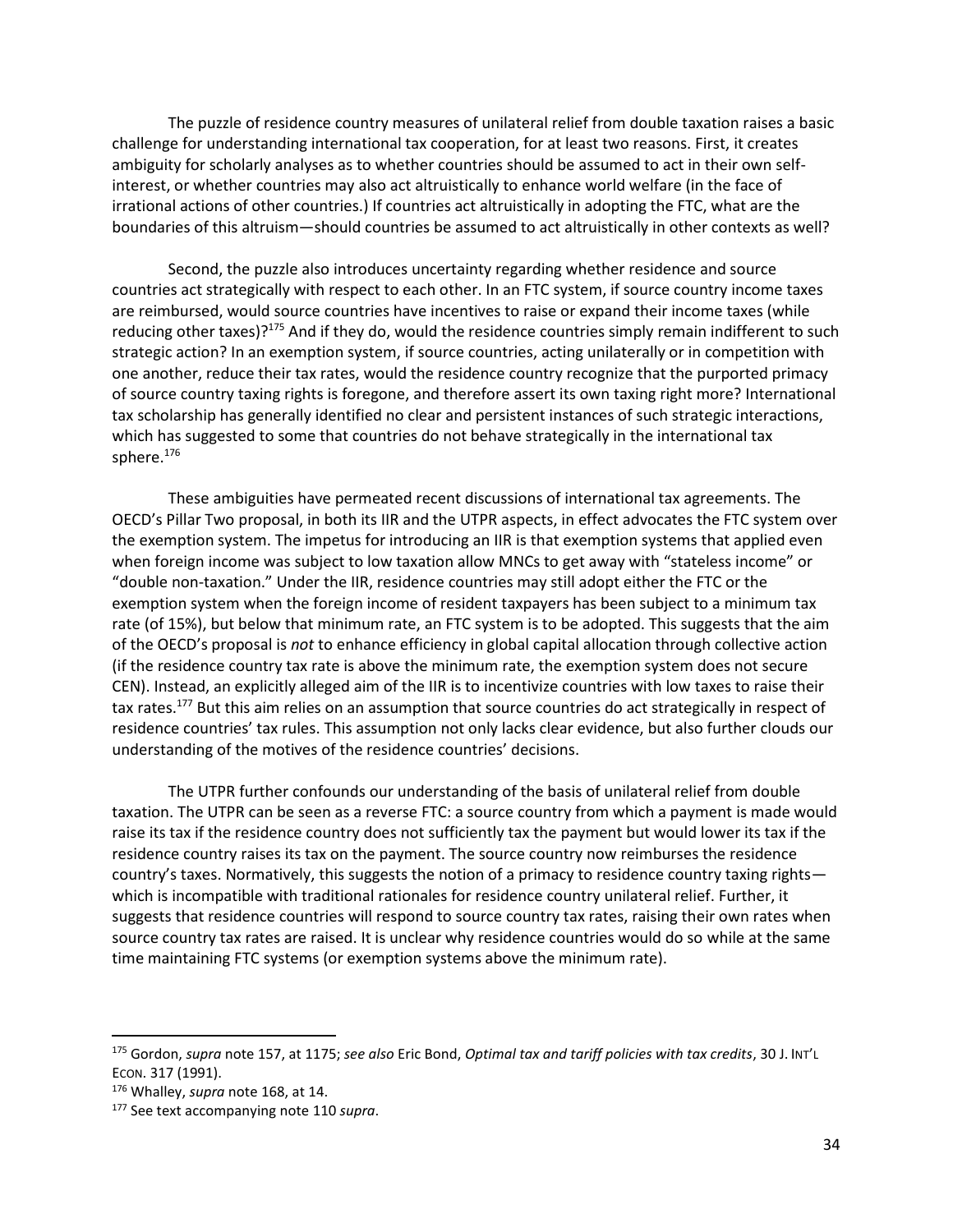The puzzle of residence country measures of unilateral relief from double taxation raises a basic challenge for understanding international tax cooperation, for at least two reasons. First, it creates ambiguity for scholarly analyses as to whether countries should be assumed to act in their own self-interest, or whether countries may also act altruistically to enhance world welfare (in the face of irrational actions of other countries.) If countries act altruistically in adopting the FTC, what are the boundaries of this altruism—should countries be assumed to act altruistically in other contexts as well?

Second, the puzzle also introduces uncertainty regarding whether residence and source countries act strategically with respect to each other. In an FTC system, if source country income taxes are reimbursed, would source countries have incentives to raise or expand their income taxes (while reducing other taxes)?[175] And if they do, would the residence countries simply remain indifferent to such strategic action? In an exemption system, if source countries, acting unilaterally or in competition with one another, reduce their tax rates, would the residence country recognize that the purported primacy of source country taxing rights is foregone, and therefore assert its own taxing right more? International tax scholarship has generally identified no clear and persistent instances of such strategic interactions, which has suggested to some that countries do not behave strategically in the international tax sphere.[176]

These ambiguities have permeated recent discussions of international tax agreements. The OECD's Pillar Two proposal, in both its IIR and the UTPR aspects, in effect advocates the FTC system over the exemption system. The impetus for introducing an IIR is that exemption systems that applied even when foreign income was subject to low taxation allow MNCs to get away with "stateless income" or "double non-taxation." Under the IIR, residence countries may still adopt either the FTC or the exemption system when the foreign income of resident taxpayers has been subject to a minimum tax rate (of 15%), but below that minimum rate, an FTC system is to be adopted. This suggests that the aim of the OECD's proposal is *not* to enhance efficiency in global capital allocation through collective action (if the residence country tax rate is above the minimum rate, the exemption system does not secure CEN). Instead, an explicitly alleged aim of the IIR is to incentivize countries with low taxes to raise their tax rates.[177] But this aim relies on an assumption that source countries do act strategically in respect of residence countries' tax rules. This assumption not only lacks clear evidence, but also further clouds our understanding of the motives of the residence countries' decisions.

The UTPR further confounds our understanding of the basis of unilateral relief from double taxation. The UTPR can be seen as a reverse FTC: a source country from which a payment is made would raise its tax if the residence country does not sufficiently tax the payment but would lower its tax if the residence country raises its tax on the payment. The source country now reimburses the residence country's taxes. Normatively, this suggests the notion of a primacy to residence country taxing rights—which is incompatible with traditional rationales for residence country unilateral relief. Further, it suggests that residence countries will respond to source country tax rates, raising their own rates when source country tax rates are raised. It is unclear why residence countries would do so while at the same time maintaining FTC systems (or exemption systems above the minimum rate).

---

[175] Gordon, *supra* note 157, at 1175; *see also* Eric Bond, *Optimal tax and tariff policies with tax credits*, 30 J. INT'L ECON. 317 (1991).

[176] Whalley, *supra* note 168, at 14.

[177] See text accompanying note 110 *supra*.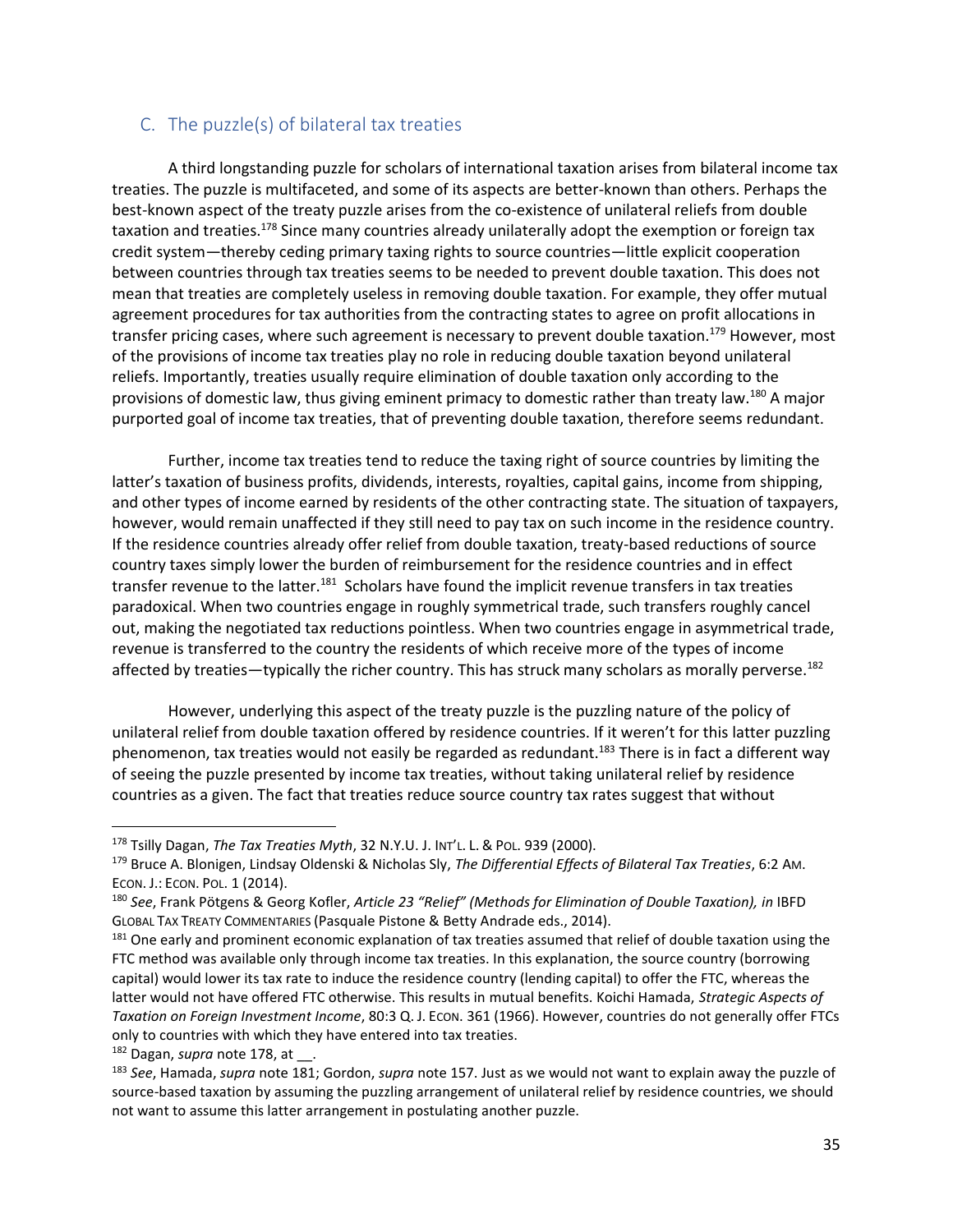## C. The puzzle(s) of bilateral tax treaties

A third longstanding puzzle for scholars of international taxation arises from bilateral income tax treaties. The puzzle is multifaceted, and some of its aspects are better-known than others. Perhaps the best-known aspect of the treaty puzzle arises from the co-existence of unilateral reliefs from double taxation and treaties.[178] Since many countries already unilaterally adopt the exemption or foreign tax credit system—thereby ceding primary taxing rights to source countries—little explicit cooperation between countries through tax treaties seems to be needed to prevent double taxation. This does not mean that treaties are completely useless in removing double taxation. For example, they offer mutual agreement procedures for tax authorities from the contracting states to agree on profit allocations in transfer pricing cases, where such agreement is necessary to prevent double taxation.[179] However, most of the provisions of income tax treaties play no role in reducing double taxation beyond unilateral reliefs. Importantly, treaties usually require elimination of double taxation only according to the provisions of domestic law, thus giving eminent primacy to domestic rather than treaty law.[180] A major purported goal of income tax treaties, that of preventing double taxation, therefore seems redundant.

Further, income tax treaties tend to reduce the taxing right of source countries by limiting the latter's taxation of business profits, dividends, interests, royalties, capital gains, income from shipping, and other types of income earned by residents of the other contracting state. The situation of taxpayers, however, would remain unaffected if they still need to pay tax on such income in the residence country. If the residence countries already offer relief from double taxation, treaty-based reductions of source country taxes simply lower the burden of reimbursement for the residence countries and in effect transfer revenue to the latter.[181] Scholars have found the implicit revenue transfers in tax treaties paradoxical. When two countries engage in roughly symmetrical trade, such transfers roughly cancel out, making the negotiated tax reductions pointless. When two countries engage in asymmetrical trade, revenue is transferred to the country the residents of which receive more of the types of income affected by treaties—typically the richer country. This has struck many scholars as morally perverse.[182]

However, underlying this aspect of the treaty puzzle is the puzzling nature of the policy of unilateral relief from double taxation offered by residence countries. If it weren't for this latter puzzling phenomenon, tax treaties would not easily be regarded as redundant.[183] There is in fact a different way of seeing the puzzle presented by income tax treaties, without taking unilateral relief by residence countries as a given. The fact that treaties reduce source country tax rates suggest that without

---

[178] Tsilly Dagan, *The Tax Treaties Myth*, 32 N.Y.U. J. INT'L. L. & POL. 939 (2000).

[179] Bruce A. Blonigen, Lindsay Oldenski & Nicholas Sly, *The Differential Effects of Bilateral Tax Treaties*, 6:2 AM. ECON. J.: ECON. POL. 1 (2014).

[180] *See*, Frank Pötgens & Georg Kofler, *Article 23 "Relief" (Methods for Elimination of Double Taxation), in* IBFD GLOBAL TAX TREATY COMMENTARIES (Pasquale Pistone & Betty Andrade eds., 2014).

[181] One early and prominent economic explanation of tax treaties assumed that relief of double taxation using the FTC method was available only through income tax treaties. In this explanation, the source country (borrowing capital) would lower its tax rate to induce the residence country (lending capital) to offer the FTC, whereas the latter would not have offered FTC otherwise. This results in mutual benefits. Koichi Hamada, *Strategic Aspects of Taxation on Foreign Investment Income*, 80:3 Q. J. ECON. 361 (1966). However, countries do not generally offer FTCs only to countries with which they have entered into tax treaties.

[182] Dagan, *supra* note 178, at \_\_.

[183] *See*, Hamada, *supra* note 181; Gordon, *supra* note 157. Just as we would not want to explain away the puzzle of source-based taxation by assuming the puzzling arrangement of unilateral relief by residence countries, we should not want to assume this latter arrangement in postulating another puzzle.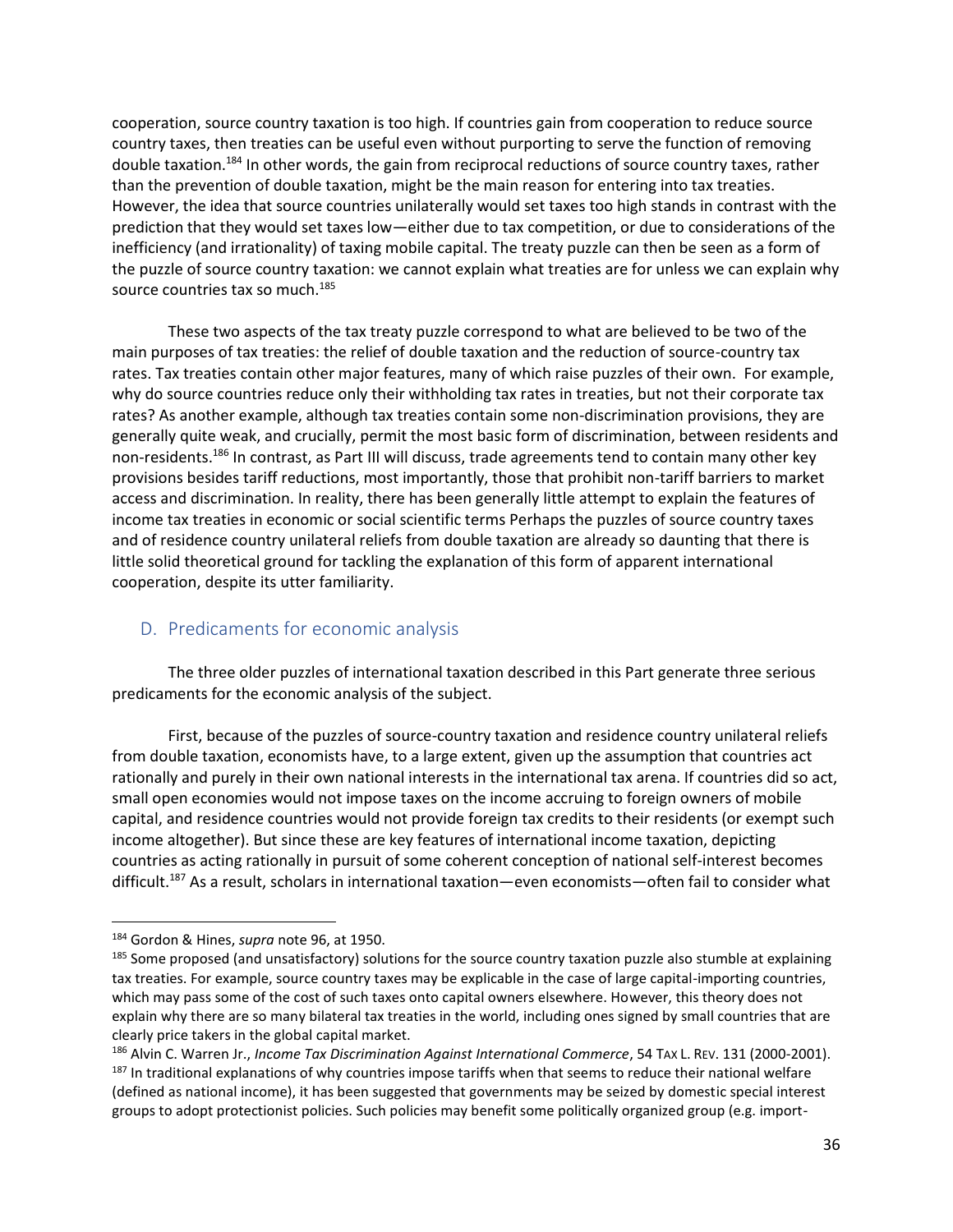cooperation, source country taxation is too high. If countries gain from cooperation to reduce source country taxes, then treaties can be useful even without purporting to serve the function of removing double taxation.[184] In other words, the gain from reciprocal reductions of source country taxes, rather than the prevention of double taxation, might be the main reason for entering into tax treaties. However, the idea that source countries unilaterally would set taxes too high stands in contrast with the prediction that they would set taxes low—either due to tax competition, or due to considerations of the inefficiency (and irrationality) of taxing mobile capital. The treaty puzzle can then be seen as a form of the puzzle of source country taxation: we cannot explain what treaties are for unless we can explain why source countries tax so much.[185]

These two aspects of the tax treaty puzzle correspond to what are believed to be two of the main purposes of tax treaties: the relief of double taxation and the reduction of source-country tax rates. Tax treaties contain other major features, many of which raise puzzles of their own. For example, why do source countries reduce only their withholding tax rates in treaties, but not their corporate tax rates? As another example, although tax treaties contain some non-discrimination provisions, they are generally quite weak, and crucially, permit the most basic form of discrimination, between residents and non-residents.[186] In contrast, as Part III will discuss, trade agreements tend to contain many other key provisions besides tariff reductions, most importantly, those that prohibit non-tariff barriers to market access and discrimination. In reality, there has been generally little attempt to explain the features of income tax treaties in economic or social scientific terms Perhaps the puzzles of source country taxes and of residence country unilateral reliefs from double taxation are already so daunting that there is little solid theoretical ground for tackling the explanation of this form of apparent international cooperation, despite its utter familiarity.

## D. Predicaments for economic analysis

The three older puzzles of international taxation described in this Part generate three serious predicaments for the economic analysis of the subject.

First, because of the puzzles of source-country taxation and residence country unilateral reliefs from double taxation, economists have, to a large extent, given up the assumption that countries act rationally and purely in their own national interests in the international tax arena. If countries did so act, small open economies would not impose taxes on the income accruing to foreign owners of mobile capital, and residence countries would not provide foreign tax credits to their residents (or exempt such income altogether). But since these are key features of international income taxation, depicting countries as acting rationally in pursuit of some coherent conception of national self-interest becomes difficult.[187] As a result, scholars in international taxation—even economists—often fail to consider what

---

[184] Gordon & Hines, *supra* note 96, at 1950.

[185] Some proposed (and unsatisfactory) solutions for the source country taxation puzzle also stumble at explaining tax treaties. For example, source country taxes may be explicable in the case of large capital-importing countries, which may pass some of the cost of such taxes onto capital owners elsewhere. However, this theory does not explain why there are so many bilateral tax treaties in the world, including ones signed by small countries that are clearly price takers in the global capital market.

[186] Alvin C. Warren Jr., *Income Tax Discrimination Against International Commerce*, 54 TAX L. REV. 131 (2000-2001).

[187] In traditional explanations of why countries impose tariffs when that seems to reduce their national welfare (defined as national income), it has been suggested that governments may be seized by domestic special interest groups to adopt protectionist policies. Such policies may benefit some politically organized group (e.g. import-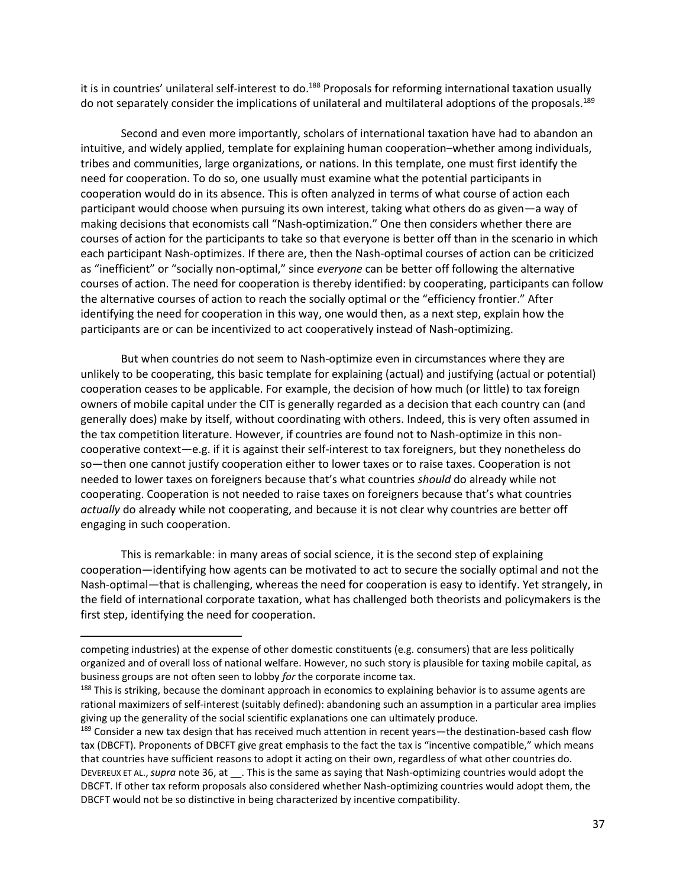it is in countries' unilateral self-interest to do.[188] Proposals for reforming international taxation usually do not separately consider the implications of unilateral and multilateral adoptions of the proposals.[189]

Second and even more importantly, scholars of international taxation have had to abandon an intuitive, and widely applied, template for explaining human cooperation–whether among individuals, tribes and communities, large organizations, or nations. In this template, one must first identify the need for cooperation. To do so, one usually must examine what the potential participants in cooperation would do in its absence. This is often analyzed in terms of what course of action each participant would choose when pursuing its own interest, taking what others do as given—a way of making decisions that economists call "Nash-optimization." One then considers whether there are courses of action for the participants to take so that everyone is better off than in the scenario in which each participant Nash-optimizes. If there are, then the Nash-optimal courses of action can be criticized as "inefficient" or "socially non-optimal," since *everyone* can be better off following the alternative courses of action. The need for cooperation is thereby identified: by cooperating, participants can follow the alternative courses of action to reach the socially optimal or the "efficiency frontier." After identifying the need for cooperation in this way, one would then, as a next step, explain how the participants are or can be incentivized to act cooperatively instead of Nash-optimizing.

But when countries do not seem to Nash-optimize even in circumstances where they are unlikely to be cooperating, this basic template for explaining (actual) and justifying (actual or potential) cooperation ceases to be applicable. For example, the decision of how much (or little) to tax foreign owners of mobile capital under the CIT is generally regarded as a decision that each country can (and generally does) make by itself, without coordinating with others. Indeed, this is very often assumed in the tax competition literature. However, if countries are found not to Nash-optimize in this non-cooperative context—e.g. if it is against their self-interest to tax foreigners, but they nonetheless do so—then one cannot justify cooperation either to lower taxes or to raise taxes. Cooperation is not needed to lower taxes on foreigners because that's what countries *should* do already while not cooperating. Cooperation is not needed to raise taxes on foreigners because that's what countries *actually* do already while not cooperating, and because it is not clear why countries are better off engaging in such cooperation.

This is remarkable: in many areas of social science, it is the second step of explaining cooperation—identifying how agents can be motivated to act to secure the socially optimal and not the Nash-optimal—that is challenging, whereas the need for cooperation is easy to identify. Yet strangely, in the field of international corporate taxation, what has challenged both theorists and policymakers is the first step, identifying the need for cooperation.

---

competing industries) at the expense of other domestic constituents (e.g. consumers) that are less politically organized and of overall loss of national welfare. However, no such story is plausible for taxing mobile capital, as business groups are not often seen to lobby *for* the corporate income tax.

[188] This is striking, because the dominant approach in economics to explaining behavior is to assume agents are rational maximizers of self-interest (suitably defined): abandoning such an assumption in a particular area implies giving up the generality of the social scientific explanations one can ultimately produce.

[189] Consider a new tax design that has received much attention in recent years—the destination-based cash flow tax (DBCFT). Proponents of DBCFT give great emphasis to the fact the tax is "incentive compatible," which means that countries have sufficient reasons to adopt it acting on their own, regardless of what other countries do. DEVEREUX ET AL., *supra* note 36, at __. This is the same as saying that Nash-optimizing countries would adopt the DBCFT. If other tax reform proposals also considered whether Nash-optimizing countries would adopt them, the DBCFT would not be so distinctive in being characterized by incentive compatibility.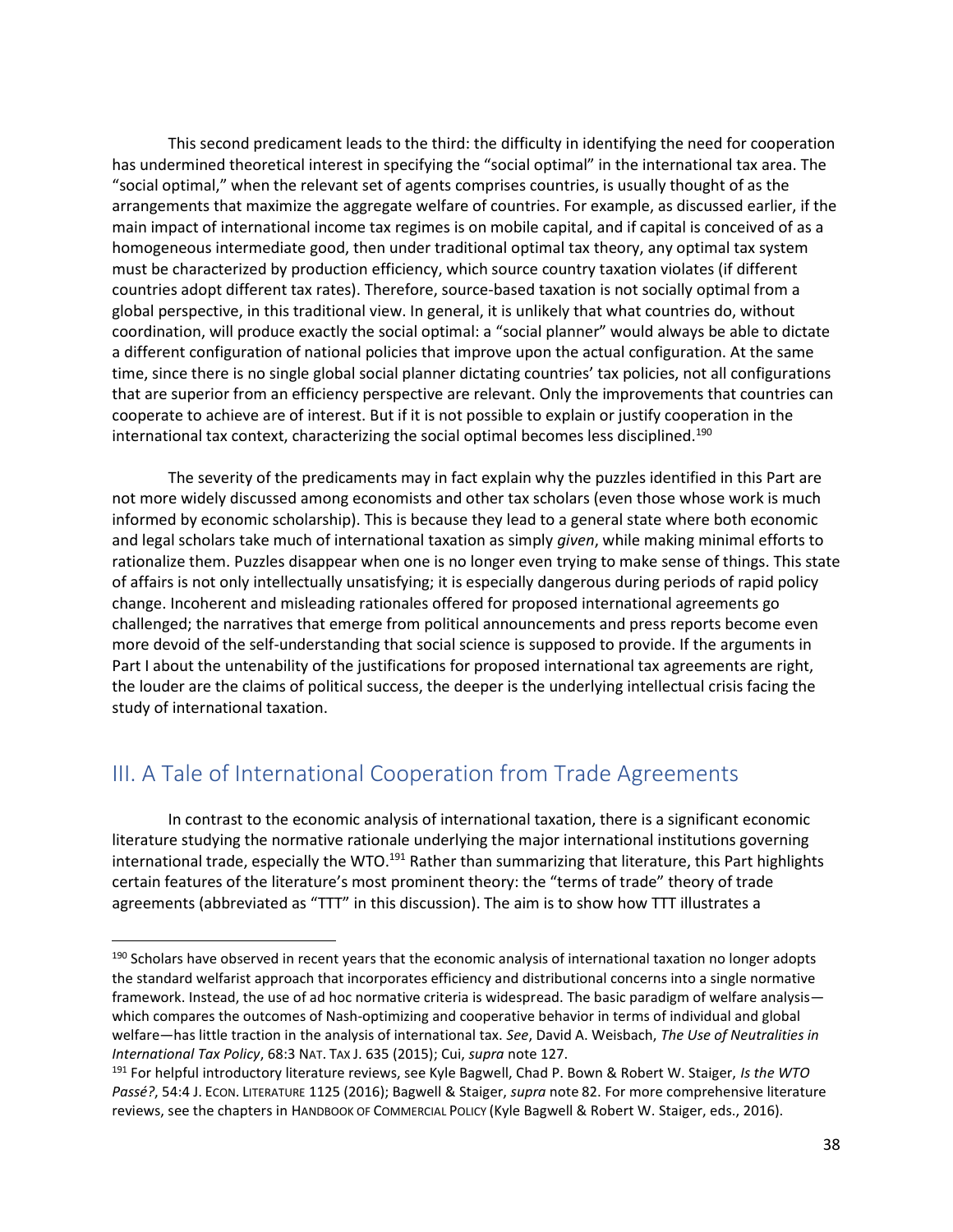This second predicament leads to the third: the difficulty in identifying the need for cooperation has undermined theoretical interest in specifying the "social optimal" in the international tax area. The "social optimal," when the relevant set of agents comprises countries, is usually thought of as the arrangements that maximize the aggregate welfare of countries. For example, as discussed earlier, if the main impact of international income tax regimes is on mobile capital, and if capital is conceived of as a homogeneous intermediate good, then under traditional optimal tax theory, any optimal tax system must be characterized by production efficiency, which source country taxation violates (if different countries adopt different tax rates). Therefore, source-based taxation is not socially optimal from a global perspective, in this traditional view. In general, it is unlikely that what countries do, without coordination, will produce exactly the social optimal: a "social planner" would always be able to dictate a different configuration of national policies that improve upon the actual configuration. At the same time, since there is no single global social planner dictating countries' tax policies, not all configurations that are superior from an efficiency perspective are relevant. Only the improvements that countries can cooperate to achieve are of interest. But if it is not possible to explain or justify cooperation in the international tax context, characterizing the social optimal becomes less disciplined.[190]

The severity of the predicaments may in fact explain why the puzzles identified in this Part are not more widely discussed among economists and other tax scholars (even those whose work is much informed by economic scholarship). This is because they lead to a general state where both economic and legal scholars take much of international taxation as simply *given*, while making minimal efforts to rationalize them. Puzzles disappear when one is no longer even trying to make sense of things. This state of affairs is not only intellectually unsatisfying; it is especially dangerous during periods of rapid policy change. Incoherent and misleading rationales offered for proposed international agreements go challenged; the narratives that emerge from political announcements and press reports become even more devoid of the self-understanding that social science is supposed to provide. If the arguments in Part I about the untenability of the justifications for proposed international tax agreements are right, the louder are the claims of political success, the deeper is the underlying intellectual crisis facing the study of international taxation.

## III. A Tale of International Cooperation from Trade Agreements

In contrast to the economic analysis of international taxation, there is a significant economic literature studying the normative rationale underlying the major international institutions governing international trade, especially the WTO.[191] Rather than summarizing that literature, this Part highlights certain features of the literature's most prominent theory: the "terms of trade" theory of trade agreements (abbreviated as "TTT" in this discussion). The aim is to show how TTT illustrates a

---

[190] Scholars have observed in recent years that the economic analysis of international taxation no longer adopts the standard welfarist approach that incorporates efficiency and distributional concerns into a single normative framework. Instead, the use of ad hoc normative criteria is widespread. The basic paradigm of welfare analysis—which compares the outcomes of Nash-optimizing and cooperative behavior in terms of individual and global welfare—has little traction in the analysis of international tax. *See*, David A. Weisbach, *The Use of Neutralities in International Tax Policy*, 68:3 NAT. TAX J. 635 (2015); Cui, *supra* note 127.

[191] For helpful introductory literature reviews, see Kyle Bagwell, Chad P. Bown & Robert W. Staiger, *Is the WTO Passé?*, 54:4 J. ECON. LITERATURE 1125 (2016); Bagwell & Staiger, *supra* note 82. For more comprehensive literature reviews, see the chapters in HANDBOOK OF COMMERCIAL POLICY (Kyle Bagwell & Robert W. Staiger, eds., 2016).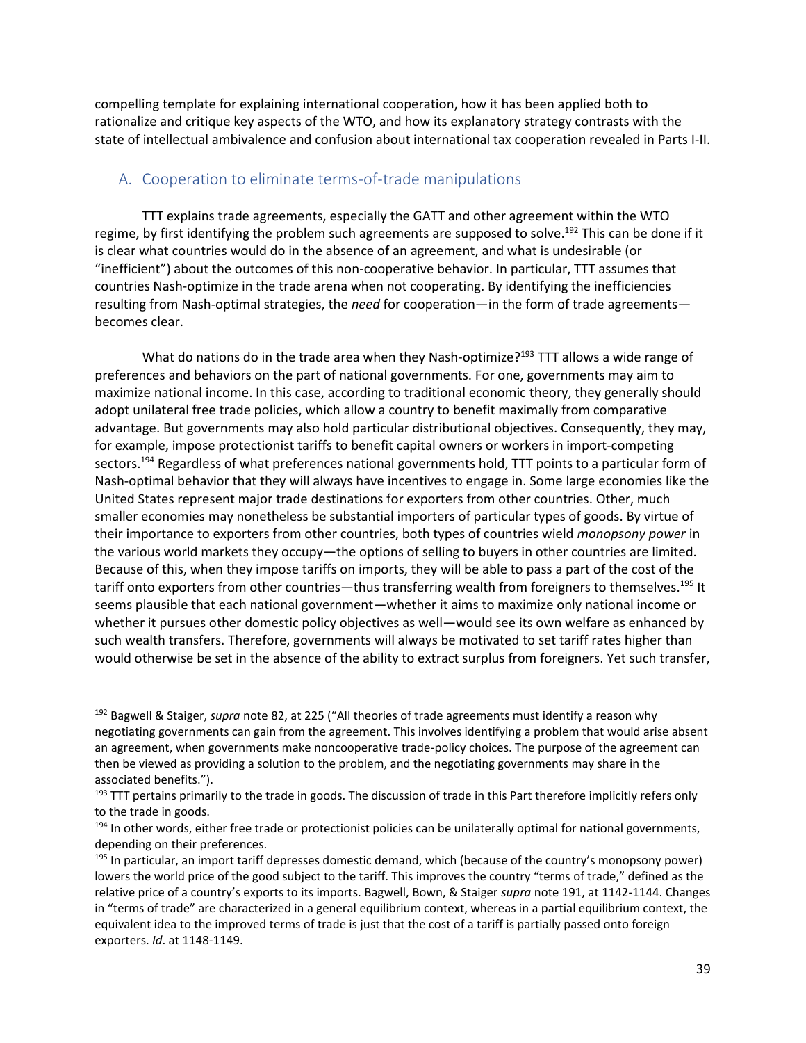compelling template for explaining international cooperation, how it has been applied both to rationalize and critique key aspects of the WTO, and how its explanatory strategy contrasts with the state of intellectual ambivalence and confusion about international tax cooperation revealed in Parts I-II.

## A. Cooperation to eliminate terms-of-trade manipulations

TTT explains trade agreements, especially the GATT and other agreement within the WTO regime, by first identifying the problem such agreements are supposed to solve.[192] This can be done if it is clear what countries would do in the absence of an agreement, and what is undesirable (or "inefficient") about the outcomes of this non-cooperative behavior. In particular, TTT assumes that countries Nash-optimize in the trade arena when not cooperating. By identifying the inefficiencies resulting from Nash-optimal strategies, the *need* for cooperation—in the form of trade agreements—becomes clear.

What do nations do in the trade area when they Nash-optimize?[193] TTT allows a wide range of preferences and behaviors on the part of national governments. For one, governments may aim to maximize national income. In this case, according to traditional economic theory, they generally should adopt unilateral free trade policies, which allow a country to benefit maximally from comparative advantage. But governments may also hold particular distributional objectives. Consequently, they may, for example, impose protectionist tariffs to benefit capital owners or workers in import-competing sectors.[194] Regardless of what preferences national governments hold, TTT points to a particular form of Nash-optimal behavior that they will always have incentives to engage in. Some large economies like the United States represent major trade destinations for exporters from other countries. Other, much smaller economies may nonetheless be substantial importers of particular types of goods. By virtue of their importance to exporters from other countries, both types of countries wield *monopsony power* in the various world markets they occupy—the options of selling to buyers in other countries are limited. Because of this, when they impose tariffs on imports, they will be able to pass a part of the cost of the tariff onto exporters from other countries—thus transferring wealth from foreigners to themselves.[195] It seems plausible that each national government—whether it aims to maximize only national income or whether it pursues other domestic policy objectives as well—would see its own welfare as enhanced by such wealth transfers. Therefore, governments will always be motivated to set tariff rates higher than would otherwise be set in the absence of the ability to extract surplus from foreigners. Yet such transfer,

---

[192] Bagwell & Staiger, *supra* note 82, at 225 ("All theories of trade agreements must identify a reason why negotiating governments can gain from the agreement. This involves identifying a problem that would arise absent an agreement, when governments make noncooperative trade-policy choices. The purpose of the agreement can then be viewed as providing a solution to the problem, and the negotiating governments may share in the associated benefits.").

[193] TTT pertains primarily to the trade in goods. The discussion of trade in this Part therefore implicitly refers only to the trade in goods.

[194] In other words, either free trade or protectionist policies can be unilaterally optimal for national governments, depending on their preferences.

[195] In particular, an import tariff depresses domestic demand, which (because of the country's monopsony power) lowers the world price of the good subject to the tariff. This improves the country "terms of trade," defined as the relative price of a country's exports to its imports. Bagwell, Bown, & Staiger *supra* note 191, at 1142-1144. Changes in "terms of trade" are characterized in a general equilibrium context, whereas in a partial equilibrium context, the equivalent idea to the improved terms of trade is just that the cost of a tariff is partially passed onto foreign exporters. *Id*. at 1148-1149.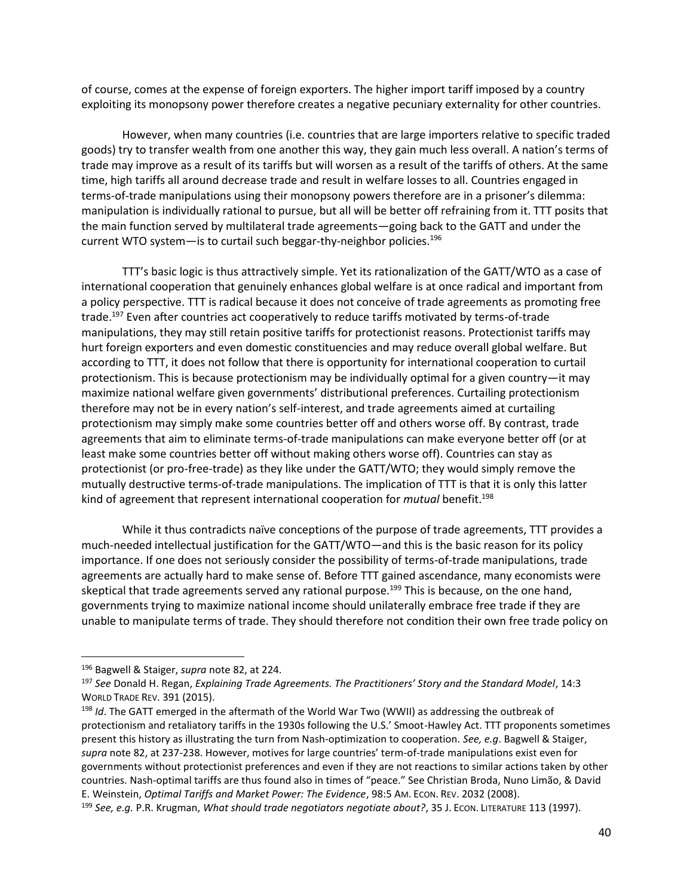of course, comes at the expense of foreign exporters. The higher import tariff imposed by a country exploiting its monopsony power therefore creates a negative pecuniary externality for other countries.

However, when many countries (i.e. countries that are large importers relative to specific traded goods) try to transfer wealth from one another this way, they gain much less overall. A nation's terms of trade may improve as a result of its tariffs but will worsen as a result of the tariffs of others. At the same time, high tariffs all around decrease trade and result in welfare losses to all. Countries engaged in terms-of-trade manipulations using their monopsony powers therefore are in a prisoner's dilemma: manipulation is individually rational to pursue, but all will be better off refraining from it. TTT posits that the main function served by multilateral trade agreements—going back to the GATT and under the current WTO system—is to curtail such beggar-thy-neighbor policies.[196]

TTT's basic logic is thus attractively simple. Yet its rationalization of the GATT/WTO as a case of international cooperation that genuinely enhances global welfare is at once radical and important from a policy perspective. TTT is radical because it does not conceive of trade agreements as promoting free trade.[197] Even after countries act cooperatively to reduce tariffs motivated by terms-of-trade manipulations, they may still retain positive tariffs for protectionist reasons. Protectionist tariffs may hurt foreign exporters and even domestic constituencies and may reduce overall global welfare. But according to TTT, it does not follow that there is opportunity for international cooperation to curtail protectionism. This is because protectionism may be individually optimal for a given country—it may maximize national welfare given governments' distributional preferences. Curtailing protectionism therefore may not be in every nation's self-interest, and trade agreements aimed at curtailing protectionism may simply make some countries better off and others worse off. By contrast, trade agreements that aim to eliminate terms-of-trade manipulations can make everyone better off (or at least make some countries better off without making others worse off). Countries can stay as protectionist (or pro-free-trade) as they like under the GATT/WTO; they would simply remove the mutually destructive terms-of-trade manipulations. The implication of TTT is that it is only this latter kind of agreement that represent international cooperation for *mutual* benefit.[198]

While it thus contradicts naïve conceptions of the purpose of trade agreements, TTT provides a much-needed intellectual justification for the GATT/WTO—and this is the basic reason for its policy importance. If one does not seriously consider the possibility of terms-of-trade manipulations, trade agreements are actually hard to make sense of. Before TTT gained ascendance, many economists were skeptical that trade agreements served any rational purpose.[199] This is because, on the one hand, governments trying to maximize national income should unilaterally embrace free trade if they are unable to manipulate terms of trade. They should therefore not condition their own free trade policy on

---

[196] Bagwell & Staiger, *supra* note 82, at 224.

[197] *See* Donald H. Regan, *Explaining Trade Agreements. The Practitioners' Story and the Standard Model*, 14:3 WORLD TRADE REV. 391 (2015).

[198] *Id*. The GATT emerged in the aftermath of the World War Two (WWII) as addressing the outbreak of protectionism and retaliatory tariffs in the 1930s following the U.S.' Smoot-Hawley Act. TTT proponents sometimes present this history as illustrating the turn from Nash-optimization to cooperation. *See, e.g*. Bagwell & Staiger, *supra* note 82, at 237-238. However, motives for large countries' term-of-trade manipulations exist even for governments without protectionist preferences and even if they are not reactions to similar actions taken by other countries. Nash-optimal tariffs are thus found also in times of "peace." See Christian Broda, Nuno Limão, & David E. Weinstein, *Optimal Tariffs and Market Power: The Evidence*, 98:5 AM. ECON. REV. 2032 (2008).

[199] *See, e.g.* P.R. Krugman, *What should trade negotiators negotiate about?*, 35 J. ECON. LITERATURE 113 (1997).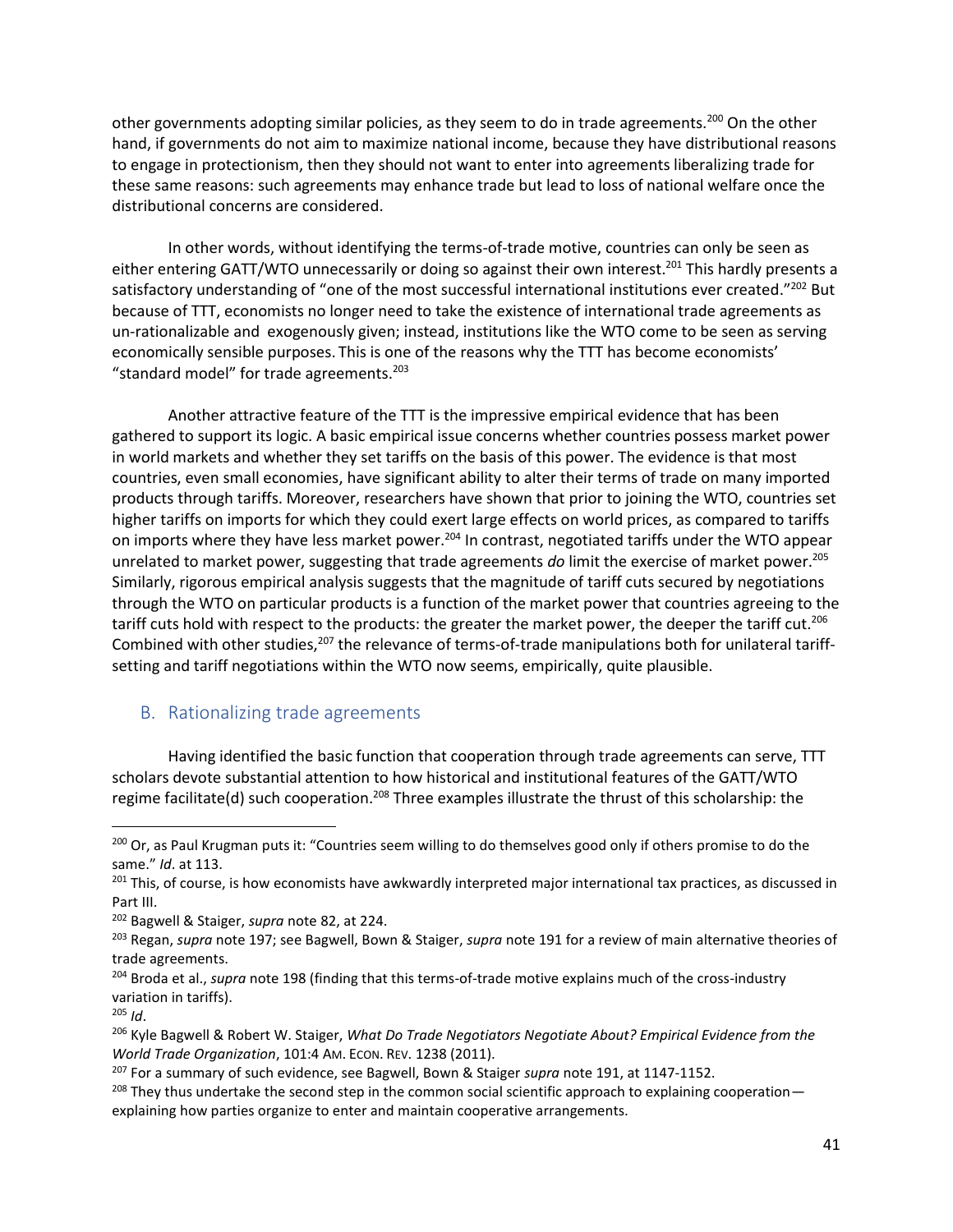other governments adopting similar policies, as they seem to do in trade agreements.[200] On the other hand, if governments do not aim to maximize national income, because they have distributional reasons to engage in protectionism, then they should not want to enter into agreements liberalizing trade for these same reasons: such agreements may enhance trade but lead to loss of national welfare once the distributional concerns are considered.

In other words, without identifying the terms-of-trade motive, countries can only be seen as either entering GATT/WTO unnecessarily or doing so against their own interest.[201] This hardly presents a satisfactory understanding of "one of the most successful international institutions ever created."[202] But because of TTT, economists no longer need to take the existence of international trade agreements as un-rationalizable and exogenously given; instead, institutions like the WTO come to be seen as serving economically sensible purposes. This is one of the reasons why the TTT has become economists' "standard model" for trade agreements.[203]

Another attractive feature of the TTT is the impressive empirical evidence that has been gathered to support its logic. A basic empirical issue concerns whether countries possess market power in world markets and whether they set tariffs on the basis of this power. The evidence is that most countries, even small economies, have significant ability to alter their terms of trade on many imported products through tariffs. Moreover, researchers have shown that prior to joining the WTO, countries set higher tariffs on imports for which they could exert large effects on world prices, as compared to tariffs on imports where they have less market power.[204] In contrast, negotiated tariffs under the WTO appear unrelated to market power, suggesting that trade agreements *do* limit the exercise of market power.[205] Similarly, rigorous empirical analysis suggests that the magnitude of tariff cuts secured by negotiations through the WTO on particular products is a function of the market power that countries agreeing to the tariff cuts hold with respect to the products: the greater the market power, the deeper the tariff cut.[206] Combined with other studies,[207] the relevance of terms-of-trade manipulations both for unilateral tariff-setting and tariff negotiations within the WTO now seems, empirically, quite plausible.

## B. Rationalizing trade agreements

Having identified the basic function that cooperation through trade agreements can serve, TTT scholars devote substantial attention to how historical and institutional features of the GATT/WTO regime facilitate(d) such cooperation.[208] Three examples illustrate the thrust of this scholarship: the

---

[200] Or, as Paul Krugman puts it: "Countries seem willing to do themselves good only if others promise to do the same." *Id*. at 113.

[201] This, of course, is how economists have awkwardly interpreted major international tax practices, as discussed in Part III.

[202] Bagwell & Staiger, *supra* note 82, at 224.

[203] Regan, *supra* note 197; see Bagwell, Bown & Staiger, *supra* note 191 for a review of main alternative theories of trade agreements.

[204] Broda et al., *supra* note 198 (finding that this terms-of-trade motive explains much of the cross-industry variation in tariffs).

[205] *Id*.

[206] Kyle Bagwell & Robert W. Staiger, *What Do Trade Negotiators Negotiate About? Empirical Evidence from the World Trade Organization*, 101:4 AM. ECON. REV. 1238 (2011).

[207] For a summary of such evidence, see Bagwell, Bown & Staiger *supra* note 191, at 1147-1152.

[208] They thus undertake the second step in the common social scientific approach to explaining cooperation—explaining how parties organize to enter and maintain cooperative arrangements.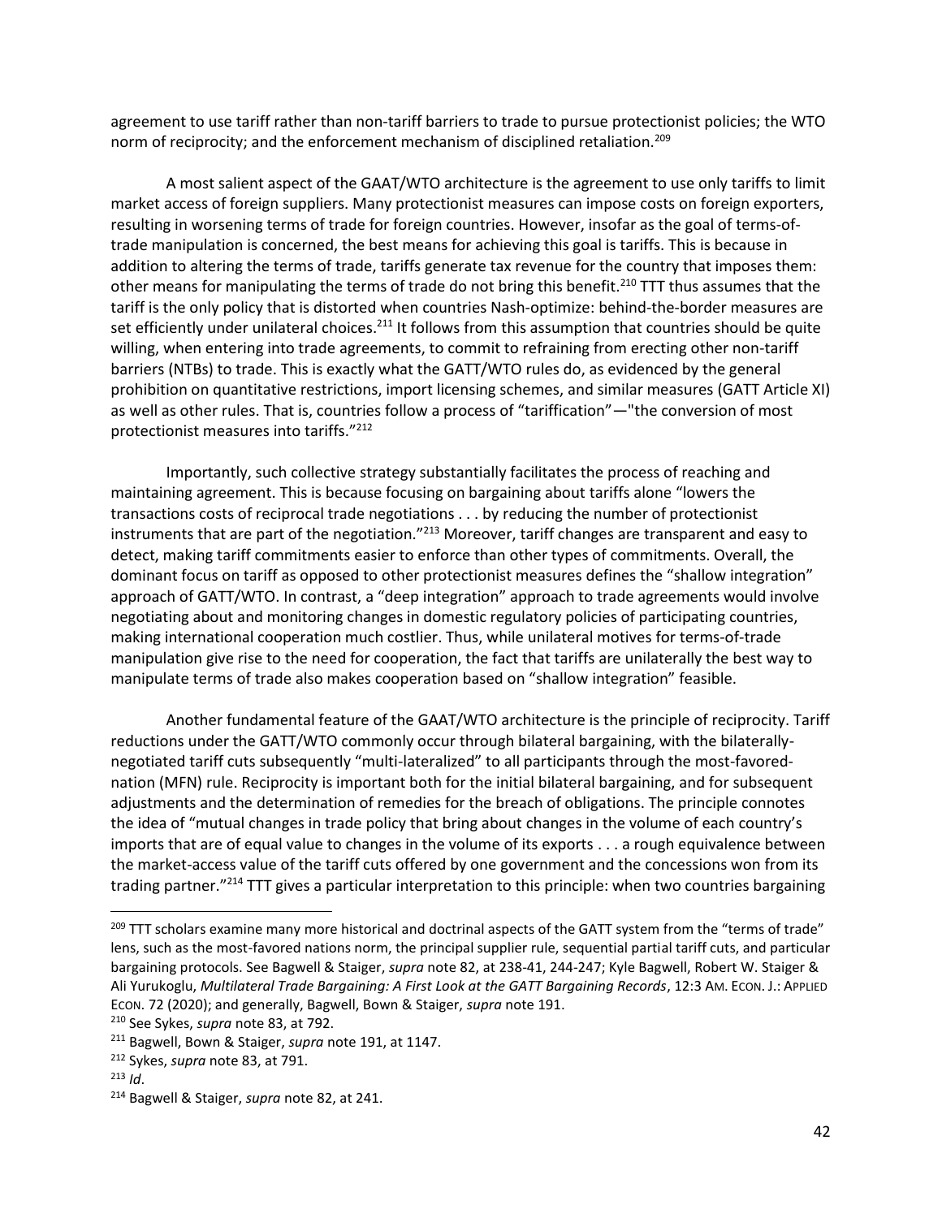agreement to use tariff rather than non-tariff barriers to trade to pursue protectionist policies; the WTO norm of reciprocity; and the enforcement mechanism of disciplined retaliation.[209]

A most salient aspect of the GAAT/WTO architecture is the agreement to use only tariffs to limit market access of foreign suppliers. Many protectionist measures can impose costs on foreign exporters, resulting in worsening terms of trade for foreign countries. However, insofar as the goal of terms-of-trade manipulation is concerned, the best means for achieving this goal is tariffs. This is because in addition to altering the terms of trade, tariffs generate tax revenue for the country that imposes them: other means for manipulating the terms of trade do not bring this benefit.[210] TTT thus assumes that the tariff is the only policy that is distorted when countries Nash-optimize: behind-the-border measures are set efficiently under unilateral choices.[211] It follows from this assumption that countries should be quite willing, when entering into trade agreements, to commit to refraining from erecting other non-tariff barriers (NTBs) to trade. This is exactly what the GATT/WTO rules do, as evidenced by the general prohibition on quantitative restrictions, import licensing schemes, and similar measures (GATT Article XI) as well as other rules. That is, countries follow a process of "tariffication"—"the conversion of most protectionist measures into tariffs."[212]

Importantly, such collective strategy substantially facilitates the process of reaching and maintaining agreement. This is because focusing on bargaining about tariffs alone "lowers the transactions costs of reciprocal trade negotiations . . . by reducing the number of protectionist instruments that are part of the negotiation."[213] Moreover, tariff changes are transparent and easy to detect, making tariff commitments easier to enforce than other types of commitments. Overall, the dominant focus on tariff as opposed to other protectionist measures defines the "shallow integration" approach of GATT/WTO. In contrast, a "deep integration" approach to trade agreements would involve negotiating about and monitoring changes in domestic regulatory policies of participating countries, making international cooperation much costlier. Thus, while unilateral motives for terms-of-trade manipulation give rise to the need for cooperation, the fact that tariffs are unilaterally the best way to manipulate terms of trade also makes cooperation based on "shallow integration" feasible.

Another fundamental feature of the GAAT/WTO architecture is the principle of reciprocity. Tariff reductions under the GATT/WTO commonly occur through bilateral bargaining, with the bilaterally-negotiated tariff cuts subsequently "multi-lateralized" to all participants through the most-favored-nation (MFN) rule. Reciprocity is important both for the initial bilateral bargaining, and for subsequent adjustments and the determination of remedies for the breach of obligations. The principle connotes the idea of "mutual changes in trade policy that bring about changes in the volume of each country's imports that are of equal value to changes in the volume of its exports . . . a rough equivalence between the market-access value of the tariff cuts offered by one government and the concessions won from its trading partner."[214] TTT gives a particular interpretation to this principle: when two countries bargaining

---

[209] TTT scholars examine many more historical and doctrinal aspects of the GATT system from the "terms of trade" lens, such as the most-favored nations norm, the principal supplier rule, sequential partial tariff cuts, and particular bargaining protocols. See Bagwell & Staiger, *supra* note 82, at 238-41, 244-247; Kyle Bagwell, Robert W. Staiger & Ali Yurukoglu, *Multilateral Trade Bargaining: A First Look at the GATT Bargaining Records*, 12:3 AM. ECON. J.: APPLIED ECON. 72 (2020); and generally, Bagwell, Bown & Staiger, *supra* note 191.

[210] See Sykes, *supra* note 83, at 792.

[211] Bagwell, Bown & Staiger, *supra* note 191, at 1147.

[212] Sykes, *supra* note 83, at 791.

[213] *Id*.

[214] Bagwell & Staiger, *supra* note 82, at 241.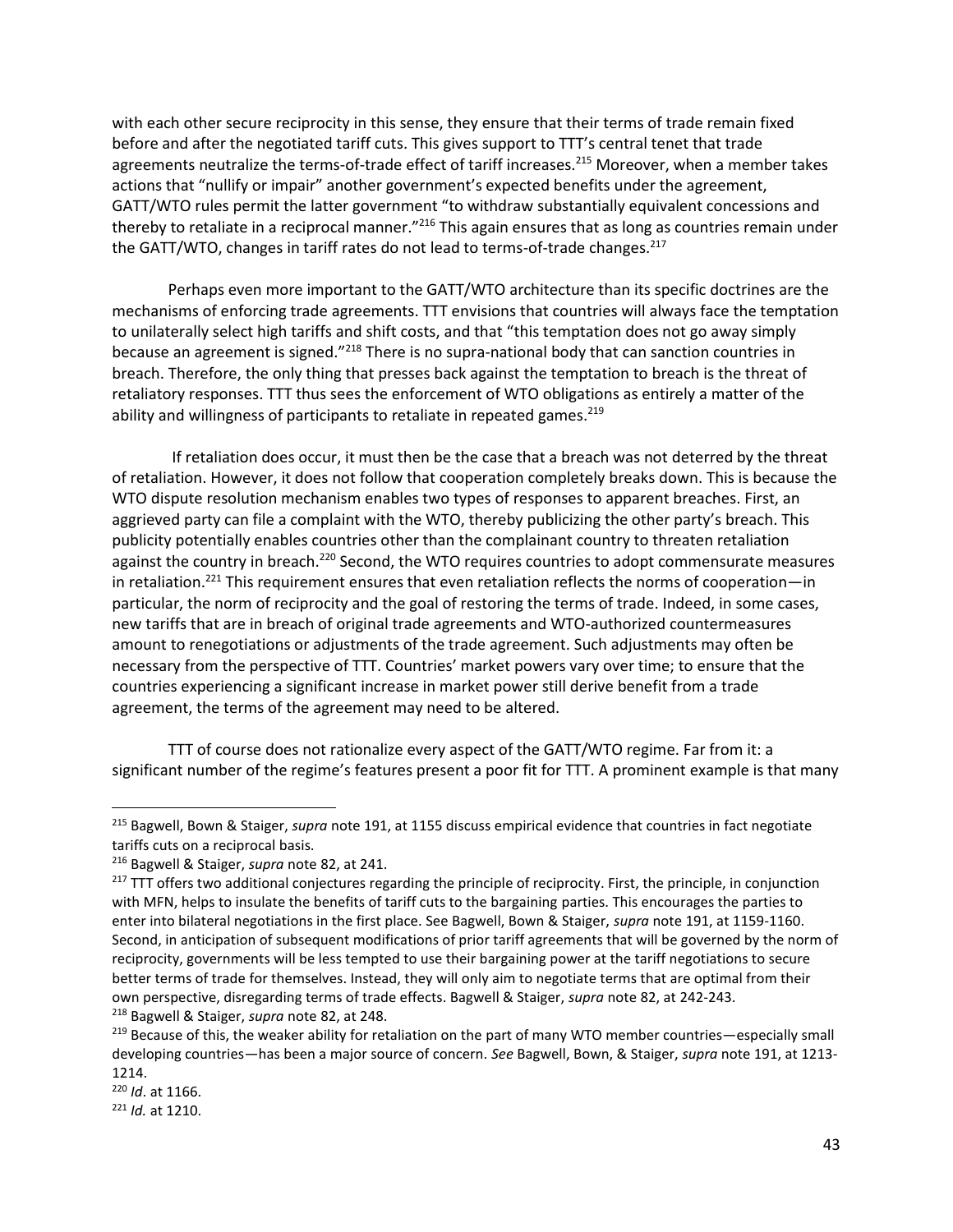with each other secure reciprocity in this sense, they ensure that their terms of trade remain fixed before and after the negotiated tariff cuts. This gives support to TTT's central tenet that trade agreements neutralize the terms-of-trade effect of tariff increases.[215] Moreover, when a member takes actions that "nullify or impair" another government's expected benefits under the agreement, GATT/WTO rules permit the latter government "to withdraw substantially equivalent concessions and thereby to retaliate in a reciprocal manner."[216] This again ensures that as long as countries remain under the GATT/WTO, changes in tariff rates do not lead to terms-of-trade changes.[217]

Perhaps even more important to the GATT/WTO architecture than its specific doctrines are the mechanisms of enforcing trade agreements. TTT envisions that countries will always face the temptation to unilaterally select high tariffs and shift costs, and that "this temptation does not go away simply because an agreement is signed."[218] There is no supra-national body that can sanction countries in breach. Therefore, the only thing that presses back against the temptation to breach is the threat of retaliatory responses. TTT thus sees the enforcement of WTO obligations as entirely a matter of the ability and willingness of participants to retaliate in repeated games.[219]

If retaliation does occur, it must then be the case that a breach was not deterred by the threat of retaliation. However, it does not follow that cooperation completely breaks down. This is because the WTO dispute resolution mechanism enables two types of responses to apparent breaches. First, an aggrieved party can file a complaint with the WTO, thereby publicizing the other party's breach. This publicity potentially enables countries other than the complainant country to threaten retaliation against the country in breach.[220] Second, the WTO requires countries to adopt commensurate measures in retaliation.[221] This requirement ensures that even retaliation reflects the norms of cooperation—in particular, the norm of reciprocity and the goal of restoring the terms of trade. Indeed, in some cases, new tariffs that are in breach of original trade agreements and WTO-authorized countermeasures amount to renegotiations or adjustments of the trade agreement. Such adjustments may often be necessary from the perspective of TTT. Countries' market powers vary over time; to ensure that the countries experiencing a significant increase in market power still derive benefit from a trade agreement, the terms of the agreement may need to be altered.

TTT of course does not rationalize every aspect of the GATT/WTO regime. Far from it: a significant number of the regime's features present a poor fit for TTT. A prominent example is that many

---

[215] Bagwell, Bown & Staiger, *supra* note 191, at 1155 discuss empirical evidence that countries in fact negotiate tariffs cuts on a reciprocal basis.

[216] Bagwell & Staiger, *supra* note 82, at 241.

[217] TTT offers two additional conjectures regarding the principle of reciprocity. First, the principle, in conjunction with MFN, helps to insulate the benefits of tariff cuts to the bargaining parties. This encourages the parties to enter into bilateral negotiations in the first place. See Bagwell, Bown & Staiger, *supra* note 191, at 1159-1160. Second, in anticipation of subsequent modifications of prior tariff agreements that will be governed by the norm of reciprocity, governments will be less tempted to use their bargaining power at the tariff negotiations to secure better terms of trade for themselves. Instead, they will only aim to negotiate terms that are optimal from their own perspective, disregarding terms of trade effects. Bagwell & Staiger, *supra* note 82, at 242-243.

[218] Bagwell & Staiger, *supra* note 82, at 248.

[219] Because of this, the weaker ability for retaliation on the part of many WTO member countries—especially small developing countries—has been a major source of concern. *See* Bagwell, Bown, & Staiger, *supra* note 191, at 1213-1214.

[220] *Id*. at 1166.

[221] *Id.* at 1210.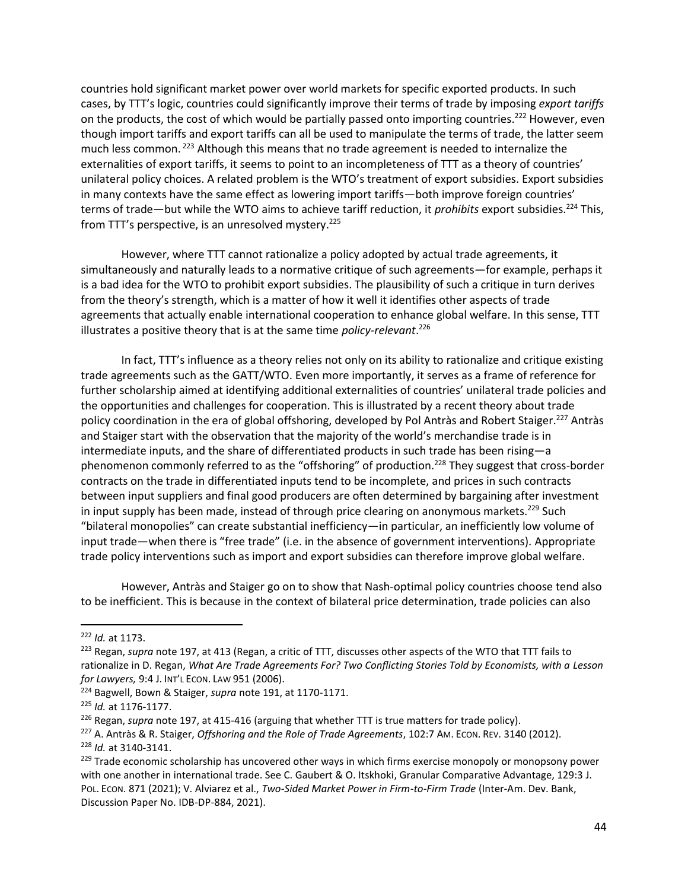countries hold significant market power over world markets for specific exported products. In such cases, by TTT's logic, countries could significantly improve their terms of trade by imposing *export tariffs* on the products, the cost of which would be partially passed onto importing countries.[222] However, even though import tariffs and export tariffs can all be used to manipulate the terms of trade, the latter seem much less common.[223] Although this means that no trade agreement is needed to internalize the externalities of export tariffs, it seems to point to an incompleteness of TTT as a theory of countries' unilateral policy choices. A related problem is the WTO's treatment of export subsidies. Export subsidies in many contexts have the same effect as lowering import tariffs—both improve foreign countries' terms of trade—but while the WTO aims to achieve tariff reduction, it *prohibits* export subsidies.[224] This, from TTT's perspective, is an unresolved mystery.[225]

However, where TTT cannot rationalize a policy adopted by actual trade agreements, it simultaneously and naturally leads to a normative critique of such agreements—for example, perhaps it is a bad idea for the WTO to prohibit export subsidies. The plausibility of such a critique in turn derives from the theory's strength, which is a matter of how it well it identifies other aspects of trade agreements that actually enable international cooperation to enhance global welfare. In this sense, TTT illustrates a positive theory that is at the same time *policy-relevant*.[226]

In fact, TTT's influence as a theory relies not only on its ability to rationalize and critique existing trade agreements such as the GATT/WTO. Even more importantly, it serves as a frame of reference for further scholarship aimed at identifying additional externalities of countries' unilateral trade policies and the opportunities and challenges for cooperation. This is illustrated by a recent theory about trade policy coordination in the era of global offshoring, developed by Pol Antràs and Robert Staiger.[227] Antràs and Staiger start with the observation that the majority of the world's merchandise trade is in intermediate inputs, and the share of differentiated products in such trade has been rising—a phenomenon commonly referred to as the "offshoring" of production.[228] They suggest that cross-border contracts on the trade in differentiated inputs tend to be incomplete, and prices in such contracts between input suppliers and final good producers are often determined by bargaining after investment in input supply has been made, instead of through price clearing on anonymous markets.[229] Such "bilateral monopolies" can create substantial inefficiency—in particular, an inefficiently low volume of input trade—when there is "free trade" (i.e. in the absence of government interventions). Appropriate trade policy interventions such as import and export subsidies can therefore improve global welfare.

However, Antràs and Staiger go on to show that Nash-optimal policy countries choose tend also to be inefficient. This is because in the context of bilateral price determination, trade policies can also

---

[222] *Id.* at 1173.

[223] Regan, *supra* note 197, at 413 (Regan, a critic of TTT, discusses other aspects of the WTO that TTT fails to rationalize in D. Regan, *What Are Trade Agreements For? Two Conflicting Stories Told by Economists, with a Lesson for Lawyers,* 9:4 J. INT'L ECON. LAW 951 (2006).

[224] Bagwell, Bown & Staiger, *supra* note 191, at 1170-1171.

[225] *Id.* at 1176-1177.

[226] Regan, *supra* note 197, at 415-416 (arguing that whether TTT is true matters for trade policy).

[227] A. Antràs & R. Staiger, *Offshoring and the Role of Trade Agreements*, 102:7 AM. ECON. REV. 3140 (2012).

[228] *Id.* at 3140-3141.

[229] Trade economic scholarship has uncovered other ways in which firms exercise monopoly or monopsony power with one another in international trade. See C. Gaubert & O. Itskhoki, Granular Comparative Advantage, 129:3 J. POL. ECON. 871 (2021); V. Alviarez et al., *Two-Sided Market Power in Firm-to-Firm Trade* (Inter-Am. Dev. Bank, Discussion Paper No. IDB-DP-884, 2021).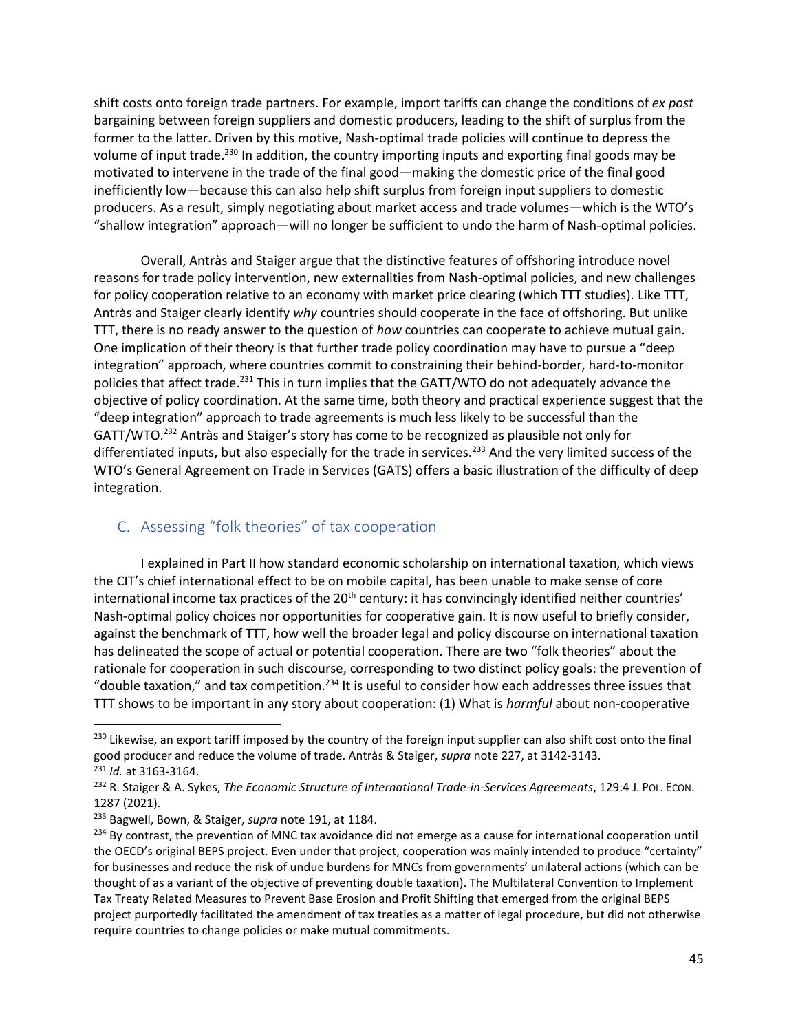shift costs onto foreign trade partners. For example, import tariffs can change the conditions of *ex post* bargaining between foreign suppliers and domestic producers, leading to the shift of surplus from the former to the latter. Driven by this motive, Nash-optimal trade policies will continue to depress the volume of input trade.[230] In addition, the country importing inputs and exporting final goods may be motivated to intervene in the trade of the final good—making the domestic price of the final good inefficiently low—because this can also help shift surplus from foreign input suppliers to domestic producers. As a result, simply negotiating about market access and trade volumes—which is the WTO's "shallow integration" approach—will no longer be sufficient to undo the harm of Nash-optimal policies.

Overall, Antràs and Staiger argue that the distinctive features of offshoring introduce novel reasons for trade policy intervention, new externalities from Nash-optimal policies, and new challenges for policy cooperation relative to an economy with market price clearing (which TTT studies). Like TTT, Antràs and Staiger clearly identify *why* countries should cooperate in the face of offshoring. But unlike TTT, there is no ready answer to the question of *how* countries can cooperate to achieve mutual gain. One implication of their theory is that further trade policy coordination may have to pursue a "deep integration" approach, where countries commit to constraining their behind-border, hard-to-monitor policies that affect trade.[231] This in turn implies that the GATT/WTO do not adequately advance the objective of policy coordination. At the same time, both theory and practical experience suggest that the "deep integration" approach to trade agreements is much less likely to be successful than the GATT/WTO.[232] Antràs and Staiger's story has come to be recognized as plausible not only for differentiated inputs, but also especially for the trade in services.[233] And the very limited success of the WTO's General Agreement on Trade in Services (GATS) offers a basic illustration of the difficulty of deep integration.

## C. Assessing "folk theories" of tax cooperation

I explained in Part II how standard economic scholarship on international taxation, which views the CIT's chief international effect to be on mobile capital, has been unable to make sense of core international income tax practices of the 20th century: it has convincingly identified neither countries' Nash-optimal policy choices nor opportunities for cooperative gain. It is now useful to briefly consider, against the benchmark of TTT, how well the broader legal and policy discourse on international taxation has delineated the scope of actual or potential cooperation. There are two "folk theories" about the rationale for cooperation in such discourse, corresponding to two distinct policy goals: the prevention of "double taxation," and tax competition.[234] It is useful to consider how each addresses three issues that TTT shows to be important in any story about cooperation: (1) What is *harmful* about non-cooperative

---

[230] Likewise, an export tariff imposed by the country of the foreign input supplier can also shift cost onto the final good producer and reduce the volume of trade. Antràs & Staiger, *supra* note 227, at 3142-3143.

[231] *Id.* at 3163-3164.

[232] R. Staiger & A. Sykes, *The Economic Structure of International Trade-in-Services Agreements*, 129:4 J. POL. ECON. 1287 (2021).

[233] Bagwell, Bown, & Staiger, *supra* note 191, at 1184.

[234] By contrast, the prevention of MNC tax avoidance did not emerge as a cause for international cooperation until the OECD's original BEPS project. Even under that project, cooperation was mainly intended to produce "certainty" for businesses and reduce the risk of undue burdens for MNCs from governments' unilateral actions (which can be thought of as a variant of the objective of preventing double taxation). The Multilateral Convention to Implement Tax Treaty Related Measures to Prevent Base Erosion and Profit Shifting that emerged from the original BEPS project purportedly facilitated the amendment of tax treaties as a matter of legal procedure, but did not otherwise require countries to change policies or make mutual commitments.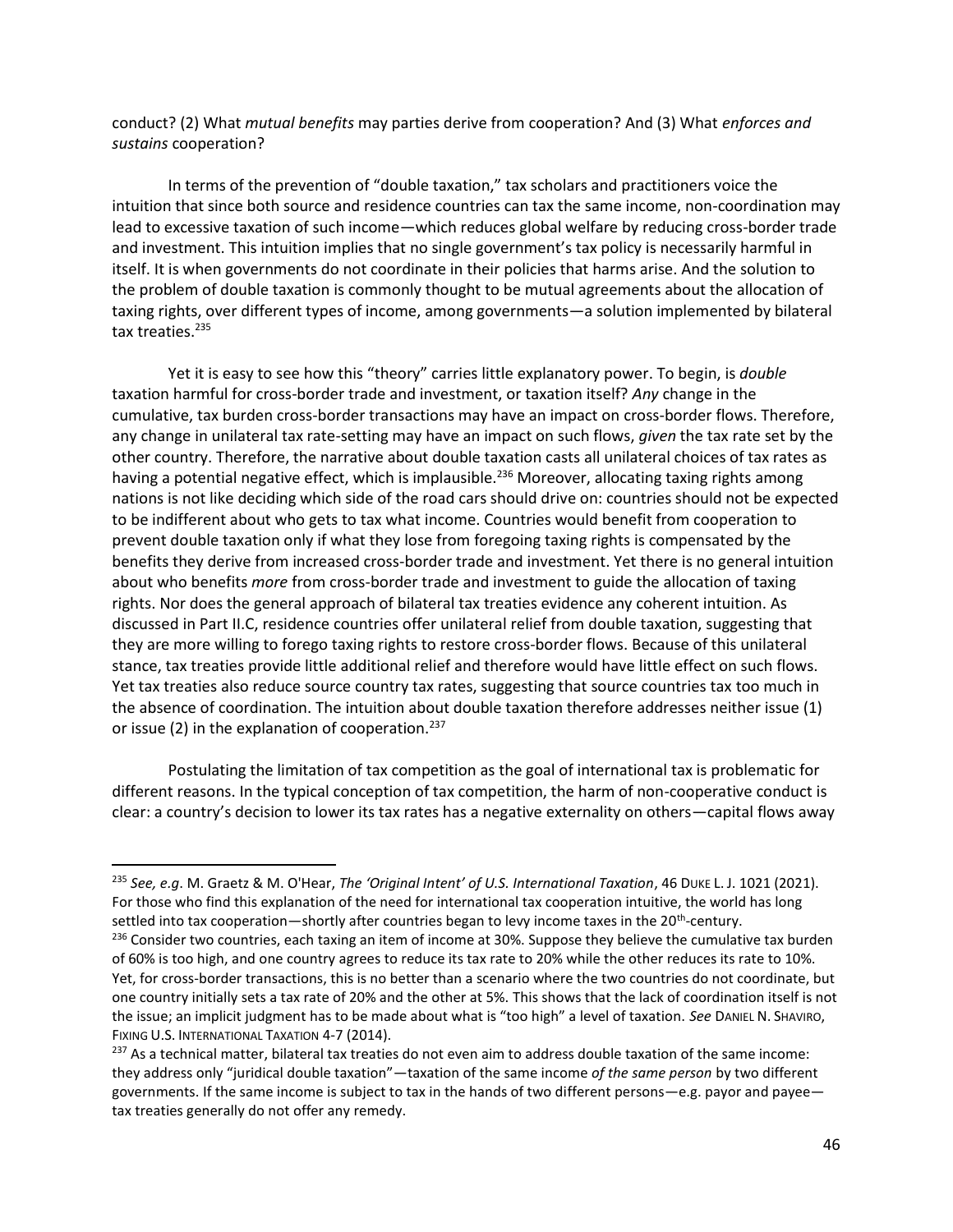conduct? (2) What *mutual benefits* may parties derive from cooperation? And (3) What *enforces and sustains* cooperation?

In terms of the prevention of "double taxation," tax scholars and practitioners voice the intuition that since both source and residence countries can tax the same income, non-coordination may lead to excessive taxation of such income—which reduces global welfare by reducing cross-border trade and investment. This intuition implies that no single government's tax policy is necessarily harmful in itself. It is when governments do not coordinate in their policies that harms arise. And the solution to the problem of double taxation is commonly thought to be mutual agreements about the allocation of taxing rights, over different types of income, among governments—a solution implemented by bilateral tax treaties.[235]

Yet it is easy to see how this "theory" carries little explanatory power. To begin, is *double* taxation harmful for cross-border trade and investment, or taxation itself? *Any* change in the cumulative, tax burden cross-border transactions may have an impact on cross-border flows. Therefore, any change in unilateral tax rate-setting may have an impact on such flows, *given* the tax rate set by the other country. Therefore, the narrative about double taxation casts all unilateral choices of tax rates as having a potential negative effect, which is implausible.[236] Moreover, allocating taxing rights among nations is not like deciding which side of the road cars should drive on: countries should not be expected to be indifferent about who gets to tax what income. Countries would benefit from cooperation to prevent double taxation only if what they lose from foregoing taxing rights is compensated by the benefits they derive from increased cross-border trade and investment. Yet there is no general intuition about who benefits *more* from cross-border trade and investment to guide the allocation of taxing rights. Nor does the general approach of bilateral tax treaties evidence any coherent intuition. As discussed in Part II.C, residence countries offer unilateral relief from double taxation, suggesting that they are more willing to forego taxing rights to restore cross-border flows. Because of this unilateral stance, tax treaties provide little additional relief and therefore would have little effect on such flows. Yet tax treaties also reduce source country tax rates, suggesting that source countries tax too much in the absence of coordination. The intuition about double taxation therefore addresses neither issue (1) or issue (2) in the explanation of cooperation.[237]

Postulating the limitation of tax competition as the goal of international tax is problematic for different reasons. In the typical conception of tax competition, the harm of non-cooperative conduct is clear: a country's decision to lower its tax rates has a negative externality on others—capital flows away

---

[235] *See, e.g*. M. Graetz & M. O'Hear, *The 'Original Intent' of U.S. International Taxation*, 46 DUKE L. J. 1021 (2021). For those who find this explanation of the need for international tax cooperation intuitive, the world has long settled into tax cooperation—shortly after countries began to levy income taxes in the 20th-century.

[236] Consider two countries, each taxing an item of income at 30%. Suppose they believe the cumulative tax burden of 60% is too high, and one country agrees to reduce its tax rate to 20% while the other reduces its rate to 10%. Yet, for cross-border transactions, this is no better than a scenario where the two countries do not coordinate, but one country initially sets a tax rate of 20% and the other at 5%. This shows that the lack of coordination itself is not the issue; an implicit judgment has to be made about what is "too high" a level of taxation. *See* DANIEL N. SHAVIRO, FIXING U.S. INTERNATIONAL TAXATION 4-7 (2014).

[237] As a technical matter, bilateral tax treaties do not even aim to address double taxation of the same income: they address only "juridical double taxation"—taxation of the same income *of the same person* by two different governments. If the same income is subject to tax in the hands of two different persons—e.g. payor and payee—tax treaties generally do not offer any remedy.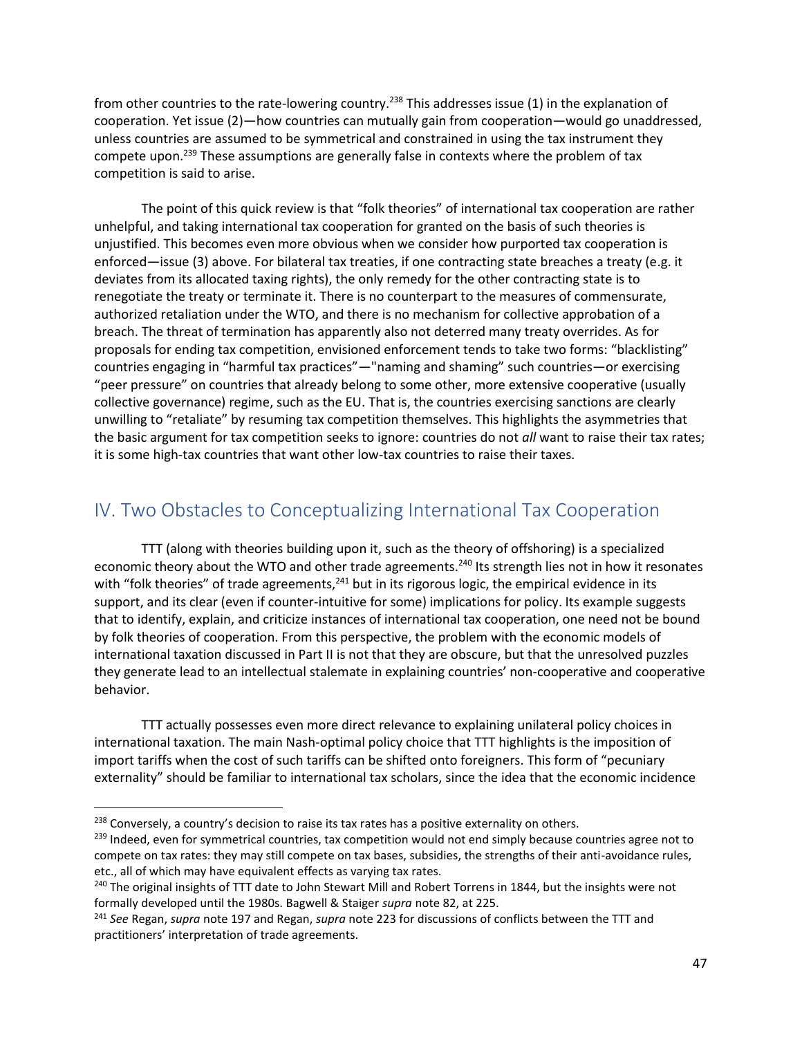from other countries to the rate-lowering country.[238] This addresses issue (1) in the explanation of cooperation. Yet issue (2)—how countries can mutually gain from cooperation—would go unaddressed, unless countries are assumed to be symmetrical and constrained in using the tax instrument they compete upon.[239] These assumptions are generally false in contexts where the problem of tax competition is said to arise.

The point of this quick review is that "folk theories" of international tax cooperation are rather unhelpful, and taking international tax cooperation for granted on the basis of such theories is unjustified. This becomes even more obvious when we consider how purported tax cooperation is enforced—issue (3) above. For bilateral tax treaties, if one contracting state breaches a treaty (e.g. it deviates from its allocated taxing rights), the only remedy for the other contracting state is to renegotiate the treaty or terminate it. There is no counterpart to the measures of commensurate, authorized retaliation under the WTO, and there is no mechanism for collective approbation of a breach. The threat of termination has apparently also not deterred many treaty overrides. As for proposals for ending tax competition, envisioned enforcement tends to take two forms: "blacklisting" countries engaging in "harmful tax practices"—"naming and shaming" such countries—or exercising "peer pressure" on countries that already belong to some other, more extensive cooperative (usually collective governance) regime, such as the EU. That is, the countries exercising sanctions are clearly unwilling to "retaliate" by resuming tax competition themselves. This highlights the asymmetries that the basic argument for tax competition seeks to ignore: countries do not *all* want to raise their tax rates; it is some high-tax countries that want other low-tax countries to raise their taxes.

## IV. Two Obstacles to Conceptualizing International Tax Cooperation

TTT (along with theories building upon it, such as the theory of offshoring) is a specialized economic theory about the WTO and other trade agreements.[240] Its strength lies not in how it resonates with "folk theories" of trade agreements,[241] but in its rigorous logic, the empirical evidence in its support, and its clear (even if counter-intuitive for some) implications for policy. Its example suggests that to identify, explain, and criticize instances of international tax cooperation, one need not be bound by folk theories of cooperation. From this perspective, the problem with the economic models of international taxation discussed in Part II is not that they are obscure, but that the unresolved puzzles they generate lead to an intellectual stalemate in explaining countries' non-cooperative and cooperative behavior.

TTT actually possesses even more direct relevance to explaining unilateral policy choices in international taxation. The main Nash-optimal policy choice that TTT highlights is the imposition of import tariffs when the cost of such tariffs can be shifted onto foreigners. This form of "pecuniary externality" should be familiar to international tax scholars, since the idea that the economic incidence

---

[238] Conversely, a country's decision to raise its tax rates has a positive externality on others.

[239] Indeed, even for symmetrical countries, tax competition would not end simply because countries agree not to compete on tax rates: they may still compete on tax bases, subsidies, the strengths of their anti-avoidance rules, etc., all of which may have equivalent effects as varying tax rates.

[240] The original insights of TTT date to John Stewart Mill and Robert Torrens in 1844, but the insights were not formally developed until the 1980s. Bagwell & Staiger *supra* note 82, at 225.

[241] *See* Regan, *supra* note 197 and Regan, *supra* note 223 for discussions of conflicts between the TTT and practitioners' interpretation of trade agreements.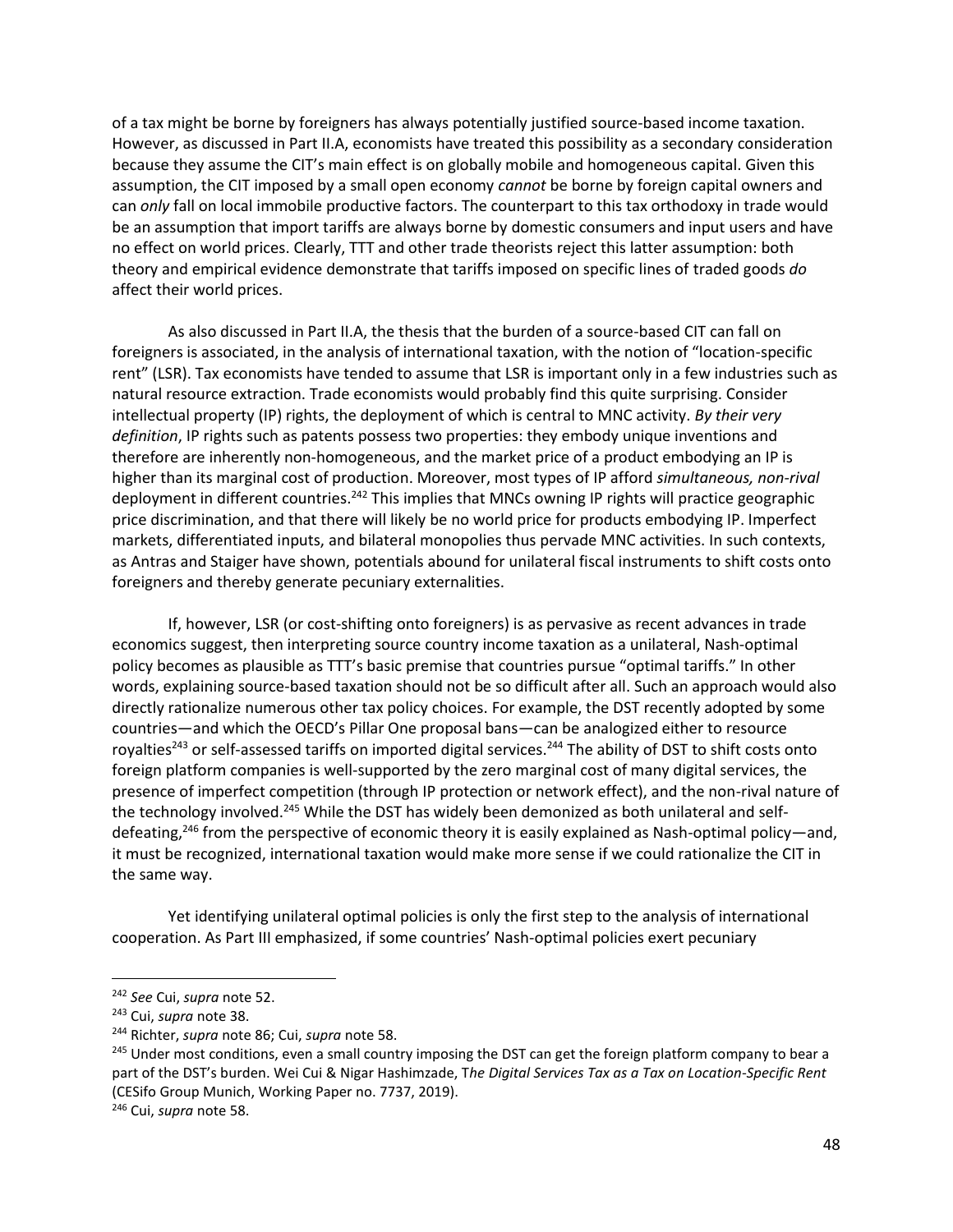of a tax might be borne by foreigners has always potentially justified source-based income taxation. However, as discussed in Part II.A, economists have treated this possibility as a secondary consideration because they assume the CIT's main effect is on globally mobile and homogeneous capital. Given this assumption, the CIT imposed by a small open economy *cannot* be borne by foreign capital owners and can *only* fall on local immobile productive factors. The counterpart to this tax orthodoxy in trade would be an assumption that import tariffs are always borne by domestic consumers and input users and have no effect on world prices. Clearly, TTT and other trade theorists reject this latter assumption: both theory and empirical evidence demonstrate that tariffs imposed on specific lines of traded goods *do* affect their world prices.

As also discussed in Part II.A, the thesis that the burden of a source-based CIT can fall on foreigners is associated, in the analysis of international taxation, with the notion of "location-specific rent" (LSR). Tax economists have tended to assume that LSR is important only in a few industries such as natural resource extraction. Trade economists would probably find this quite surprising. Consider intellectual property (IP) rights, the deployment of which is central to MNC activity. *By their very definition*, IP rights such as patents possess two properties: they embody unique inventions and therefore are inherently non-homogeneous, and the market price of a product embodying an IP is higher than its marginal cost of production. Moreover, most types of IP afford *simultaneous, non-rival* deployment in different countries.[242] This implies that MNCs owning IP rights will practice geographic price discrimination, and that there will likely be no world price for products embodying IP. Imperfect markets, differentiated inputs, and bilateral monopolies thus pervade MNC activities. In such contexts, as Antras and Staiger have shown, potentials abound for unilateral fiscal instruments to shift costs onto foreigners and thereby generate pecuniary externalities.

If, however, LSR (or cost-shifting onto foreigners) is as pervasive as recent advances in trade economics suggest, then interpreting source country income taxation as a unilateral, Nash-optimal policy becomes as plausible as TTT's basic premise that countries pursue "optimal tariffs." In other words, explaining source-based taxation should not be so difficult after all. Such an approach would also directly rationalize numerous other tax policy choices. For example, the DST recently adopted by some countries—and which the OECD's Pillar One proposal bans—can be analogized either to resource royalties[243] or self-assessed tariffs on imported digital services.[244] The ability of DST to shift costs onto foreign platform companies is well-supported by the zero marginal cost of many digital services, the presence of imperfect competition (through IP protection or network effect), and the non-rival nature of the technology involved.[245] While the DST has widely been demonized as both unilateral and self-defeating,[246] from the perspective of economic theory it is easily explained as Nash-optimal policy—and, it must be recognized, international taxation would make more sense if we could rationalize the CIT in the same way.

Yet identifying unilateral optimal policies is only the first step to the analysis of international cooperation. As Part III emphasized, if some countries' Nash-optimal policies exert pecuniary

---

[242] *See* Cui, *supra* note 52.

[243] Cui, *supra* note 38.

[244] Richter, *supra* note 86; Cui, *supra* note 58.

[245] Under most conditions, even a small country imposing the DST can get the foreign platform company to bear a part of the DST's burden. Wei Cui & Nigar Hashimzade, *The Digital Services Tax as a Tax on Location-Specific Rent* (CESifo Group Munich, Working Paper no. 7737, 2019).

[246] Cui, *supra* note 58.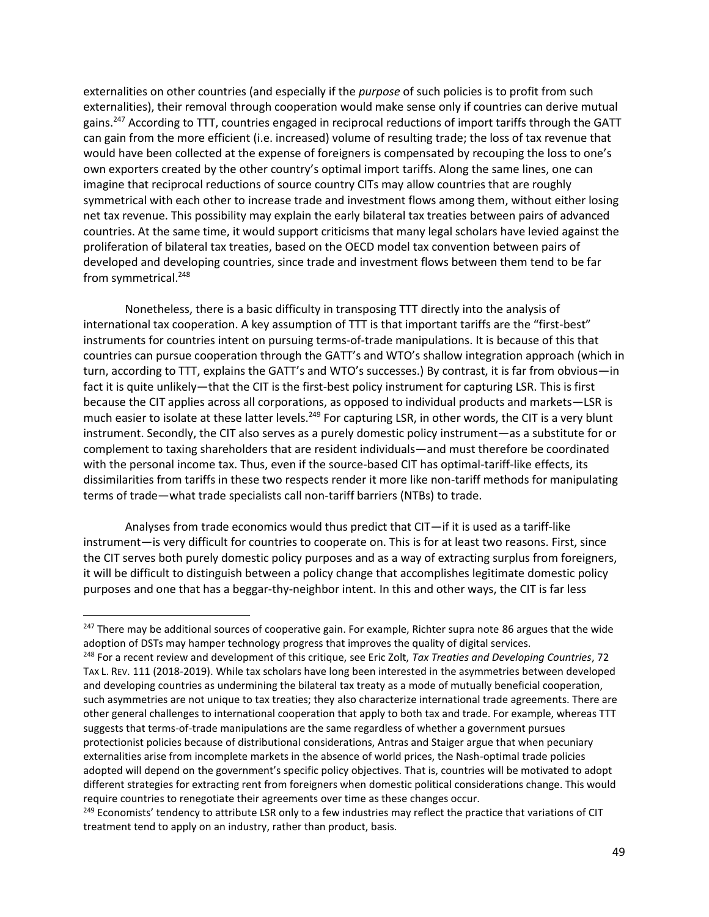externalities on other countries (and especially if the *purpose* of such policies is to profit from such externalities), their removal through cooperation would make sense only if countries can derive mutual gains.[247] According to TTT, countries engaged in reciprocal reductions of import tariffs through the GATT can gain from the more efficient (i.e. increased) volume of resulting trade; the loss of tax revenue that would have been collected at the expense of foreigners is compensated by recouping the loss to one's own exporters created by the other country's optimal import tariffs. Along the same lines, one can imagine that reciprocal reductions of source country CITs may allow countries that are roughly symmetrical with each other to increase trade and investment flows among them, without either losing net tax revenue. This possibility may explain the early bilateral tax treaties between pairs of advanced countries. At the same time, it would support criticisms that many legal scholars have levied against the proliferation of bilateral tax treaties, based on the OECD model tax convention between pairs of developed and developing countries, since trade and investment flows between them tend to be far from symmetrical.[248]

Nonetheless, there is a basic difficulty in transposing TTT directly into the analysis of international tax cooperation. A key assumption of TTT is that important tariffs are the "first-best" instruments for countries intent on pursuing terms-of-trade manipulations. It is because of this that countries can pursue cooperation through the GATT's and WTO's shallow integration approach (which in turn, according to TTT, explains the GATT's and WTO's successes.) By contrast, it is far from obvious—in fact it is quite unlikely—that the CIT is the first-best policy instrument for capturing LSR. This is first because the CIT applies across all corporations, as opposed to individual products and markets—LSR is much easier to isolate at these latter levels.[249] For capturing LSR, in other words, the CIT is a very blunt instrument. Secondly, the CIT also serves as a purely domestic policy instrument—as a substitute for or complement to taxing shareholders that are resident individuals—and must therefore be coordinated with the personal income tax. Thus, even if the source-based CIT has optimal-tariff-like effects, its dissimilarities from tariffs in these two respects render it more like non-tariff methods for manipulating terms of trade—what trade specialists call non-tariff barriers (NTBs) to trade.

Analyses from trade economics would thus predict that CIT—if it is used as a tariff-like instrument—is very difficult for countries to cooperate on. This is for at least two reasons. First, since the CIT serves both purely domestic policy purposes and as a way of extracting surplus from foreigners, it will be difficult to distinguish between a policy change that accomplishes legitimate domestic policy purposes and one that has a beggar-thy-neighbor intent. In this and other ways, the CIT is far less

---

[247] There may be additional sources of cooperative gain. For example, Richter supra note 86 argues that the wide adoption of DSTs may hamper technology progress that improves the quality of digital services.

[248] For a recent review and development of this critique, see Eric Zolt, *Tax Treaties and Developing Countries*, 72 TAX L. REV. 111 (2018-2019). While tax scholars have long been interested in the asymmetries between developed and developing countries as undermining the bilateral tax treaty as a mode of mutually beneficial cooperation, such asymmetries are not unique to tax treaties; they also characterize international trade agreements. There are other general challenges to international cooperation that apply to both tax and trade. For example, whereas TTT suggests that terms-of-trade manipulations are the same regardless of whether a government pursues protectionist policies because of distributional considerations, Antras and Staiger argue that when pecuniary externalities arise from incomplete markets in the absence of world prices, the Nash-optimal trade policies adopted will depend on the government's specific policy objectives. That is, countries will be motivated to adopt different strategies for extracting rent from foreigners when domestic political considerations change. This would require countries to renegotiate their agreements over time as these changes occur.

[249] Economists' tendency to attribute LSR only to a few industries may reflect the practice that variations of CIT treatment tend to apply on an industry, rather than product, basis.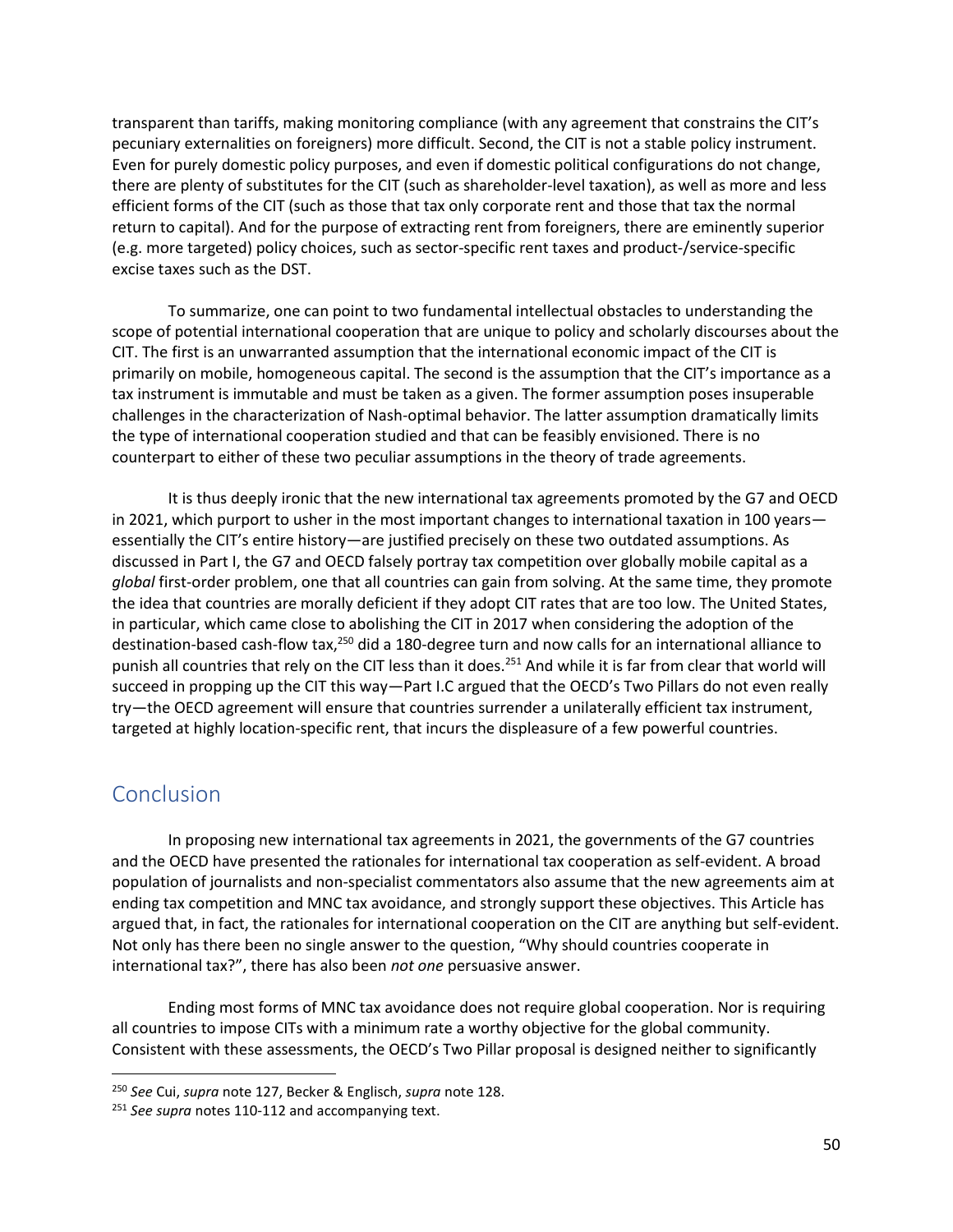transparent than tariffs, making monitoring compliance (with any agreement that constrains the CIT's pecuniary externalities on foreigners) more difficult. Second, the CIT is not a stable policy instrument. Even for purely domestic policy purposes, and even if domestic political configurations do not change, there are plenty of substitutes for the CIT (such as shareholder-level taxation), as well as more and less efficient forms of the CIT (such as those that tax only corporate rent and those that tax the normal return to capital). And for the purpose of extracting rent from foreigners, there are eminently superior (e.g. more targeted) policy choices, such as sector-specific rent taxes and product-/service-specific excise taxes such as the DST.

To summarize, one can point to two fundamental intellectual obstacles to understanding the scope of potential international cooperation that are unique to policy and scholarly discourses about the CIT. The first is an unwarranted assumption that the international economic impact of the CIT is primarily on mobile, homogeneous capital. The second is the assumption that the CIT's importance as a tax instrument is immutable and must be taken as a given. The former assumption poses insuperable challenges in the characterization of Nash-optimal behavior. The latter assumption dramatically limits the type of international cooperation studied and that can be feasibly envisioned. There is no counterpart to either of these two peculiar assumptions in the theory of trade agreements.

It is thus deeply ironic that the new international tax agreements promoted by the G7 and OECD in 2021, which purport to usher in the most important changes to international taxation in 100 years—essentially the CIT's entire history—are justified precisely on these two outdated assumptions. As discussed in Part I, the G7 and OECD falsely portray tax competition over globally mobile capital as a *global* first-order problem, one that all countries can gain from solving. At the same time, they promote the idea that countries are morally deficient if they adopt CIT rates that are too low. The United States, in particular, which came close to abolishing the CIT in 2017 when considering the adoption of the destination-based cash-flow tax,[250] did a 180-degree turn and now calls for an international alliance to punish all countries that rely on the CIT less than it does.[251] And while it is far from clear that world will succeed in propping up the CIT this way—Part I.C argued that the OECD's Two Pillars do not even really try—the OECD agreement will ensure that countries surrender a unilaterally efficient tax instrument, targeted at highly location-specific rent, that incurs the displeasure of a few powerful countries.

## Conclusion

In proposing new international tax agreements in 2021, the governments of the G7 countries and the OECD have presented the rationales for international tax cooperation as self-evident. A broad population of journalists and non-specialist commentators also assume that the new agreements aim at ending tax competition and MNC tax avoidance, and strongly support these objectives. This Article has argued that, in fact, the rationales for international cooperation on the CIT are anything but self-evident. Not only has there been no single answer to the question, "Why should countries cooperate in international tax?", there has also been *not one* persuasive answer.

Ending most forms of MNC tax avoidance does not require global cooperation. Nor is requiring all countries to impose CITs with a minimum rate a worthy objective for the global community. Consistent with these assessments, the OECD's Two Pillar proposal is designed neither to significantly

[250] *See* Cui, *supra* note 127, Becker & Englisch, *supra* note 128.

[251] *See supra* notes 110-112 and accompanying text.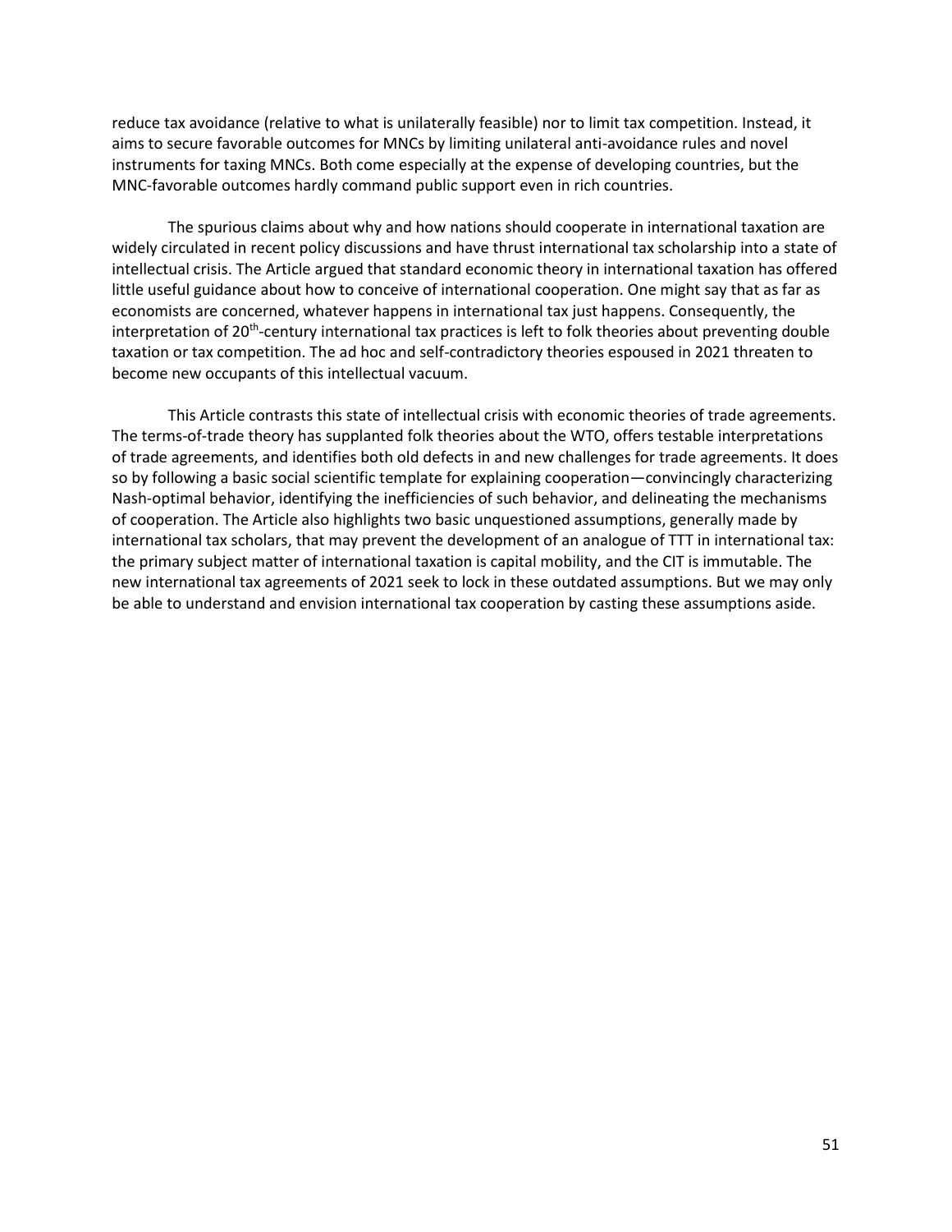reduce tax avoidance (relative to what is unilaterally feasible) nor to limit tax competition. Instead, it aims to secure favorable outcomes for MNCs by limiting unilateral anti-avoidance rules and novel instruments for taxing MNCs. Both come especially at the expense of developing countries, but the MNC-favorable outcomes hardly command public support even in rich countries.

The spurious claims about why and how nations should cooperate in international taxation are widely circulated in recent policy discussions and have thrust international tax scholarship into a state of intellectual crisis. The Article argued that standard economic theory in international taxation has offered little useful guidance about how to conceive of international cooperation. One might say that as far as economists are concerned, whatever happens in international tax just happens. Consequently, the interpretation of 20th-century international tax practices is left to folk theories about preventing double taxation or tax competition. The ad hoc and self-contradictory theories espoused in 2021 threaten to become new occupants of this intellectual vacuum.

This Article contrasts this state of intellectual crisis with economic theories of trade agreements. The terms-of-trade theory has supplanted folk theories about the WTO, offers testable interpretations of trade agreements, and identifies both old defects in and new challenges for trade agreements. It does so by following a basic social scientific template for explaining cooperation—convincingly characterizing Nash-optimal behavior, identifying the inefficiencies of such behavior, and delineating the mechanisms of cooperation. The Article also highlights two basic unquestioned assumptions, generally made by international tax scholars, that may prevent the development of an analogue of TTT in international tax: the primary subject matter of international taxation is capital mobility, and the CIT is immutable. The new international tax agreements of 2021 seek to lock in these outdated assumptions. But we may only be able to understand and envision international tax cooperation by casting these assumptions aside.